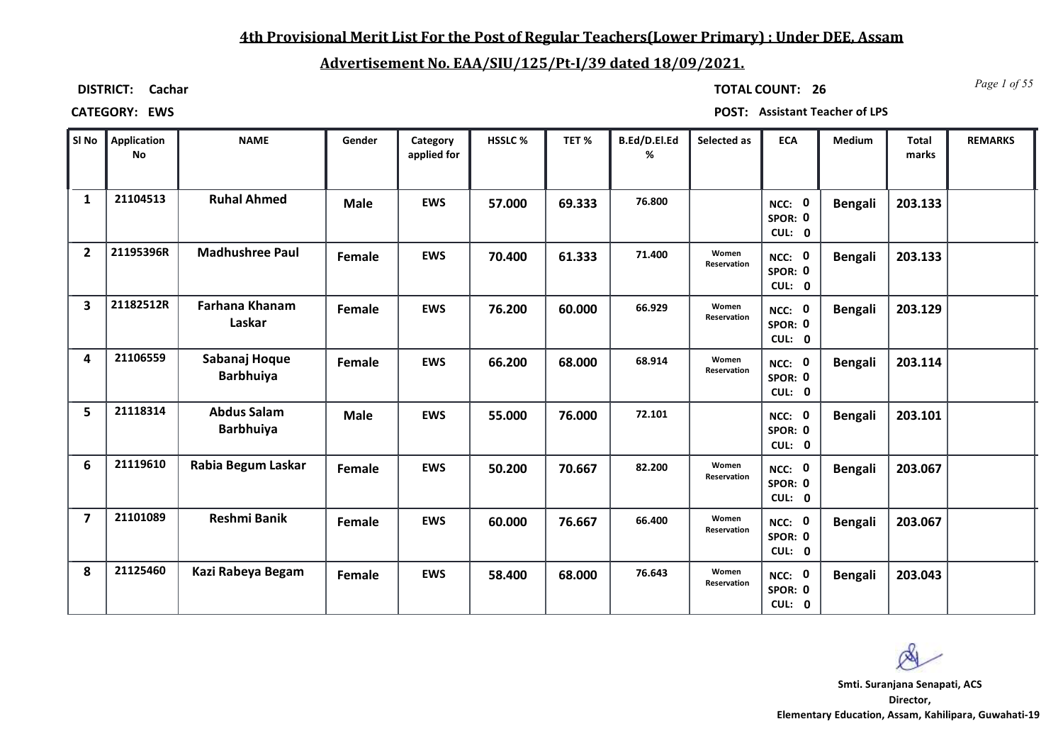## 4th Provisional Merit List For the Post of Regular Teachers(Lower Primary) : Under DEE, Assam

## Advertisement No. EAA/SIU/125/Pt-I/39 dated 18/09/2021.

**DISTRICT:** Cachar

**TOTAL COUNT:** 26

**CATEGORY:** EWS

**POST:** Assistant Teacher of LPS

| Sl No | Application No | NAME | Gender | Category applied for | HSSLC % | TET % | B.Ed/D.El.Ed % | Selected as | ECA | Medium | Total marks | REMARKS |
|---|---|---|---|---|---|---|---|---|---|---|---|---|
| 1 | 21104513 | Ruhal Ahmed | Male | EWS | 57.000 | 69.333 | 76.800 | | NCC: 0 SPOR: 0 CUL: 0 | Bengali | 203.133 | |
| 2 | 21195396R | Madhushree Paul | Female | EWS | 70.400 | 61.333 | 71.400 | Women Reservation | NCC: 0 SPOR: 0 CUL: 0 | Bengali | 203.133 | |
| 3 | 21182512R | Farhana Khanam Laskar | Female | EWS | 76.200 | 60.000 | 66.929 | Women Reservation | NCC: 0 SPOR: 0 CUL: 0 | Bengali | 203.129 | |
| 4 | 21106559 | Sabanaj Hoque Barbhuiya | Female | EWS | 66.200 | 68.000 | 68.914 | Women Reservation | NCC: 0 SPOR: 0 CUL: 0 | Bengali | 203.114 | |
| 5 | 21118314 | Abdus Salam Barbhuiya | Male | EWS | 55.000 | 76.000 | 72.101 | | NCC: 0 SPOR: 0 CUL: 0 | Bengali | 203.101 | |
| 6 | 21119610 | Rabia Begum Laskar | Female | EWS | 50.200 | 70.667 | 82.200 | Women Reservation | NCC: 0 SPOR: 0 CUL: 0 | Bengali | 203.067 | |
| 7 | 21101089 | Reshmi Banik | Female | EWS | 60.000 | 76.667 | 66.400 | Women Reservation | NCC: 0 SPOR: 0 CUL: 0 | Bengali | 203.067 | |
| 8 | 21125460 | Kazi Rabeya Begam | Female | EWS | 58.400 | 68.000 | 76.643 | Women Reservation | NCC: 0 SPOR: 0 CUL: 0 | Bengali | 203.043 | |

**Smti. Suranjana Senapati, ACS**
**Director,**
**Elementary Education, Assam, Kahilipara, Guwahati-19**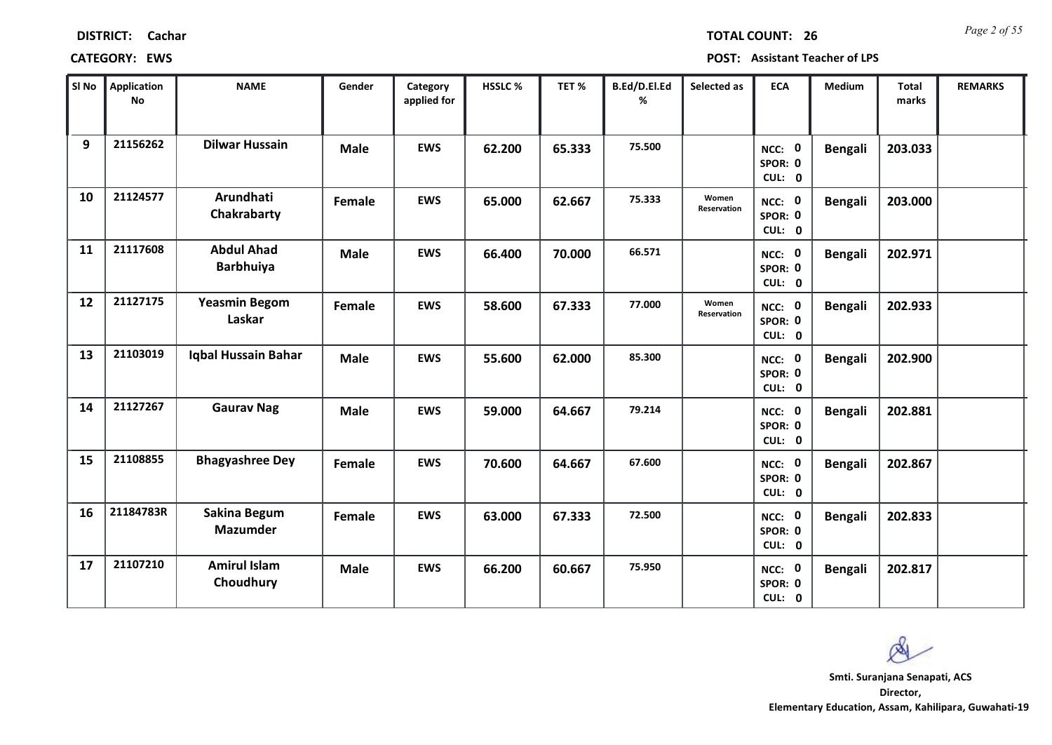**DISTRICT:** Cachar

**TOTAL COUNT:** 26

**CATEGORY:** EWS

**POST:** Assistant Teacher of LPS

| Sl No | Application No | NAME | Gender | Category applied for | HSSLC % | TET % | B.Ed/D.El.Ed % | Selected as | ECA | Medium | Total marks | REMARKS |
|---|---|---|---|---|---|---|---|---|---|---|---|---|
| 9 | 21156262 | Dilwar Hussain | Male | EWS | 62.200 | 65.333 | 75.500 | | NCC: 0 SPOR: 0 CUL: 0 | Bengali | 203.033 | |
| 10 | 21124577 | Arundhati Chakrabarty | Female | EWS | 65.000 | 62.667 | 75.333 | Women Reservation | NCC: 0 SPOR: 0 CUL: 0 | Bengali | 203.000 | |
| 11 | 21117608 | Abdul Ahad Barbhuiya | Male | EWS | 66.400 | 70.000 | 66.571 | | NCC: 0 SPOR: 0 CUL: 0 | Bengali | 202.971 | |
| 12 | 21127175 | Yeasmin Begom Laskar | Female | EWS | 58.600 | 67.333 | 77.000 | Women Reservation | NCC: 0 SPOR: 0 CUL: 0 | Bengali | 202.933 | |
| 13 | 21103019 | Iqbal Hussain Bahar | Male | EWS | 55.600 | 62.000 | 85.300 | | NCC: 0 SPOR: 0 CUL: 0 | Bengali | 202.900 | |
| 14 | 21127267 | Gaurav Nag | Male | EWS | 59.000 | 64.667 | 79.214 | | NCC: 0 SPOR: 0 CUL: 0 | Bengali | 202.881 | |
| 15 | 21108855 | Bhagyashree Dey | Female | EWS | 70.600 | 64.667 | 67.600 | | NCC: 0 SPOR: 0 CUL: 0 | Bengali | 202.867 | |
| 16 | 21184783R | Sakina Begum Mazumder | Female | EWS | 63.000 | 67.333 | 72.500 | | NCC: 0 SPOR: 0 CUL: 0 | Bengali | 202.833 | |
| 17 | 21107210 | Amirul Islam Choudhury | Male | EWS | 66.200 | 60.667 | 75.950 | | NCC: 0 SPOR: 0 CUL: 0 | Bengali | 202.817 | |

**Smti. Suranjana Senapati, ACS**
**Director,**
**Elementary Education, Assam, Kahilipara, Guwahati-19**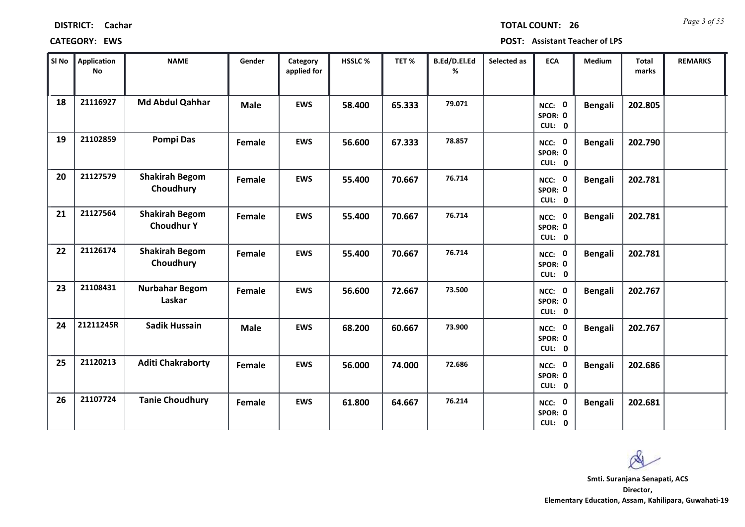**DISTRICT:** Cachar **TOTAL COUNT:** 26

**CATEGORY:** EWS **POST:** Assistant Teacher of LPS

| Sl No | Application No | NAME | Gender | Category applied for | HSSLC % | TET % | B.Ed/D.El.Ed % | Selected as | ECA | Medium | Total marks | REMARKS |
|---|---|---|---|---|---|---|---|---|---|---|---|---|
| 18 | 21116927 | Md Abdul Qahhar | Male | EWS | 58.400 | 65.333 | 79.071 | | NCC: 0 SPOR: 0 CUL: 0 | Bengali | 202.805 | |
| 19 | 21102859 | Pompi Das | Female | EWS | 56.600 | 67.333 | 78.857 | | NCC: 0 SPOR: 0 CUL: 0 | Bengali | 202.790 | |
| 20 | 21127579 | Shakirah Begom Choudhury | Female | EWS | 55.400 | 70.667 | 76.714 | | NCC: 0 SPOR: 0 CUL: 0 | Bengali | 202.781 | |
| 21 | 21127564 | Shakirah Begom Choudhur Y | Female | EWS | 55.400 | 70.667 | 76.714 | | NCC: 0 SPOR: 0 CUL: 0 | Bengali | 202.781 | |
| 22 | 21126174 | Shakirah Begom Choudhury | Female | EWS | 55.400 | 70.667 | 76.714 | | NCC: 0 SPOR: 0 CUL: 0 | Bengali | 202.781 | |
| 23 | 21108431 | Nurbahar Begom Laskar | Female | EWS | 56.600 | 72.667 | 73.500 | | NCC: 0 SPOR: 0 CUL: 0 | Bengali | 202.767 | |
| 24 | 21211245R | Sadik Hussain | Male | EWS | 68.200 | 60.667 | 73.900 | | NCC: 0 SPOR: 0 CUL: 0 | Bengali | 202.767 | |
| 25 | 21120213 | Aditi Chakraborty | Female | EWS | 56.000 | 74.000 | 72.686 | | NCC: 0 SPOR: 0 CUL: 0 | Bengali | 202.686 | |
| 26 | 21107724 | Tanie Choudhury | Female | EWS | 61.800 | 64.667 | 76.214 | | NCC: 0 SPOR: 0 CUL: 0 | Bengali | 202.681 | |

**Smti. Suranjana Senapati, ACS**
**Director,**
**Elementary Education, Assam, Kahilipara, Guwahati-19**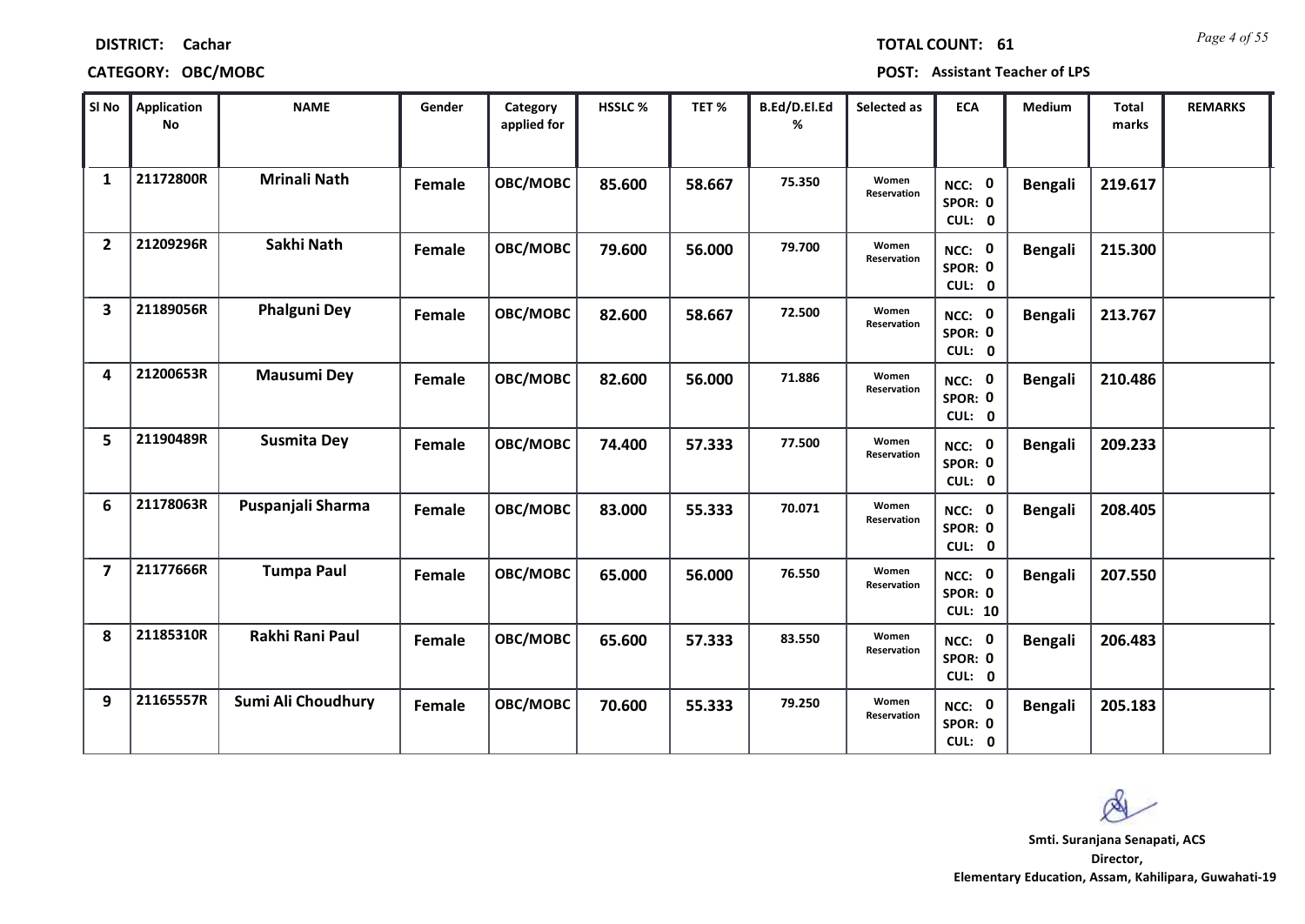**DISTRICT:** Cachar

**TOTAL COUNT:** 61

**CATEGORY:** OBC/MOBC

**POST:** Assistant Teacher of LPS

| Sl No | Application No | NAME | Gender | Category applied for | HSSLC % | TET % | B.Ed/D.El.Ed % | Selected as | ECA | Medium | Total marks | REMARKS |
|---|---|---|---|---|---|---|---|---|---|---|---|---|
| 1 | 21172800R | Mrinali Nath | Female | OBC/MOBC | 85.600 | 58.667 | 75.350 | Women Reservation | NCC: 0 SPOR: 0 CUL: 0 | Bengali | 219.617 | |
| 2 | 21209296R | Sakhi Nath | Female | OBC/MOBC | 79.600 | 56.000 | 79.700 | Women Reservation | NCC: 0 SPOR: 0 CUL: 0 | Bengali | 215.300 | |
| 3 | 21189056R | Phalguni Dey | Female | OBC/MOBC | 82.600 | 58.667 | 72.500 | Women Reservation | NCC: 0 SPOR: 0 CUL: 0 | Bengali | 213.767 | |
| 4 | 21200653R | Mausumi Dey | Female | OBC/MOBC | 82.600 | 56.000 | 71.886 | Women Reservation | NCC: 0 SPOR: 0 CUL: 0 | Bengali | 210.486 | |
| 5 | 21190489R | Susmita Dey | Female | OBC/MOBC | 74.400 | 57.333 | 77.500 | Women Reservation | NCC: 0 SPOR: 0 CUL: 0 | Bengali | 209.233 | |
| 6 | 21178063R | Puspanjali Sharma | Female | OBC/MOBC | 83.000 | 55.333 | 70.071 | Women Reservation | NCC: 0 SPOR: 0 CUL: 0 | Bengali | 208.405 | |
| 7 | 21177666R | Tumpa Paul | Female | OBC/MOBC | 65.000 | 56.000 | 76.550 | Women Reservation | NCC: 0 SPOR: 0 CUL: 10 | Bengali | 207.550 | |
| 8 | 21185310R | Rakhi Rani Paul | Female | OBC/MOBC | 65.600 | 57.333 | 83.550 | Women Reservation | NCC: 0 SPOR: 0 CUL: 0 | Bengali | 206.483 | |
| 9 | 21165557R | Sumi Ali Choudhury | Female | OBC/MOBC | 70.600 | 55.333 | 79.250 | Women Reservation | NCC: 0 SPOR: 0 CUL: 0 | Bengali | 205.183 | |

**Smti. Suranjana Senapati, ACS**
**Director,**
**Elementary Education, Assam, Kahilipara, Guwahati-19**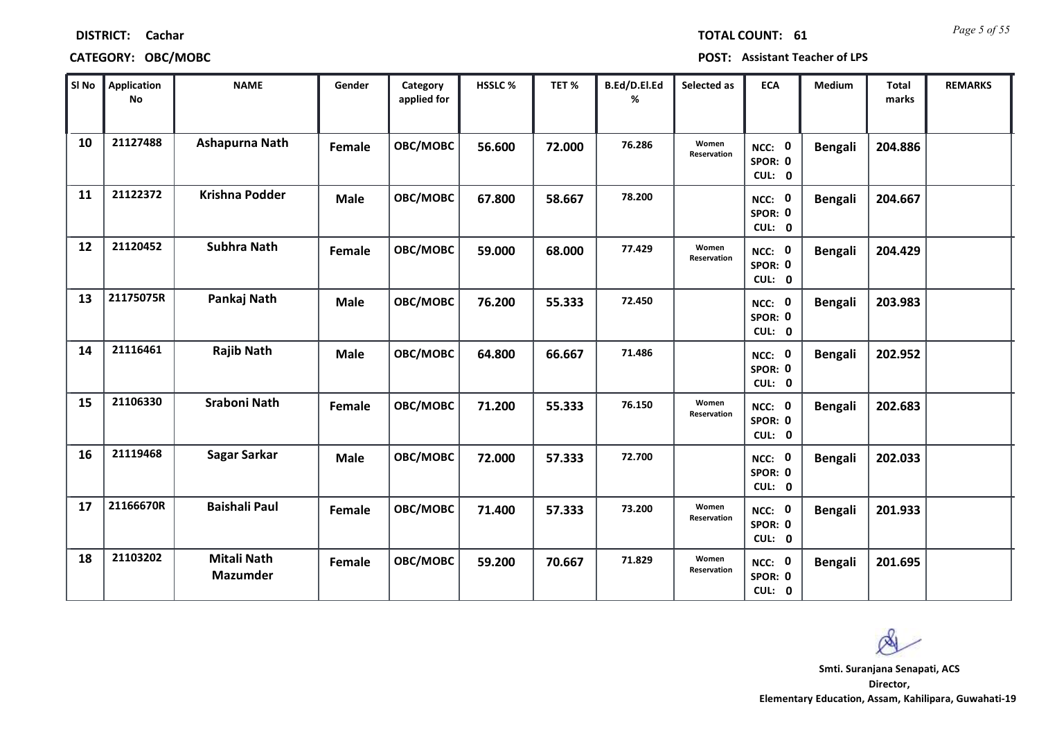**DISTRICT:** Cachar

**TOTAL COUNT:** 61

**CATEGORY:** OBC/MOBC

**POST:** Assistant Teacher of LPS

| Sl No | Application No | NAME | Gender | Category applied for | HSSLC % | TET % | B.Ed/D.El.Ed % | Selected as | ECA | Medium | Total marks | REMARKS |
|---|---|---|---|---|---|---|---|---|---|---|---|---|
| 10 | 21127488 | Ashapurna Nath | Female | OBC/MOBC | 56.600 | 72.000 | 76.286 | Women Reservation | NCC: 0 SPOR: 0 CUL: 0 | Bengali | 204.886 | |
| 11 | 21122372 | Krishna Podder | Male | OBC/MOBC | 67.800 | 58.667 | 78.200 | | NCC: 0 SPOR: 0 CUL: 0 | Bengali | 204.667 | |
| 12 | 21120452 | Subhra Nath | Female | OBC/MOBC | 59.000 | 68.000 | 77.429 | Women Reservation | NCC: 0 SPOR: 0 CUL: 0 | Bengali | 204.429 | |
| 13 | 21175075R | Pankaj Nath | Male | OBC/MOBC | 76.200 | 55.333 | 72.450 | | NCC: 0 SPOR: 0 CUL: 0 | Bengali | 203.983 | |
| 14 | 21116461 | Rajib Nath | Male | OBC/MOBC | 64.800 | 66.667 | 71.486 | | NCC: 0 SPOR: 0 CUL: 0 | Bengali | 202.952 | |
| 15 | 21106330 | Sraboni Nath | Female | OBC/MOBC | 71.200 | 55.333 | 76.150 | Women Reservation | NCC: 0 SPOR: 0 CUL: 0 | Bengali | 202.683 | |
| 16 | 21119468 | Sagar Sarkar | Male | OBC/MOBC | 72.000 | 57.333 | 72.700 | | NCC: 0 SPOR: 0 CUL: 0 | Bengali | 202.033 | |
| 17 | 21166670R | Baishali Paul | Female | OBC/MOBC | 71.400 | 57.333 | 73.200 | Women Reservation | NCC: 0 SPOR: 0 CUL: 0 | Bengali | 201.933 | |
| 18 | 21103202 | Mitali Nath Mazumder | Female | OBC/MOBC | 59.200 | 70.667 | 71.829 | Women Reservation | NCC: 0 SPOR: 0 CUL: 0 | Bengali | 201.695 | |

**Smti. Suranjana Senapati, ACS**
**Director,**
**Elementary Education, Assam, Kahilipara, Guwahati-19**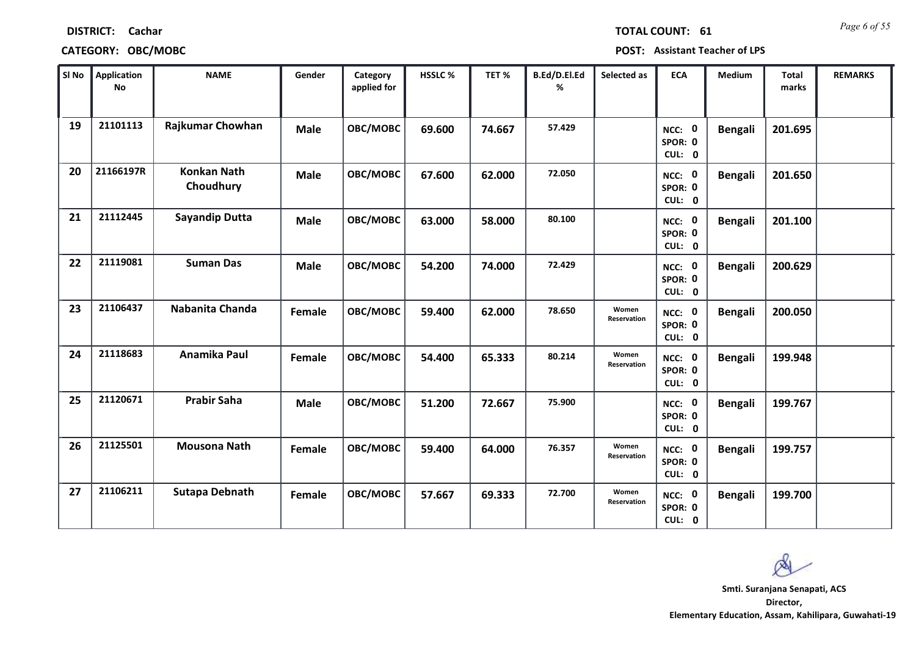**DISTRICT:** Cachar

**TOTAL COUNT:** 61

**CATEGORY:** OBC/MOBC

**POST:** Assistant Teacher of LPS

| Sl No | Application No | NAME | Gender | Category applied for | HSSLC % | TET % | B.Ed/D.El.Ed % | Selected as | ECA | Medium | Total marks | REMARKS |
|---|---|---|---|---|---|---|---|---|---|---|---|---|
| 19 | 21101113 | Rajkumar Chowhan | Male | OBC/MOBC | 69.600 | 74.667 | 57.429 | | NCC: 0 SPOR: 0 CUL: 0 | Bengali | 201.695 | |
| 20 | 21166197R | Konkan Nath Choudhury | Male | OBC/MOBC | 67.600 | 62.000 | 72.050 | | NCC: 0 SPOR: 0 CUL: 0 | Bengali | 201.650 | |
| 21 | 21112445 | Sayandip Dutta | Male | OBC/MOBC | 63.000 | 58.000 | 80.100 | | NCC: 0 SPOR: 0 CUL: 0 | Bengali | 201.100 | |
| 22 | 21119081 | Suman Das | Male | OBC/MOBC | 54.200 | 74.000 | 72.429 | | NCC: 0 SPOR: 0 CUL: 0 | Bengali | 200.629 | |
| 23 | 21106437 | Nabanita Chanda | Female | OBC/MOBC | 59.400 | 62.000 | 78.650 | Women Reservation | NCC: 0 SPOR: 0 CUL: 0 | Bengali | 200.050 | |
| 24 | 21118683 | Anamika Paul | Female | OBC/MOBC | 54.400 | 65.333 | 80.214 | Women Reservation | NCC: 0 SPOR: 0 CUL: 0 | Bengali | 199.948 | |
| 25 | 21120671 | Prabir Saha | Male | OBC/MOBC | 51.200 | 72.667 | 75.900 | | NCC: 0 SPOR: 0 CUL: 0 | Bengali | 199.767 | |
| 26 | 21125501 | Mousona Nath | Female | OBC/MOBC | 59.400 | 64.000 | 76.357 | Women Reservation | NCC: 0 SPOR: 0 CUL: 0 | Bengali | 199.757 | |
| 27 | 21106211 | Sutapa Debnath | Female | OBC/MOBC | 57.667 | 69.333 | 72.700 | Women Reservation | NCC: 0 SPOR: 0 CUL: 0 | Bengali | 199.700 | |

**Smti. Suranjana Senapati, ACS**
**Director,**
**Elementary Education, Assam, Kahilipara, Guwahati-19**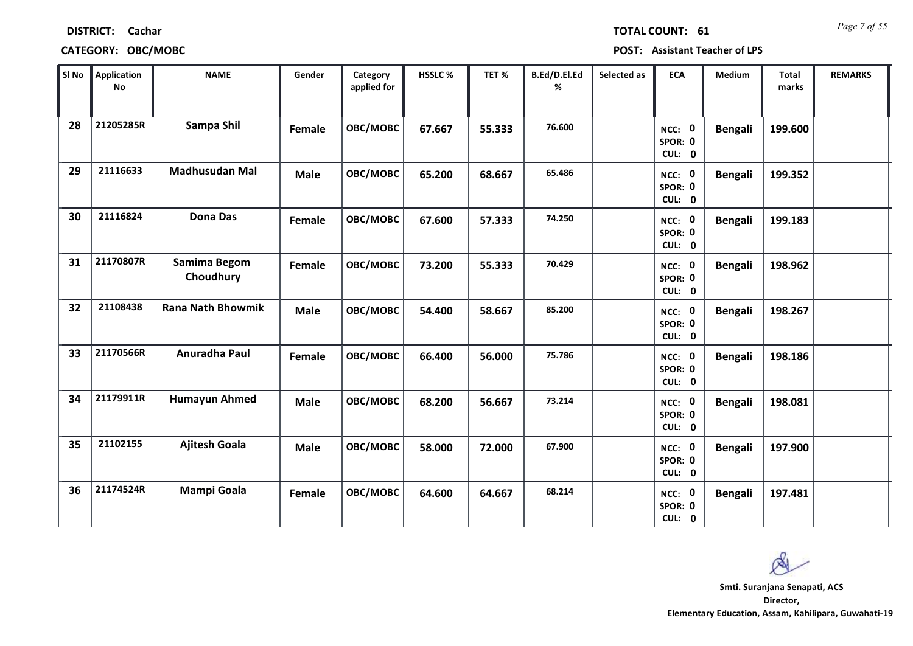**DISTRICT:** Cachar

**TOTAL COUNT:** 61

**CATEGORY:** OBC/MOBC

**POST:** Assistant Teacher of LPS

| Sl No | Application No | NAME | Gender | Category applied for | HSSLC % | TET % | B.Ed/D.El.Ed % | Selected as | ECA | Medium | Total marks | REMARKS |
|---|---|---|---|---|---|---|---|---|---|---|---|---|
| 28 | 21205285R | Sampa Shil | Female | OBC/MOBC | 67.667 | 55.333 | 76.600 | | NCC: 0 SPOR: 0 CUL: 0 | Bengali | 199.600 | |
| 29 | 21116633 | Madhusudan Mal | Male | OBC/MOBC | 65.200 | 68.667 | 65.486 | | NCC: 0 SPOR: 0 CUL: 0 | Bengali | 199.352 | |
| 30 | 21116824 | Dona Das | Female | OBC/MOBC | 67.600 | 57.333 | 74.250 | | NCC: 0 SPOR: 0 CUL: 0 | Bengali | 199.183 | |
| 31 | 21170807R | Samima Begom Choudhury | Female | OBC/MOBC | 73.200 | 55.333 | 70.429 | | NCC: 0 SPOR: 0 CUL: 0 | Bengali | 198.962 | |
| 32 | 21108438 | Rana Nath Bhowmik | Male | OBC/MOBC | 54.400 | 58.667 | 85.200 | | NCC: 0 SPOR: 0 CUL: 0 | Bengali | 198.267 | |
| 33 | 21170566R | Anuradha Paul | Female | OBC/MOBC | 66.400 | 56.000 | 75.786 | | NCC: 0 SPOR: 0 CUL: 0 | Bengali | 198.186 | |
| 34 | 21179911R | Humayun Ahmed | Male | OBC/MOBC | 68.200 | 56.667 | 73.214 | | NCC: 0 SPOR: 0 CUL: 0 | Bengali | 198.081 | |
| 35 | 21102155 | Ajitesh Goala | Male | OBC/MOBC | 58.000 | 72.000 | 67.900 | | NCC: 0 SPOR: 0 CUL: 0 | Bengali | 197.900 | |
| 36 | 21174524R | Mampi Goala | Female | OBC/MOBC | 64.600 | 64.667 | 68.214 | | NCC: 0 SPOR: 0 CUL: 0 | Bengali | 197.481 | |

**Smti. Suranjana Senapati, ACS**
**Director,**
**Elementary Education, Assam, Kahilipara, Guwahati-19**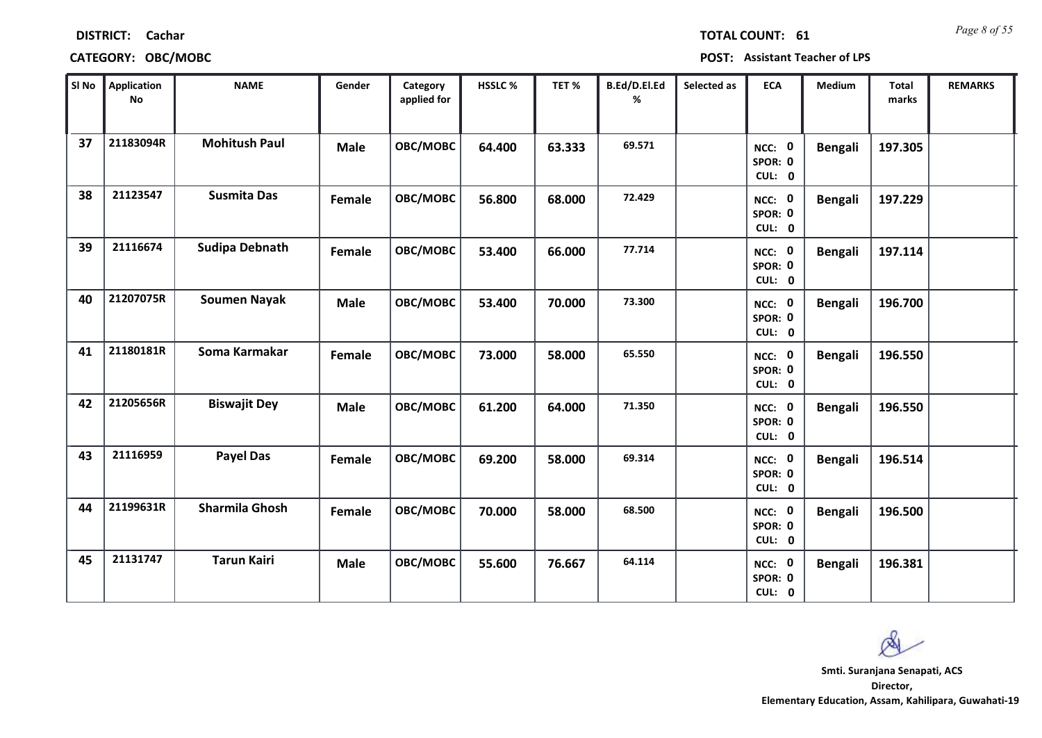**DISTRICT:** Cachar

**TOTAL COUNT:** 61

**CATEGORY:** OBC/MOBC

**POST:** Assistant Teacher of LPS

| Sl No | Application No | NAME | Gender | Category applied for | HSSLC % | TET % | B.Ed/D.El.Ed % | Selected as | ECA | Medium | Total marks | REMARKS |
|---|---|---|---|---|---|---|---|---|---|---|---|---|
| 37 | 21183094R | Mohitush Paul | Male | OBC/MOBC | 64.400 | 63.333 | 69.571 | | NCC: 0 SPOR: 0 CUL: 0 | Bengali | 197.305 | |
| 38 | 21123547 | Susmita Das | Female | OBC/MOBC | 56.800 | 68.000 | 72.429 | | NCC: 0 SPOR: 0 CUL: 0 | Bengali | 197.229 | |
| 39 | 21116674 | Sudipa Debnath | Female | OBC/MOBC | 53.400 | 66.000 | 77.714 | | NCC: 0 SPOR: 0 CUL: 0 | Bengali | 197.114 | |
| 40 | 21207075R | Soumen Nayak | Male | OBC/MOBC | 53.400 | 70.000 | 73.300 | | NCC: 0 SPOR: 0 CUL: 0 | Bengali | 196.700 | |
| 41 | 21180181R | Soma Karmakar | Female | OBC/MOBC | 73.000 | 58.000 | 65.550 | | NCC: 0 SPOR: 0 CUL: 0 | Bengali | 196.550 | |
| 42 | 21205656R | Biswajit Dey | Male | OBC/MOBC | 61.200 | 64.000 | 71.350 | | NCC: 0 SPOR: 0 CUL: 0 | Bengali | 196.550 | |
| 43 | 21116959 | Payel Das | Female | OBC/MOBC | 69.200 | 58.000 | 69.314 | | NCC: 0 SPOR: 0 CUL: 0 | Bengali | 196.514 | |
| 44 | 21199631R | Sharmila Ghosh | Female | OBC/MOBC | 70.000 | 58.000 | 68.500 | | NCC: 0 SPOR: 0 CUL: 0 | Bengali | 196.500 | |
| 45 | 21131747 | Tarun Kairi | Male | OBC/MOBC | 55.600 | 76.667 | 64.114 | | NCC: 0 SPOR: 0 CUL: 0 | Bengali | 196.381 | |

**Smti. Suranjana Senapati, ACS**
**Director,**
**Elementary Education, Assam, Kahilipara, Guwahati-19**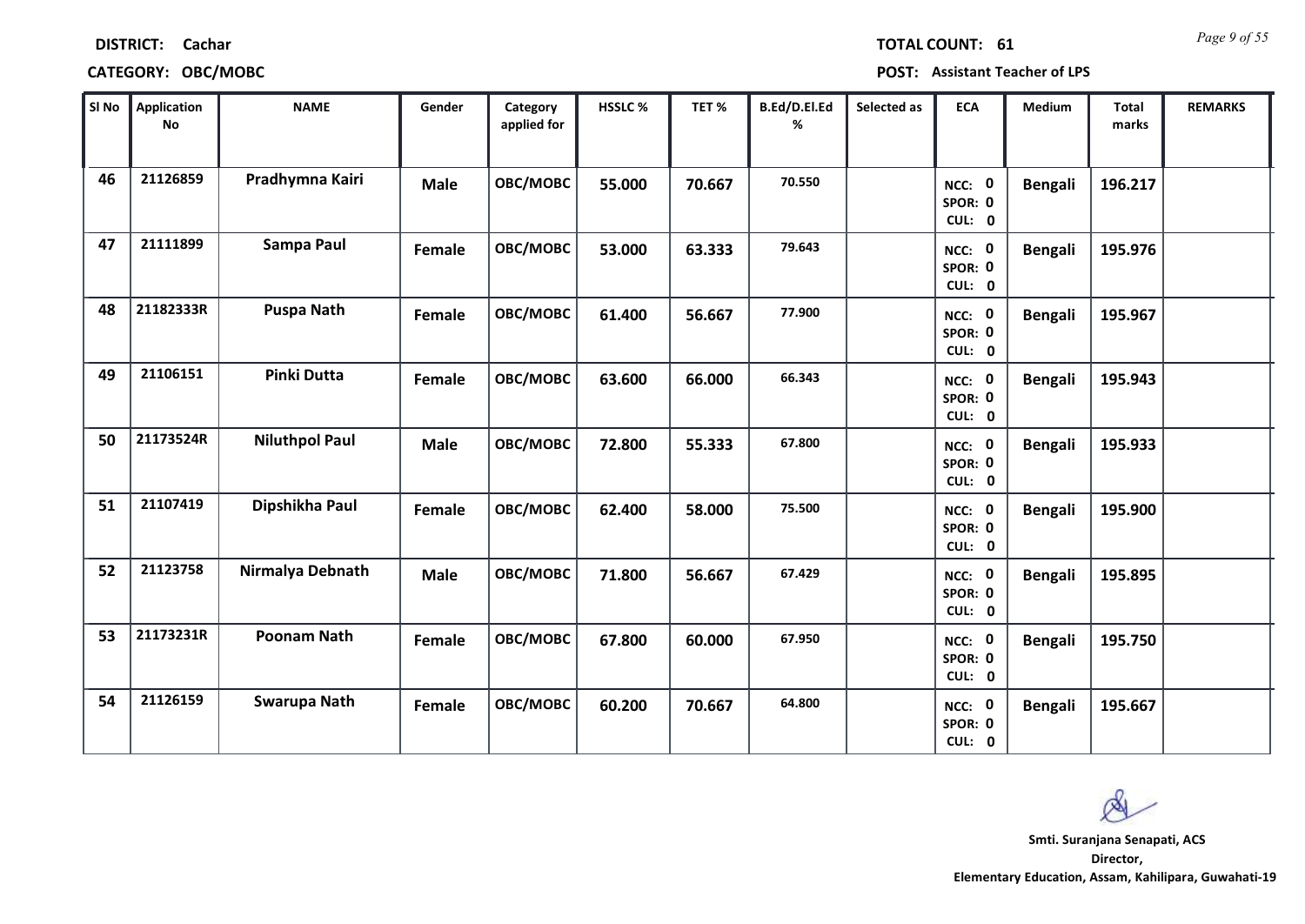**DISTRICT: Cachar** **TOTAL COUNT: 61**

**CATEGORY: OBC/MOBC** **POST: Assistant Teacher of LPS**

| Sl No | Application No | NAME | Gender | Category applied for | HSSLC % | TET % | B.Ed/D.El.Ed % | Selected as | ECA | Medium | Total marks | REMARKS |
|---|---|---|---|---|---|---|---|---|---|---|---|---|
| 46 | 21126859 | Pradhymna Kairi | Male | OBC/MOBC | 55.000 | 70.667 | 70.550 | | NCC: 0 SPOR: 0 CUL: 0 | Bengali | 196.217 | |
| 47 | 21111899 | Sampa Paul | Female | OBC/MOBC | 53.000 | 63.333 | 79.643 | | NCC: 0 SPOR: 0 CUL: 0 | Bengali | 195.976 | |
| 48 | 21182333R | Puspa Nath | Female | OBC/MOBC | 61.400 | 56.667 | 77.900 | | NCC: 0 SPOR: 0 CUL: 0 | Bengali | 195.967 | |
| 49 | 21106151 | Pinki Dutta | Female | OBC/MOBC | 63.600 | 66.000 | 66.343 | | NCC: 0 SPOR: 0 CUL: 0 | Bengali | 195.943 | |
| 50 | 21173524R | Niluthpol Paul | Male | OBC/MOBC | 72.800 | 55.333 | 67.800 | | NCC: 0 SPOR: 0 CUL: 0 | Bengali | 195.933 | |
| 51 | 21107419 | Dipshikha Paul | Female | OBC/MOBC | 62.400 | 58.000 | 75.500 | | NCC: 0 SPOR: 0 CUL: 0 | Bengali | 195.900 | |
| 52 | 21123758 | Nirmalya Debnath | Male | OBC/MOBC | 71.800 | 56.667 | 67.429 | | NCC: 0 SPOR: 0 CUL: 0 | Bengali | 195.895 | |
| 53 | 21173231R | Poonam Nath | Female | OBC/MOBC | 67.800 | 60.000 | 67.950 | | NCC: 0 SPOR: 0 CUL: 0 | Bengali | 195.750 | |
| 54 | 21126159 | Swarupa Nath | Female | OBC/MOBC | 60.200 | 70.667 | 64.800 | | NCC: 0 SPOR: 0 CUL: 0 | Bengali | 195.667 | |

**Smti. Suranjana Senapati, ACS**
**Director,**
**Elementary Education, Assam, Kahilipara, Guwahati-19**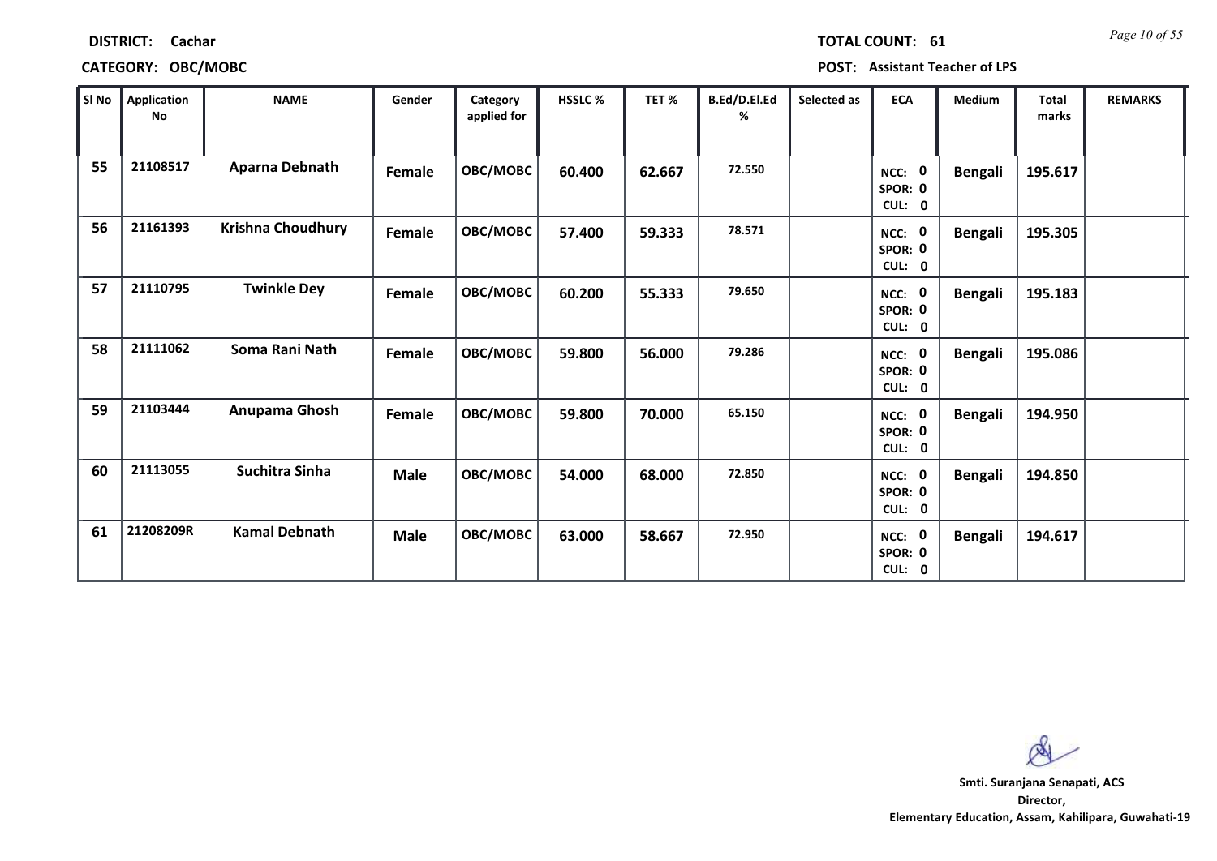**DISTRICT:** Cachar

**TOTAL COUNT:** 61

**CATEGORY:** OBC/MOBC

**POST:** Assistant Teacher of LPS

| Sl No | Application No | NAME | Gender | Category applied for | HSSLC % | TET % | B.Ed/D.El.Ed % | Selected as | ECA | Medium | Total marks | REMARKS |
|---|---|---|---|---|---|---|---|---|---|---|---|---|
| 55 | 21108517 | Aparna Debnath | Female | OBC/MOBC | 60.400 | 62.667 | 72.550 | | NCC: 0 SPOR: 0 CUL: 0 | Bengali | 195.617 | |
| 56 | 21161393 | Krishna Choudhury | Female | OBC/MOBC | 57.400 | 59.333 | 78.571 | | NCC: 0 SPOR: 0 CUL: 0 | Bengali | 195.305 | |
| 57 | 21110795 | Twinkle Dey | Female | OBC/MOBC | 60.200 | 55.333 | 79.650 | | NCC: 0 SPOR: 0 CUL: 0 | Bengali | 195.183 | |
| 58 | 21111062 | Soma Rani Nath | Female | OBC/MOBC | 59.800 | 56.000 | 79.286 | | NCC: 0 SPOR: 0 CUL: 0 | Bengali | 195.086 | |
| 59 | 21103444 | Anupama Ghosh | Female | OBC/MOBC | 59.800 | 70.000 | 65.150 | | NCC: 0 SPOR: 0 CUL: 0 | Bengali | 194.950 | |
| 60 | 21113055 | Suchitra Sinha | Male | OBC/MOBC | 54.000 | 68.000 | 72.850 | | NCC: 0 SPOR: 0 CUL: 0 | Bengali | 194.850 | |
| 61 | 21208209R | Kamal Debnath | Male | OBC/MOBC | 63.000 | 58.667 | 72.950 | | NCC: 0 SPOR: 0 CUL: 0 | Bengali | 194.617 | |

**Smti. Suranjana Senapati, ACS**
**Director,**
**Elementary Education, Assam, Kahilipara, Guwahati-19**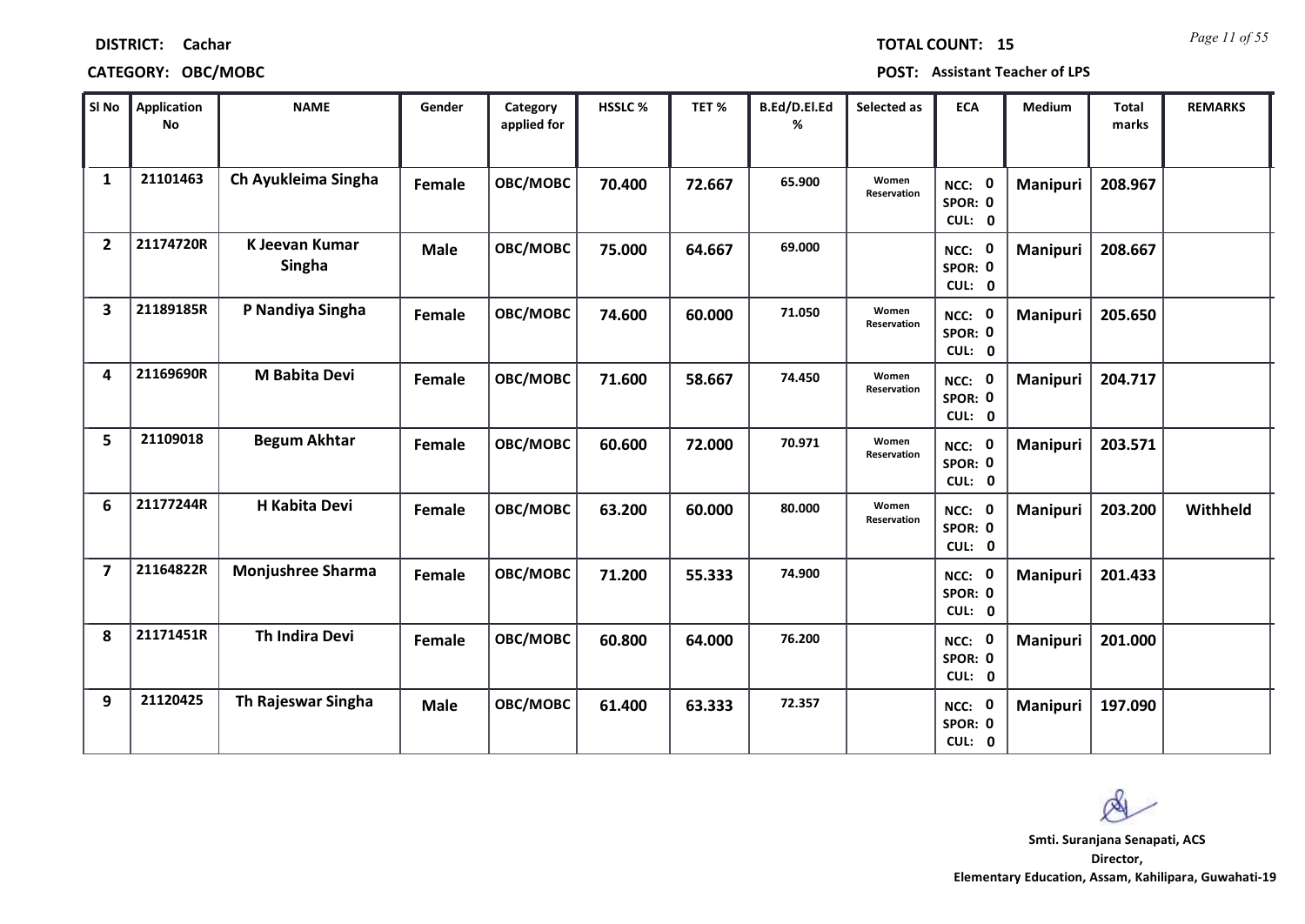**DISTRICT:** Cachar

**TOTAL COUNT:** 15

**CATEGORY:** OBC/MOBC

**POST:** Assistant Teacher of LPS

| Sl No | Application No | NAME | Gender | Category applied for | HSSLC % | TET % | B.Ed/D.El.Ed % | Selected as | ECA | Medium | Total marks | REMARKS |
|---|---|---|---|---|---|---|---|---|---|---|---|---|
| 1 | 21101463 | Ch Ayukleima Singha | Female | OBC/MOBC | 70.400 | 72.667 | 65.900 | Women Reservation | NCC: 0 SPOR: 0 CUL: 0 | Manipuri | 208.967 | |
| 2 | 21174720R | K Jeevan Kumar Singha | Male | OBC/MOBC | 75.000 | 64.667 | 69.000 | | NCC: 0 SPOR: 0 CUL: 0 | Manipuri | 208.667 | |
| 3 | 21189185R | P Nandiya Singha | Female | OBC/MOBC | 74.600 | 60.000 | 71.050 | Women Reservation | NCC: 0 SPOR: 0 CUL: 0 | Manipuri | 205.650 | |
| 4 | 21169690R | M Babita Devi | Female | OBC/MOBC | 71.600 | 58.667 | 74.450 | Women Reservation | NCC: 0 SPOR: 0 CUL: 0 | Manipuri | 204.717 | |
| 5 | 21109018 | Begum Akhtar | Female | OBC/MOBC | 60.600 | 72.000 | 70.971 | Women Reservation | NCC: 0 SPOR: 0 CUL: 0 | Manipuri | 203.571 | |
| 6 | 21177244R | H Kabita Devi | Female | OBC/MOBC | 63.200 | 60.000 | 80.000 | Women Reservation | NCC: 0 SPOR: 0 CUL: 0 | Manipuri | 203.200 | Withheld |
| 7 | 21164822R | Monjushree Sharma | Female | OBC/MOBC | 71.200 | 55.333 | 74.900 | | NCC: 0 SPOR: 0 CUL: 0 | Manipuri | 201.433 | |
| 8 | 21171451R | Th Indira Devi | Female | OBC/MOBC | 60.800 | 64.000 | 76.200 | | NCC: 0 SPOR: 0 CUL: 0 | Manipuri | 201.000 | |
| 9 | 21120425 | Th Rajeswar Singha | Male | OBC/MOBC | 61.400 | 63.333 | 72.357 | | NCC: 0 SPOR: 0 CUL: 0 | Manipuri | 197.090 | |

**Smti. Suranjana Senapati, ACS**
**Director,**
**Elementary Education, Assam, Kahilipara, Guwahati-19**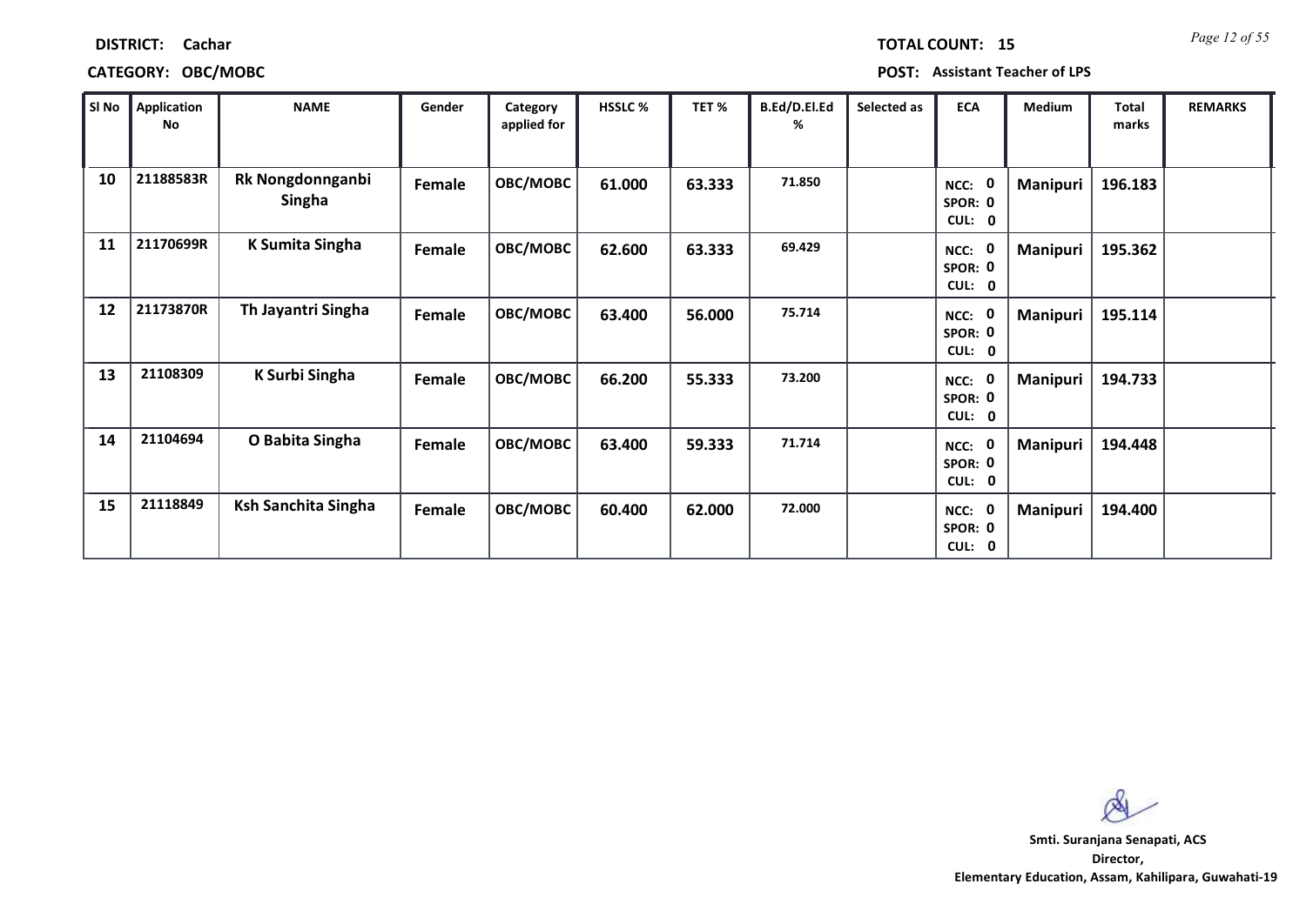**DISTRICT:** Cachar

**TOTAL COUNT:** 15

**CATEGORY:** OBC/MOBC

**POST:** Assistant Teacher of LPS

| Sl No | Application No | NAME | Gender | Category applied for | HSSLC % | TET % | B.Ed/D.El.Ed % | Selected as | ECA | Medium | Total marks | REMARKS |
|---|---|---|---|---|---|---|---|---|---|---|---|---|
| 10 | 21188583R | Rk Nongdonnganbi Singha | Female | OBC/MOBC | 61.000 | 63.333 | 71.850 | | NCC: 0 SPOR: 0 CUL: 0 | Manipuri | 196.183 | |
| 11 | 21170699R | K Sumita Singha | Female | OBC/MOBC | 62.600 | 63.333 | 69.429 | | NCC: 0 SPOR: 0 CUL: 0 | Manipuri | 195.362 | |
| 12 | 21173870R | Th Jayantri Singha | Female | OBC/MOBC | 63.400 | 56.000 | 75.714 | | NCC: 0 SPOR: 0 CUL: 0 | Manipuri | 195.114 | |
| 13 | 21108309 | K Surbi Singha | Female | OBC/MOBC | 66.200 | 55.333 | 73.200 | | NCC: 0 SPOR: 0 CUL: 0 | Manipuri | 194.733 | |
| 14 | 21104694 | O Babita Singha | Female | OBC/MOBC | 63.400 | 59.333 | 71.714 | | NCC: 0 SPOR: 0 CUL: 0 | Manipuri | 194.448 | |
| 15 | 21118849 | Ksh Sanchita Singha | Female | OBC/MOBC | 60.400 | 62.000 | 72.000 | | NCC: 0 SPOR: 0 CUL: 0 | Manipuri | 194.400 | |

**Smti. Suranjana Senapati, ACS**
**Director,**
**Elementary Education, Assam, Kahilipara, Guwahati-19**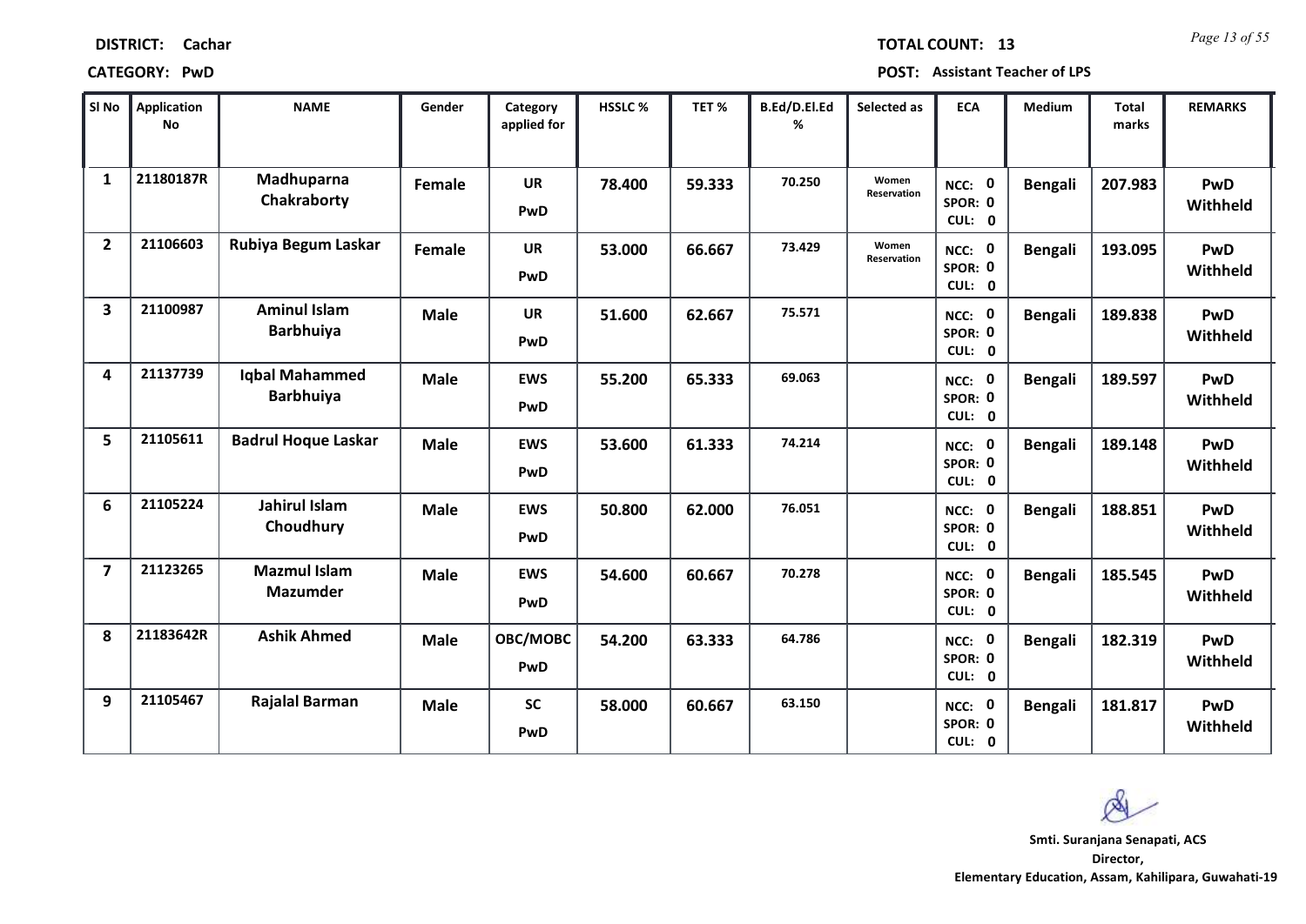**DISTRICT:** Cachar

**TOTAL COUNT:** 13

**CATEGORY:** PwD

**POST:** Assistant Teacher of LPS

| Sl No | Application No | NAME | Gender | Category applied for | HSSLC % | TET % | B.Ed/D.El.Ed % | Selected as | ECA | Medium | Total marks | REMARKS |
|---|---|---|---|---|---|---|---|---|---|---|---|---|
| 1 | 21180187R | Madhuparna Chakraborty | Female | UR PwD | 78.400 | 59.333 | 70.250 | Women Reservation | NCC: 0 SPOR: 0 CUL: 0 | Bengali | 207.983 | PwD Withheld |
| 2 | 21106603 | Rubiya Begum Laskar | Female | UR PwD | 53.000 | 66.667 | 73.429 | Women Reservation | NCC: 0 SPOR: 0 CUL: 0 | Bengali | 193.095 | PwD Withheld |
| 3 | 21100987 | Aminul Islam Barbhuiya | Male | UR PwD | 51.600 | 62.667 | 75.571 | | NCC: 0 SPOR: 0 CUL: 0 | Bengali | 189.838 | PwD Withheld |
| 4 | 21137739 | Iqbal Mahammed Barbhuiya | Male | EWS PwD | 55.200 | 65.333 | 69.063 | | NCC: 0 SPOR: 0 CUL: 0 | Bengali | 189.597 | PwD Withheld |
| 5 | 21105611 | Badrul Hoque Laskar | Male | EWS PwD | 53.600 | 61.333 | 74.214 | | NCC: 0 SPOR: 0 CUL: 0 | Bengali | 189.148 | PwD Withheld |
| 6 | 21105224 | Jahirul Islam Choudhury | Male | EWS PwD | 50.800 | 62.000 | 76.051 | | NCC: 0 SPOR: 0 CUL: 0 | Bengali | 188.851 | PwD Withheld |
| 7 | 21123265 | Mazmul Islam Mazumder | Male | EWS PwD | 54.600 | 60.667 | 70.278 | | NCC: 0 SPOR: 0 CUL: 0 | Bengali | 185.545 | PwD Withheld |
| 8 | 21183642R | Ashik Ahmed | Male | OBC/MOBC PwD | 54.200 | 63.333 | 64.786 | | NCC: 0 SPOR: 0 CUL: 0 | Bengali | 182.319 | PwD Withheld |
| 9 | 21105467 | Rajalal Barman | Male | SC PwD | 58.000 | 60.667 | 63.150 | | NCC: 0 SPOR: 0 CUL: 0 | Bengali | 181.817 | PwD Withheld |

**Smti. Suranjana Senapati, ACS**
**Director,**
**Elementary Education, Assam, Kahilipara, Guwahati-19**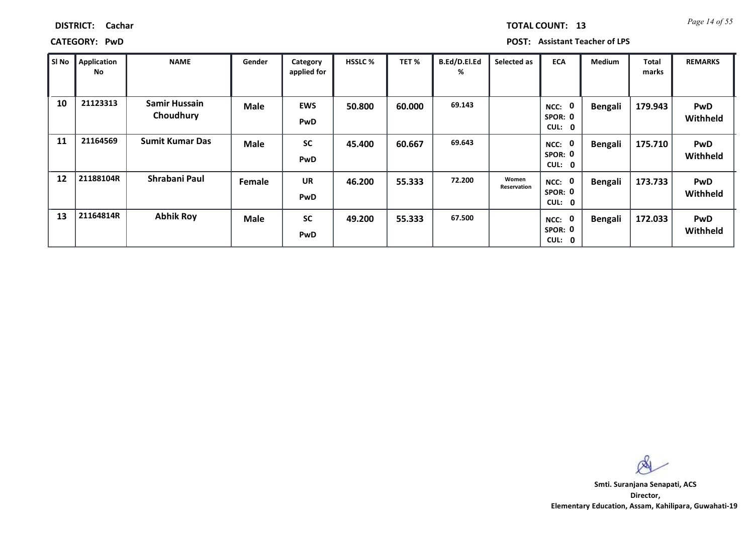**DISTRICT:** Cachar

**TOTAL COUNT:** 13

**CATEGORY:** PwD

**POST:** Assistant Teacher of LPS

| Sl No | Application No | NAME | Gender | Category applied for | HSSLC % | TET % | B.Ed/D.El.Ed % | Selected as | ECA | Medium | Total marks | REMARKS |
|---|---|---|---|---|---|---|---|---|---|---|---|---|
| 10 | 21123313 | Samir Hussain Choudhury | Male | EWS PwD | 50.800 | 60.000 | 69.143 | | NCC: 0 SPOR: 0 CUL: 0 | Bengali | 179.943 | PwD Withheld |
| 11 | 21164569 | Sumit Kumar Das | Male | SC PwD | 45.400 | 60.667 | 69.643 | | NCC: 0 SPOR: 0 CUL: 0 | Bengali | 175.710 | PwD Withheld |
| 12 | 21188104R | Shrabani Paul | Female | UR PwD | 46.200 | 55.333 | 72.200 | Women Reservation | NCC: 0 SPOR: 0 CUL: 0 | Bengali | 173.733 | PwD Withheld |
| 13 | 21164814R | Abhik Roy | Male | SC PwD | 49.200 | 55.333 | 67.500 | | NCC: 0 SPOR: 0 CUL: 0 | Bengali | 172.033 | PwD Withheld |

**Smti. Suranjana Senapati, ACS**
**Director,**
**Elementary Education, Assam, Kahilipara, Guwahati-19**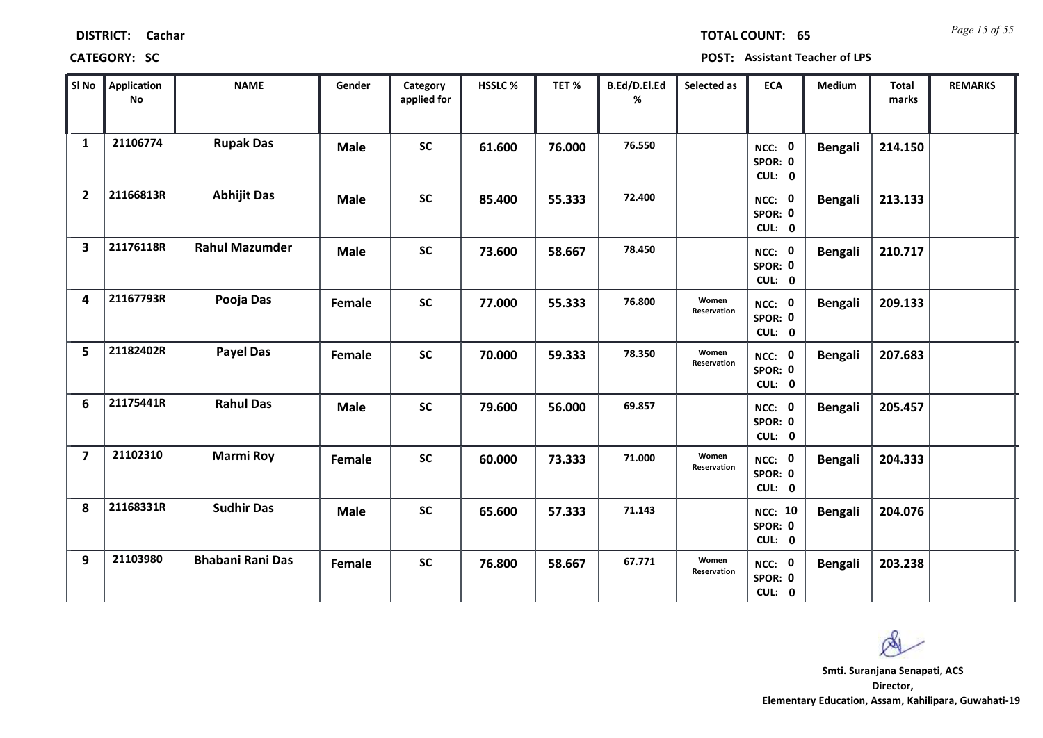**DISTRICT:** Cachar

**TOTAL COUNT:** 65

**CATEGORY:** SC

**POST:** Assistant Teacher of LPS

| Sl No | Application No | NAME | Gender | Category applied for | HSSLC % | TET % | B.Ed/D.El.Ed % | Selected as | ECA | Medium | Total marks | REMARKS |
|---|---|---|---|---|---|---|---|---|---|---|---|---|
| 1 | 21106774 | Rupak Das | Male | SC | 61.600 | 76.000 | 76.550 | | NCC: 0 SPOR: 0 CUL: 0 | Bengali | 214.150 | |
| 2 | 21166813R | Abhijit Das | Male | SC | 85.400 | 55.333 | 72.400 | | NCC: 0 SPOR: 0 CUL: 0 | Bengali | 213.133 | |
| 3 | 21176118R | Rahul Mazumder | Male | SC | 73.600 | 58.667 | 78.450 | | NCC: 0 SPOR: 0 CUL: 0 | Bengali | 210.717 | |
| 4 | 21167793R | Pooja Das | Female | SC | 77.000 | 55.333 | 76.800 | Women Reservation | NCC: 0 SPOR: 0 CUL: 0 | Bengali | 209.133 | |
| 5 | 21182402R | Payel Das | Female | SC | 70.000 | 59.333 | 78.350 | Women Reservation | NCC: 0 SPOR: 0 CUL: 0 | Bengali | 207.683 | |
| 6 | 21175441R | Rahul Das | Male | SC | 79.600 | 56.000 | 69.857 | | NCC: 0 SPOR: 0 CUL: 0 | Bengali | 205.457 | |
| 7 | 21102310 | Marmi Roy | Female | SC | 60.000 | 73.333 | 71.000 | Women Reservation | NCC: 0 SPOR: 0 CUL: 0 | Bengali | 204.333 | |
| 8 | 21168331R | Sudhir Das | Male | SC | 65.600 | 57.333 | 71.143 | | NCC: 10 SPOR: 0 CUL: 0 | Bengali | 204.076 | |
| 9 | 21103980 | Bhabani Rani Das | Female | SC | 76.800 | 58.667 | 67.771 | Women Reservation | NCC: 0 SPOR: 0 CUL: 0 | Bengali | 203.238 | |

**Smti. Suranjana Senapati, ACS**
**Director,**
**Elementary Education, Assam, Kahilipara, Guwahati-19**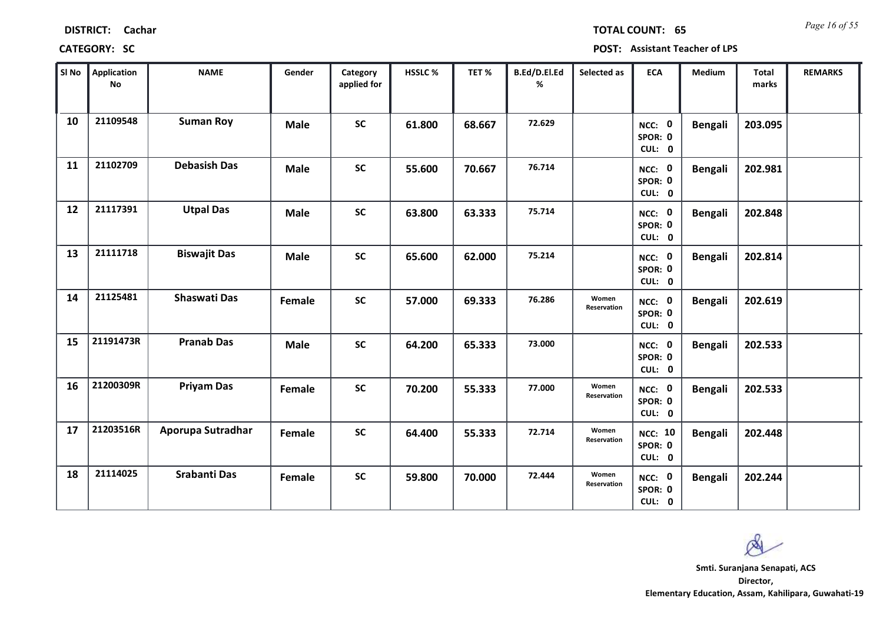**DISTRICT:** Cachar **TOTAL COUNT:** 65

**CATEGORY:** SC **POST:** Assistant Teacher of LPS

| Sl No | Application No | NAME | Gender | Category applied for | HSSLC % | TET % | B.Ed/D.El.Ed % | Selected as | ECA | Medium | Total marks | REMARKS |
|---|---|---|---|---|---|---|---|---|---|---|---|---|
| 10 | 21109548 | Suman Roy | Male | SC | 61.800 | 68.667 | 72.629 | | NCC: 0 SPOR: 0 CUL: 0 | Bengali | 203.095 | |
| 11 | 21102709 | Debasish Das | Male | SC | 55.600 | 70.667 | 76.714 | | NCC: 0 SPOR: 0 CUL: 0 | Bengali | 202.981 | |
| 12 | 21117391 | Utpal Das | Male | SC | 63.800 | 63.333 | 75.714 | | NCC: 0 SPOR: 0 CUL: 0 | Bengali | 202.848 | |
| 13 | 21111718 | Biswajit Das | Male | SC | 65.600 | 62.000 | 75.214 | | NCC: 0 SPOR: 0 CUL: 0 | Bengali | 202.814 | |
| 14 | 21125481 | Shaswati Das | Female | SC | 57.000 | 69.333 | 76.286 | Women Reservation | NCC: 0 SPOR: 0 CUL: 0 | Bengali | 202.619 | |
| 15 | 21191473R | Pranab Das | Male | SC | 64.200 | 65.333 | 73.000 | | NCC: 0 SPOR: 0 CUL: 0 | Bengali | 202.533 | |
| 16 | 21200309R | Priyam Das | Female | SC | 70.200 | 55.333 | 77.000 | Women Reservation | NCC: 0 SPOR: 0 CUL: 0 | Bengali | 202.533 | |
| 17 | 21203516R | Aporupa Sutradhar | Female | SC | 64.400 | 55.333 | 72.714 | Women Reservation | NCC: 10 SPOR: 0 CUL: 0 | Bengali | 202.448 | |
| 18 | 21114025 | Srabanti Das | Female | SC | 59.800 | 70.000 | 72.444 | Women Reservation | NCC: 0 SPOR: 0 CUL: 0 | Bengali | 202.244 | |

**Smti. Suranjana Senapati, ACS**
**Director,**
**Elementary Education, Assam, Kahilipara, Guwahati-19**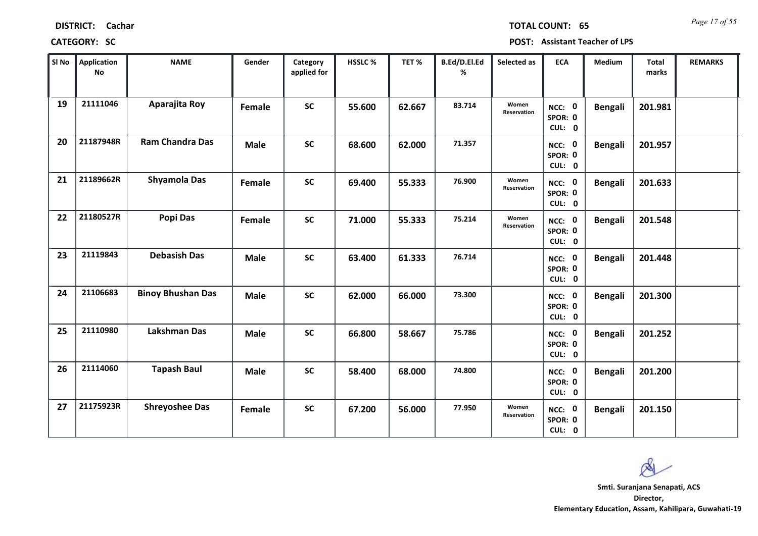**DISTRICT:** Cachar | **TOTAL COUNT:** 65

**CATEGORY:** SC | **POST:** Assistant Teacher of LPS

| Sl No | Application No | NAME | Gender | Category applied for | HSSLC % | TET % | B.Ed/D.El.Ed % | Selected as | ECA | Medium | Total marks | REMARKS |
|---|---|---|---|---|---|---|---|---|---|---|---|---|
| 19 | 21111046 | Aparajita Roy | Female | SC | 55.600 | 62.667 | 83.714 | Women Reservation | NCC: 0 SPOR: 0 CUL: 0 | Bengali | 201.981 | |
| 20 | 21187948R | Ram Chandra Das | Male | SC | 68.600 | 62.000 | 71.357 | | NCC: 0 SPOR: 0 CUL: 0 | Bengali | 201.957 | |
| 21 | 21189662R | Shyamola Das | Female | SC | 69.400 | 55.333 | 76.900 | Women Reservation | NCC: 0 SPOR: 0 CUL: 0 | Bengali | 201.633 | |
| 22 | 21180527R | Popi Das | Female | SC | 71.000 | 55.333 | 75.214 | Women Reservation | NCC: 0 SPOR: 0 CUL: 0 | Bengali | 201.548 | |
| 23 | 21119843 | Debasish Das | Male | SC | 63.400 | 61.333 | 76.714 | | NCC: 0 SPOR: 0 CUL: 0 | Bengali | 201.448 | |
| 24 | 21106683 | Binoy Bhushan Das | Male | SC | 62.000 | 66.000 | 73.300 | | NCC: 0 SPOR: 0 CUL: 0 | Bengali | 201.300 | |
| 25 | 21110980 | Lakshman Das | Male | SC | 66.800 | 58.667 | 75.786 | | NCC: 0 SPOR: 0 CUL: 0 | Bengali | 201.252 | |
| 26 | 21114060 | Tapash Baul | Male | SC | 58.400 | 68.000 | 74.800 | | NCC: 0 SPOR: 0 CUL: 0 | Bengali | 201.200 | |
| 27 | 21175923R | Shreyoshee Das | Female | SC | 67.200 | 56.000 | 77.950 | Women Reservation | NCC: 0 SPOR: 0 CUL: 0 | Bengali | 201.150 | |

**Smti. Suranjana Senapati, ACS**
**Director,**
**Elementary Education, Assam, Kahilipara, Guwahati-19**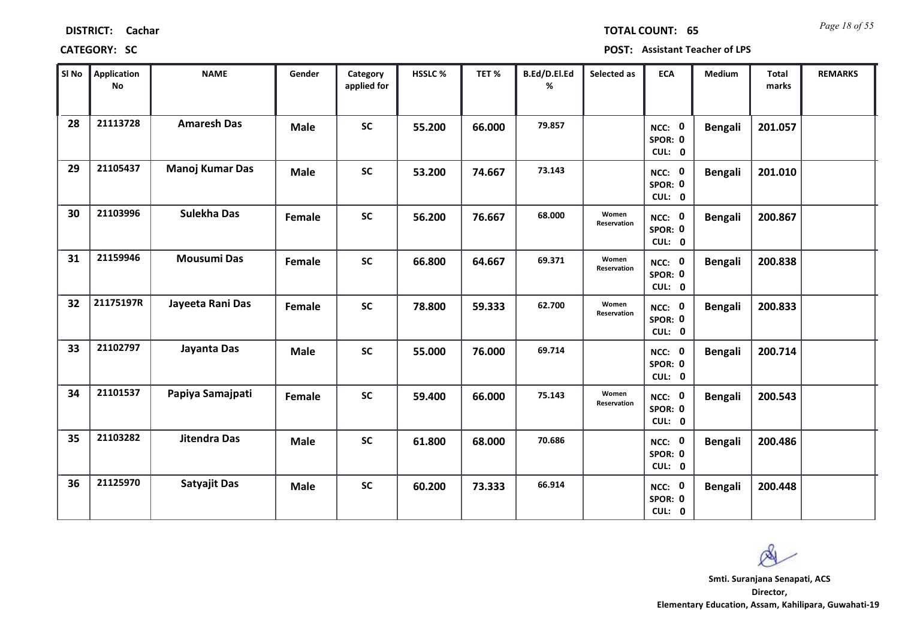**DISTRICT:** Cachar **TOTAL COUNT:** 65

**CATEGORY:** SC **POST:** Assistant Teacher of LPS

| Sl No | Application No | NAME | Gender | Category applied for | HSSLC % | TET % | B.Ed/D.El.Ed % | Selected as | ECA | Medium | Total marks | REMARKS |
|---|---|---|---|---|---|---|---|---|---|---|---|---|
| 28 | 21113728 | Amaresh Das | Male | SC | 55.200 | 66.000 | 79.857 | | NCC: 0 SPOR: 0 CUL: 0 | Bengali | 201.057 | |
| 29 | 21105437 | Manoj Kumar Das | Male | SC | 53.200 | 74.667 | 73.143 | | NCC: 0 SPOR: 0 CUL: 0 | Bengali | 201.010 | |
| 30 | 21103996 | Sulekha Das | Female | SC | 56.200 | 76.667 | 68.000 | Women Reservation | NCC: 0 SPOR: 0 CUL: 0 | Bengali | 200.867 | |
| 31 | 21159946 | Mousumi Das | Female | SC | 66.800 | 64.667 | 69.371 | Women Reservation | NCC: 0 SPOR: 0 CUL: 0 | Bengali | 200.838 | |
| 32 | 21175197R | Jayeeta Rani Das | Female | SC | 78.800 | 59.333 | 62.700 | Women Reservation | NCC: 0 SPOR: 0 CUL: 0 | Bengali | 200.833 | |
| 33 | 21102797 | Jayanta Das | Male | SC | 55.000 | 76.000 | 69.714 | | NCC: 0 SPOR: 0 CUL: 0 | Bengali | 200.714 | |
| 34 | 21101537 | Papiya Samajpati | Female | SC | 59.400 | 66.000 | 75.143 | Women Reservation | NCC: 0 SPOR: 0 CUL: 0 | Bengali | 200.543 | |
| 35 | 21103282 | Jitendra Das | Male | SC | 61.800 | 68.000 | 70.686 | | NCC: 0 SPOR: 0 CUL: 0 | Bengali | 200.486 | |
| 36 | 21125970 | Satyajit Das | Male | SC | 60.200 | 73.333 | 66.914 | | NCC: 0 SPOR: 0 CUL: 0 | Bengali | 200.448 | |

**Smti. Suranjana Senapati, ACS**
**Director,**
**Elementary Education, Assam, Kahilipara, Guwahati-19**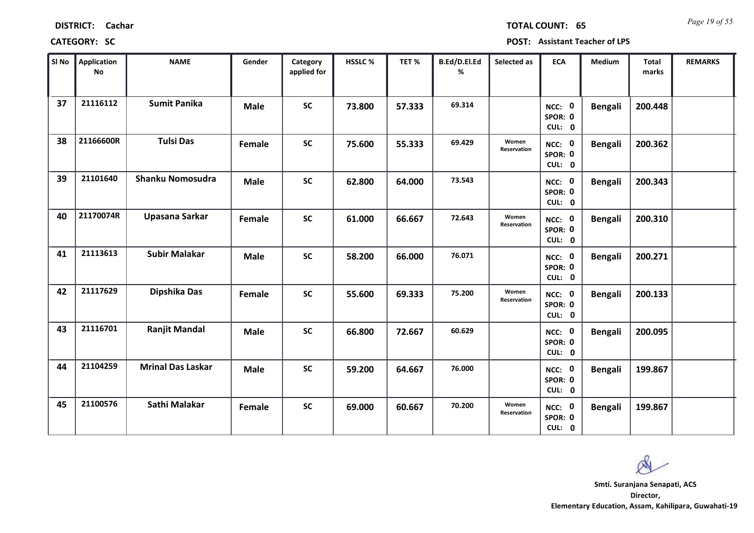**DISTRICT:** Cachar

**TOTAL COUNT:** 65

**CATEGORY:** SC

**POST:** Assistant Teacher of LPS

| Sl No | Application No | NAME | Gender | Category applied for | HSSLC % | TET % | B.Ed/D.El.Ed % | Selected as | ECA | Medium | Total marks | REMARKS |
|---|---|---|---|---|---|---|---|---|---|---|---|---|
| 37 | 21116112 | Sumit Panika | Male | SC | 73.800 | 57.333 | 69.314 | | NCC: 0 SPOR: 0 CUL: 0 | Bengali | 200.448 | |
| 38 | 21166600R | Tulsi Das | Female | SC | 75.600 | 55.333 | 69.429 | Women Reservation | NCC: 0 SPOR: 0 CUL: 0 | Bengali | 200.362 | |
| 39 | 21101640 | Shanku Nomosudra | Male | SC | 62.800 | 64.000 | 73.543 | | NCC: 0 SPOR: 0 CUL: 0 | Bengali | 200.343 | |
| 40 | 21170074R | Upasana Sarkar | Female | SC | 61.000 | 66.667 | 72.643 | Women Reservation | NCC: 0 SPOR: 0 CUL: 0 | Bengali | 200.310 | |
| 41 | 21113613 | Subir Malakar | Male | SC | 58.200 | 66.000 | 76.071 | | NCC: 0 SPOR: 0 CUL: 0 | Bengali | 200.271 | |
| 42 | 21117629 | Dipshika Das | Female | SC | 55.600 | 69.333 | 75.200 | Women Reservation | NCC: 0 SPOR: 0 CUL: 0 | Bengali | 200.133 | |
| 43 | 21116701 | Ranjit Mandal | Male | SC | 66.800 | 72.667 | 60.629 | | NCC: 0 SPOR: 0 CUL: 0 | Bengali | 200.095 | |
| 44 | 21104259 | Mrinal Das Laskar | Male | SC | 59.200 | 64.667 | 76.000 | | NCC: 0 SPOR: 0 CUL: 0 | Bengali | 199.867 | |
| 45 | 21100576 | Sathi Malakar | Female | SC | 69.000 | 60.667 | 70.200 | Women Reservation | NCC: 0 SPOR: 0 CUL: 0 | Bengali | 199.867 | |

**Smti. Suranjana Senapati, ACS**
**Director,**
**Elementary Education, Assam, Kahilipara, Guwahati-19**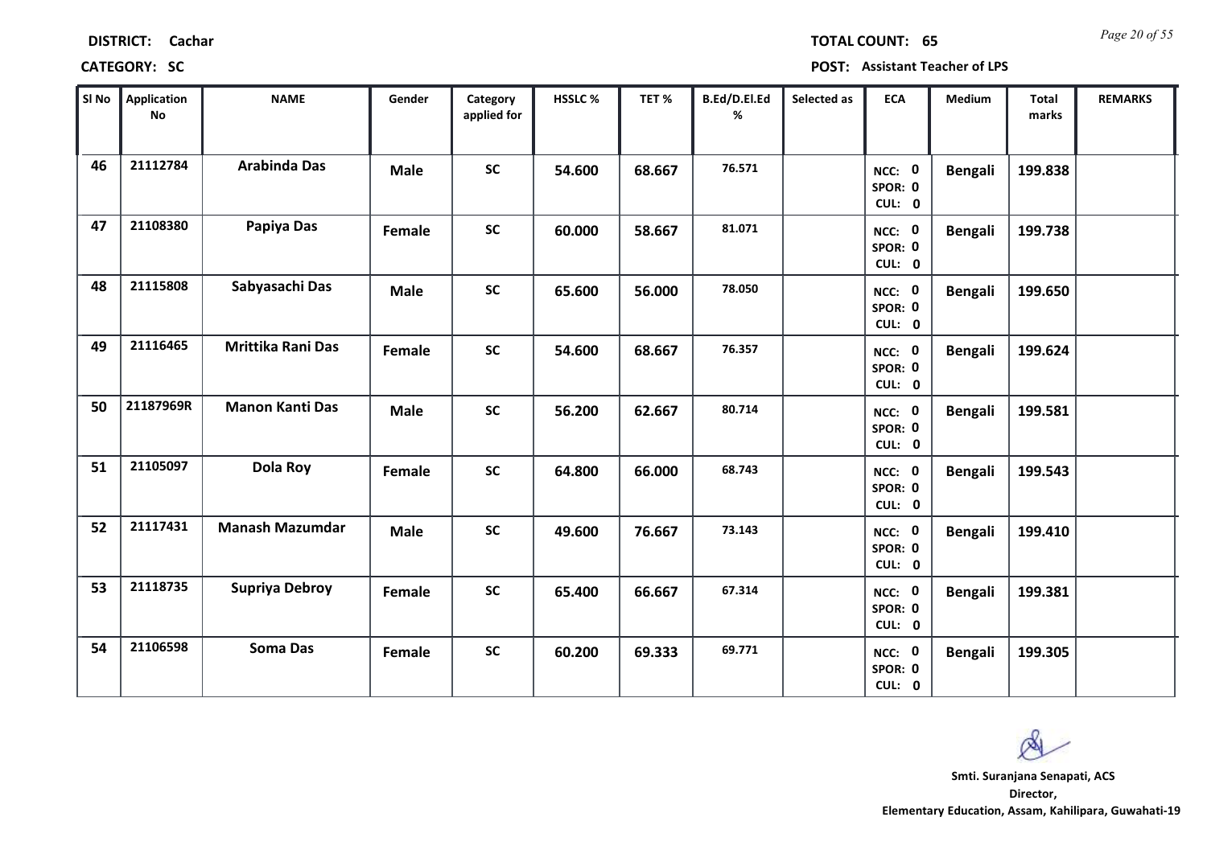**DISTRICT:** Cachar

**TOTAL COUNT:** 65

**CATEGORY:** SC

**POST:** Assistant Teacher of LPS

| Sl No | Application No | NAME | Gender | Category applied for | HSSLC % | TET % | B.Ed/D.El.Ed % | Selected as | ECA | Medium | Total marks | REMARKS |
|---|---|---|---|---|---|---|---|---|---|---|---|---|
| 46 | 21112784 | Arabinda Das | Male | SC | 54.600 | 68.667 | 76.571 | | NCC: 0 SPOR: 0 CUL: 0 | Bengali | 199.838 | |
| 47 | 21108380 | Papiya Das | Female | SC | 60.000 | 58.667 | 81.071 | | NCC: 0 SPOR: 0 CUL: 0 | Bengali | 199.738 | |
| 48 | 21115808 | Sabyasachi Das | Male | SC | 65.600 | 56.000 | 78.050 | | NCC: 0 SPOR: 0 CUL: 0 | Bengali | 199.650 | |
| 49 | 21116465 | Mrittika Rani Das | Female | SC | 54.600 | 68.667 | 76.357 | | NCC: 0 SPOR: 0 CUL: 0 | Bengali | 199.624 | |
| 50 | 21187969R | Manon Kanti Das | Male | SC | 56.200 | 62.667 | 80.714 | | NCC: 0 SPOR: 0 CUL: 0 | Bengali | 199.581 | |
| 51 | 21105097 | Dola Roy | Female | SC | 64.800 | 66.000 | 68.743 | | NCC: 0 SPOR: 0 CUL: 0 | Bengali | 199.543 | |
| 52 | 21117431 | Manash Mazumdar | Male | SC | 49.600 | 76.667 | 73.143 | | NCC: 0 SPOR: 0 CUL: 0 | Bengali | 199.410 | |
| 53 | 21118735 | Supriya Debroy | Female | SC | 65.400 | 66.667 | 67.314 | | NCC: 0 SPOR: 0 CUL: 0 | Bengali | 199.381 | |
| 54 | 21106598 | Soma Das | Female | SC | 60.200 | 69.333 | 69.771 | | NCC: 0 SPOR: 0 CUL: 0 | Bengali | 199.305 | |

**Smti. Suranjana Senapati, ACS**
**Director,**
**Elementary Education, Assam, Kahilipara, Guwahati-19**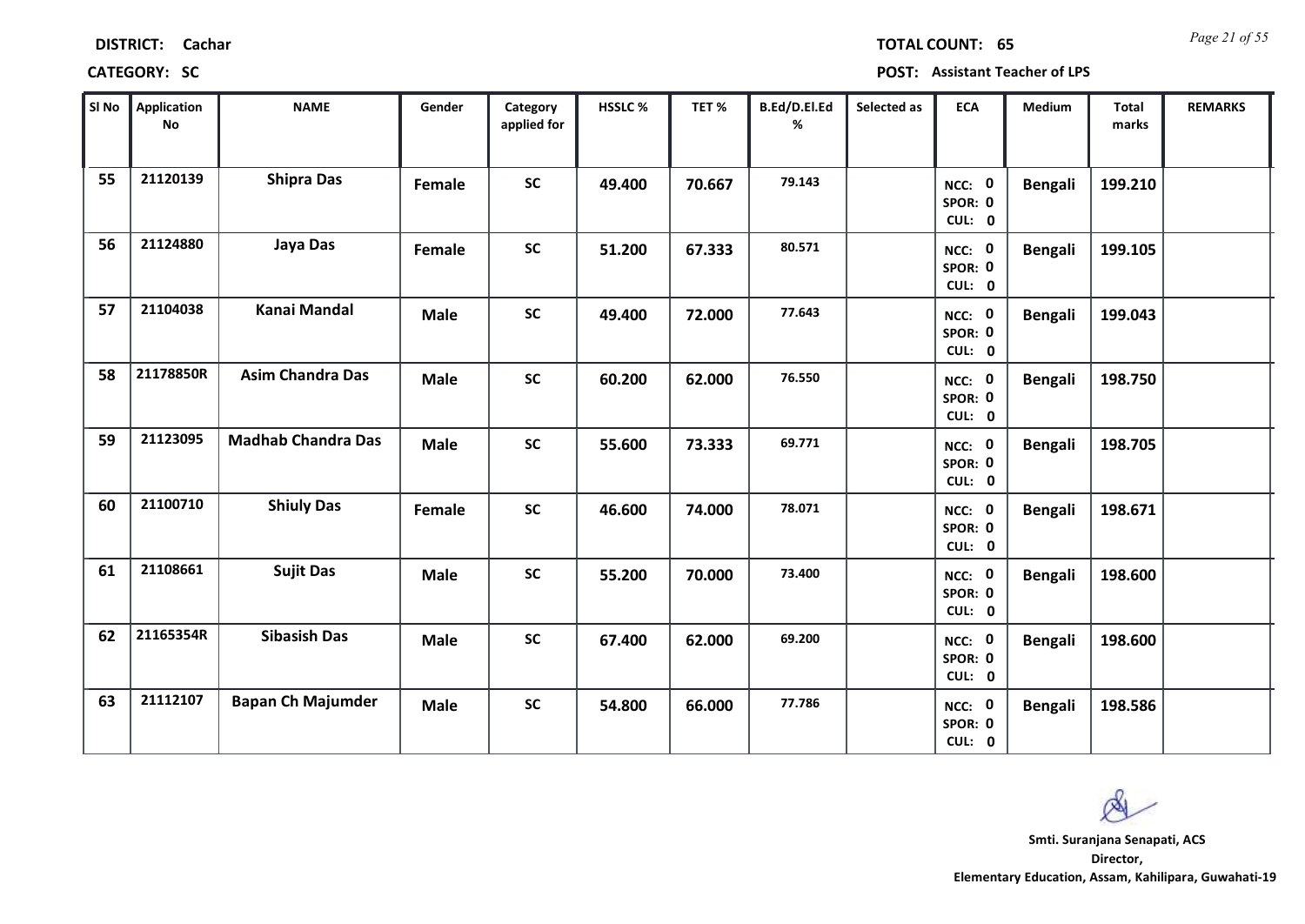**DISTRICT:** Cachar **TOTAL COUNT:** 65

**CATEGORY:** SC **POST:** Assistant Teacher of LPS

| Sl No | Application No | NAME | Gender | Category applied for | HSSLC % | TET % | B.Ed/D.El.Ed % | Selected as | ECA | Medium | Total marks | REMARKS |
|---|---|---|---|---|---|---|---|---|---|---|---|---|
| 55 | 21120139 | Shipra Das | Female | SC | 49.400 | 70.667 | 79.143 | | NCC: 0 SPOR: 0 CUL: 0 | Bengali | 199.210 | |
| 56 | 21124880 | Jaya Das | Female | SC | 51.200 | 67.333 | 80.571 | | NCC: 0 SPOR: 0 CUL: 0 | Bengali | 199.105 | |
| 57 | 21104038 | Kanai Mandal | Male | SC | 49.400 | 72.000 | 77.643 | | NCC: 0 SPOR: 0 CUL: 0 | Bengali | 199.043 | |
| 58 | 21178850R | Asim Chandra Das | Male | SC | 60.200 | 62.000 | 76.550 | | NCC: 0 SPOR: 0 CUL: 0 | Bengali | 198.750 | |
| 59 | 21123095 | Madhab Chandra Das | Male | SC | 55.600 | 73.333 | 69.771 | | NCC: 0 SPOR: 0 CUL: 0 | Bengali | 198.705 | |
| 60 | 21100710 | Shiuly Das | Female | SC | 46.600 | 74.000 | 78.071 | | NCC: 0 SPOR: 0 CUL: 0 | Bengali | 198.671 | |
| 61 | 21108661 | Sujit Das | Male | SC | 55.200 | 70.000 | 73.400 | | NCC: 0 SPOR: 0 CUL: 0 | Bengali | 198.600 | |
| 62 | 21165354R | Sibasish Das | Male | SC | 67.400 | 62.000 | 69.200 | | NCC: 0 SPOR: 0 CUL: 0 | Bengali | 198.600 | |
| 63 | 21112107 | Bapan Ch Majumder | Male | SC | 54.800 | 66.000 | 77.786 | | NCC: 0 SPOR: 0 CUL: 0 | Bengali | 198.586 | |

**Smti. Suranjana Senapati, ACS**
**Director,**
**Elementary Education, Assam, Kahilipara, Guwahati-19**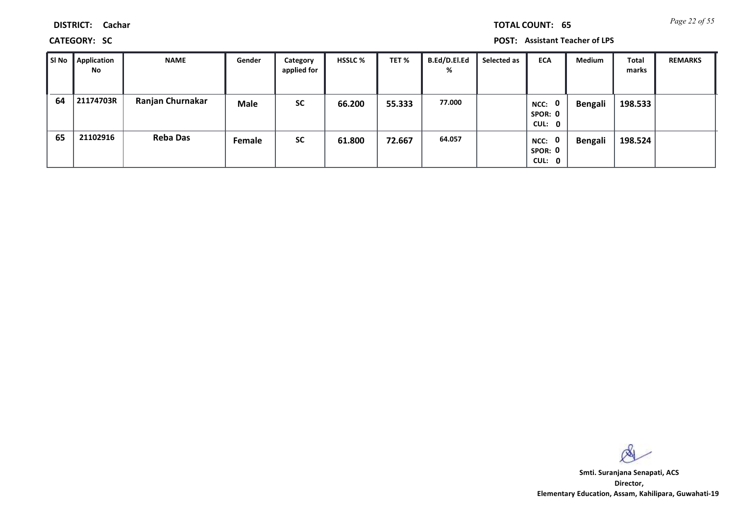**DISTRICT:** Cachar

**CATEGORY:** SC

**TOTAL COUNT:** 65

**POST:** Assistant Teacher of LPS

| Sl No | Application No | NAME | Gender | Category applied for | HSSLC % | TET % | B.Ed/D.El.Ed % | Selected as | ECA | Medium | Total marks | REMARKS |
|---|---|---|---|---|---|---|---|---|---|---|---|---|
| 64 | 21174703R | Ranjan Churnakar | Male | SC | 66.200 | 55.333 | 77.000 | | NCC: 0 SPOR: 0 CUL: 0 | Bengali | 198.533 | |
| 65 | 21102916 | Reba Das | Female | SC | 61.800 | 72.667 | 64.057 | | NCC: 0 SPOR: 0 CUL: 0 | Bengali | 198.524 | |

**Smti. Suranjana Senapati, ACS**
**Director,**
**Elementary Education, Assam, Kahilipara, Guwahati-19**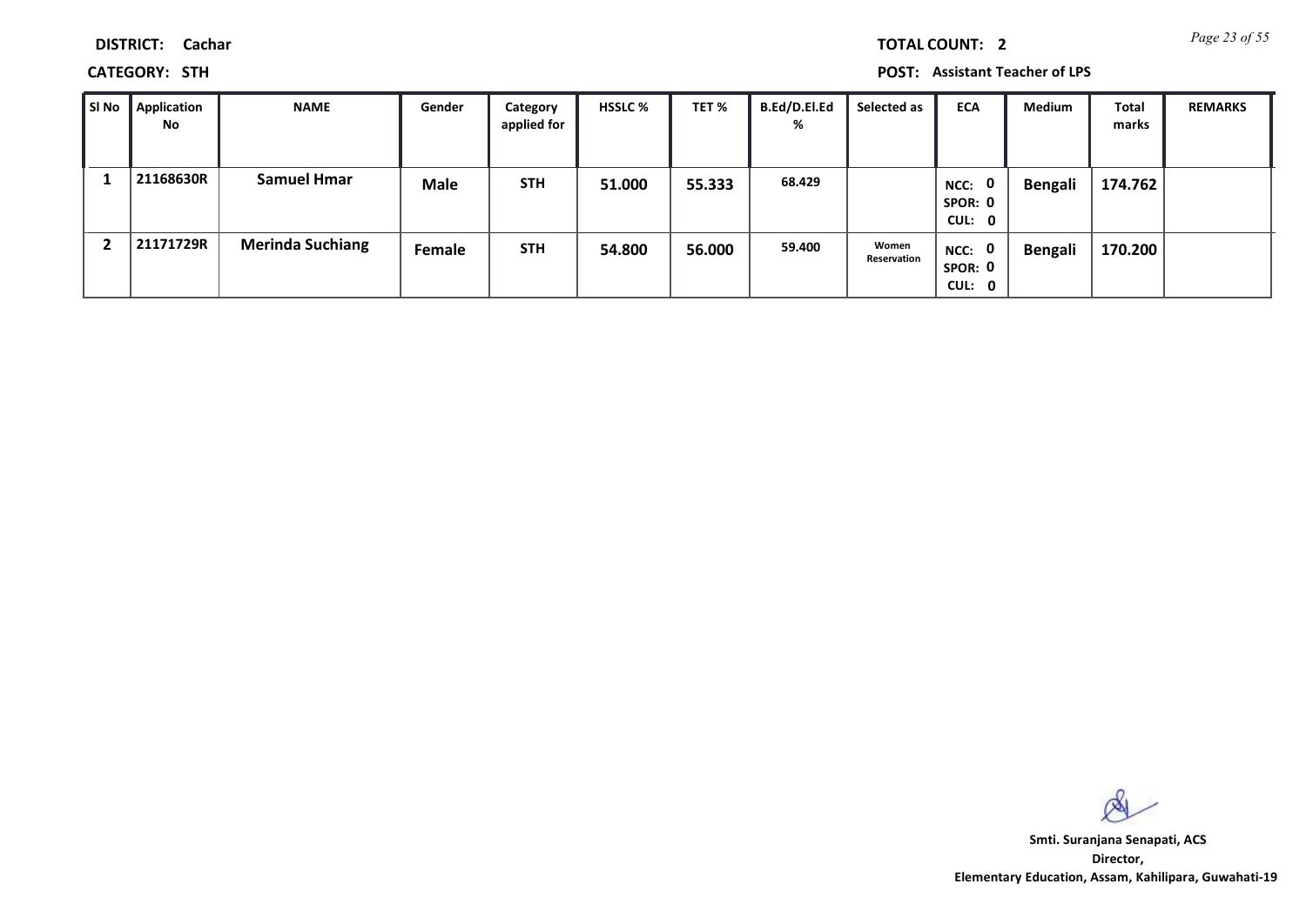**DISTRICT:** Cachar

**TOTAL COUNT:** 2

**CATEGORY:** STH

**POST:** Assistant Teacher of LPS

| Sl No | Application No | NAME | Gender | Category applied for | HSSLC % | TET % | B.Ed/D.El.Ed % | Selected as | ECA | Medium | Total marks | REMARKS |
|---|---|---|---|---|---|---|---|---|---|---|---|---|
| 1 | 21168630R | Samuel Hmar | Male | STH | 51.000 | 55.333 | 68.429 | | NCC: 0 SPOR: 0 CUL: 0 | Bengali | 174.762 | |
| 2 | 21171729R | Merinda Suchiang | Female | STH | 54.800 | 56.000 | 59.400 | Women Reservation | NCC: 0 SPOR: 0 CUL: 0 | Bengali | 170.200 | |

**Smti. Suranjana Senapati, ACS**
**Director,**
**Elementary Education, Assam, Kahilipara, Guwahati-19**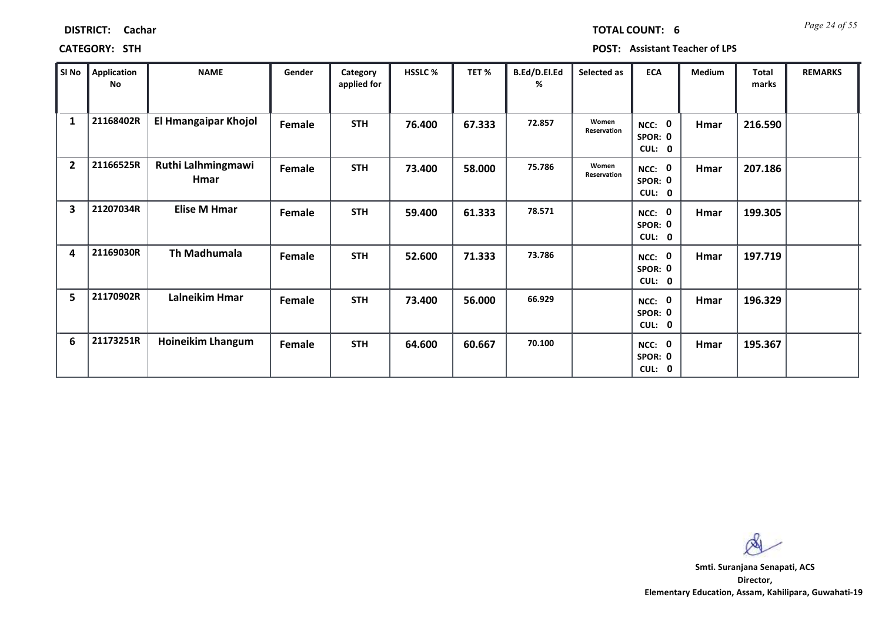**DISTRICT:** Cachar

**TOTAL COUNT:** 6

**CATEGORY:** STH

**POST:** Assistant Teacher of LPS

| Sl No | Application No | NAME | Gender | Category applied for | HSSLC % | TET % | B.Ed/D.El.Ed % | Selected as | ECA | Medium | Total marks | REMARKS |
|---|---|---|---|---|---|---|---|---|---|---|---|---|
| 1 | 21168402R | El Hmangaipar Khojol | Female | STH | 76.400 | 67.333 | 72.857 | Women Reservation | NCC: 0 SPOR: 0 CUL: 0 | Hmar | 216.590 | |
| 2 | 21166525R | Ruthi Lalhmingmawi Hmar | Female | STH | 73.400 | 58.000 | 75.786 | Women Reservation | NCC: 0 SPOR: 0 CUL: 0 | Hmar | 207.186 | |
| 3 | 21207034R | Elise M Hmar | Female | STH | 59.400 | 61.333 | 78.571 | | NCC: 0 SPOR: 0 CUL: 0 | Hmar | 199.305 | |
| 4 | 21169030R | Th Madhumala | Female | STH | 52.600 | 71.333 | 73.786 | | NCC: 0 SPOR: 0 CUL: 0 | Hmar | 197.719 | |
| 5 | 21170902R | Lalneikim Hmar | Female | STH | 73.400 | 56.000 | 66.929 | | NCC: 0 SPOR: 0 CUL: 0 | Hmar | 196.329 | |
| 6 | 21173251R | Hoineikim Lhangum | Female | STH | 64.600 | 60.667 | 70.100 | | NCC: 0 SPOR: 0 CUL: 0 | Hmar | 195.367 | |

**Smti. Suranjana Senapati, ACS**
**Director,**
**Elementary Education, Assam, Kahilipara, Guwahati-19**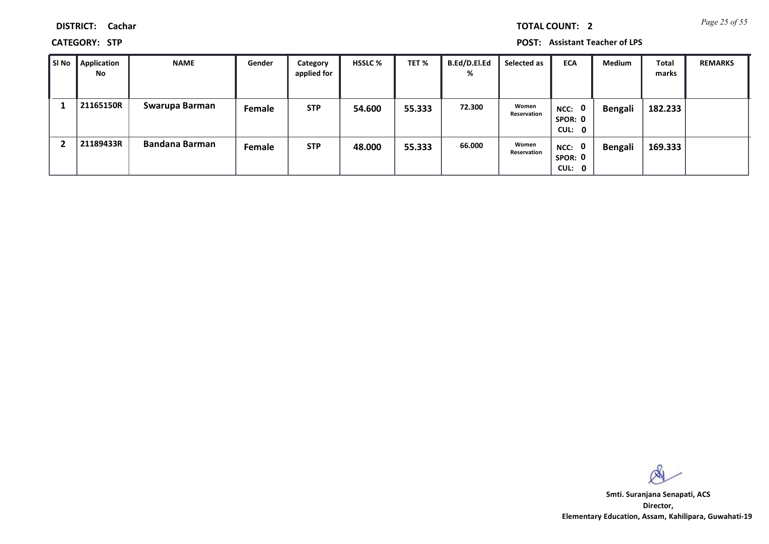**DISTRICT:** Cachar

**TOTAL COUNT:** 2

**CATEGORY:** STP

**POST:** Assistant Teacher of LPS

| Sl No | Application No | NAME | Gender | Category applied for | HSSLC % | TET % | B.Ed/D.El.Ed % | Selected as | ECA | Medium | Total marks | REMARKS |
|---|---|---|---|---|---|---|---|---|---|---|---|---|
| 1 | 21165150R | Swarupa Barman | Female | STP | 54.600 | 55.333 | 72.300 | Women Reservation | NCC: 0 SPOR: 0 CUL: 0 | Bengali | 182.233 | |
| 2 | 21189433R | Bandana Barman | Female | STP | 48.000 | 55.333 | 66.000 | Women Reservation | NCC: 0 SPOR: 0 CUL: 0 | Bengali | 169.333 | |

**Smti. Suranjana Senapati, ACS**
**Director,**
**Elementary Education, Assam, Kahilipara, Guwahati-19**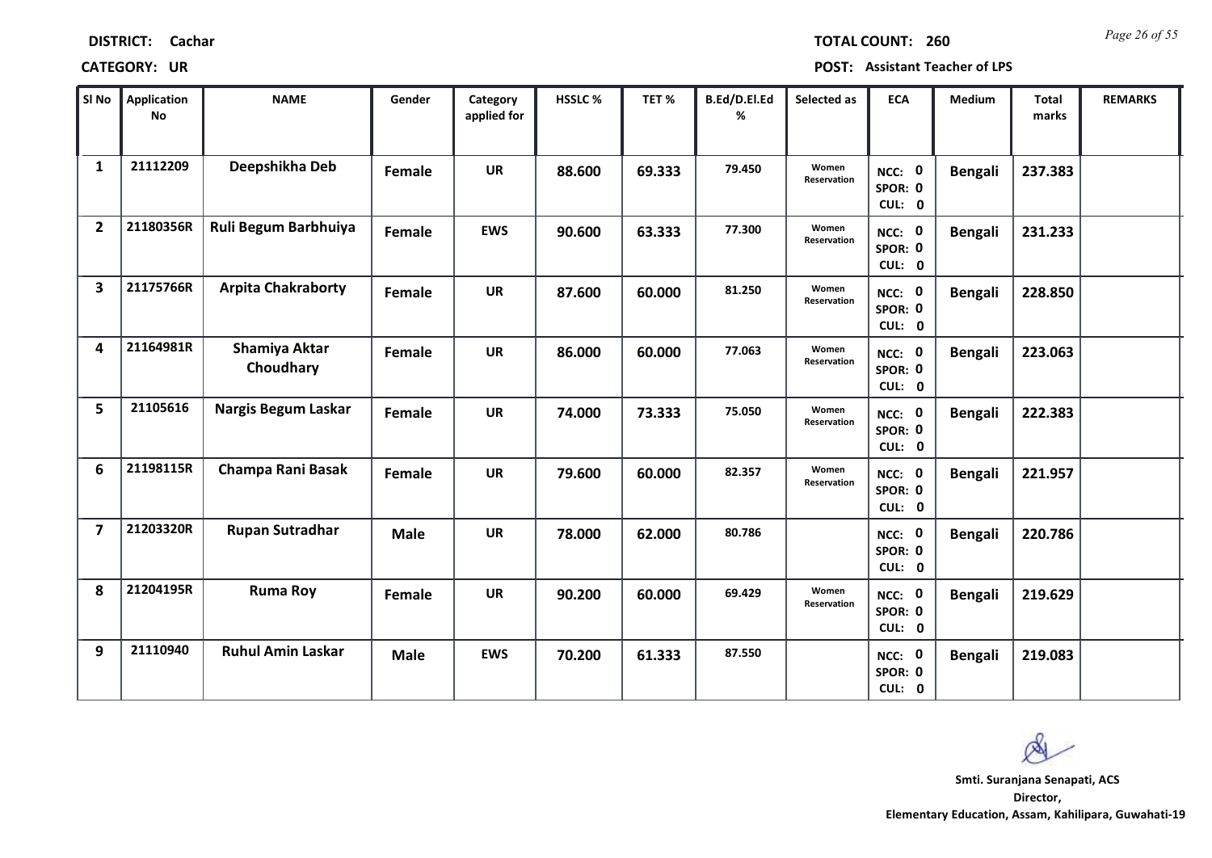**DISTRICT:** Cachar

**CATEGORY:** UR

**TOTAL COUNT:** 260

**POST:** Assistant Teacher of LPS

| Sl No | Application No | NAME | Gender | Category applied for | HSSLC % | TET % | B.Ed/D.El.Ed % | Selected as | ECA | Medium | Total marks | REMARKS |
|---|---|---|---|---|---|---|---|---|---|---|---|---|
| 1 | 21112209 | Deepshikha Deb | Female | UR | 88.600 | 69.333 | 79.450 | Women Reservation | NCC: 0 SPOR: 0 CUL: 0 | Bengali | 237.383 | |
| 2 | 21180356R | Ruli Begum Barbhuiya | Female | EWS | 90.600 | 63.333 | 77.300 | Women Reservation | NCC: 0 SPOR: 0 CUL: 0 | Bengali | 231.233 | |
| 3 | 21175766R | Arpita Chakraborty | Female | UR | 87.600 | 60.000 | 81.250 | Women Reservation | NCC: 0 SPOR: 0 CUL: 0 | Bengali | 228.850 | |
| 4 | 21164981R | Shamiya Aktar Choudhary | Female | UR | 86.000 | 60.000 | 77.063 | Women Reservation | NCC: 0 SPOR: 0 CUL: 0 | Bengali | 223.063 | |
| 5 | 21105616 | Nargis Begum Laskar | Female | UR | 74.000 | 73.333 | 75.050 | Women Reservation | NCC: 0 SPOR: 0 CUL: 0 | Bengali | 222.383 | |
| 6 | 21198115R | Champa Rani Basak | Female | UR | 79.600 | 60.000 | 82.357 | Women Reservation | NCC: 0 SPOR: 0 CUL: 0 | Bengali | 221.957 | |
| 7 | 21203320R | Rupan Sutradhar | Male | UR | 78.000 | 62.000 | 80.786 | | NCC: 0 SPOR: 0 CUL: 0 | Bengali | 220.786 | |
| 8 | 21204195R | Ruma Roy | Female | UR | 90.200 | 60.000 | 69.429 | Women Reservation | NCC: 0 SPOR: 0 CUL: 0 | Bengali | 219.629 | |
| 9 | 21110940 | Ruhul Amin Laskar | Male | EWS | 70.200 | 61.333 | 87.550 | | NCC: 0 SPOR: 0 CUL: 0 | Bengali | 219.083 | |

**Smti. Suranjana Senapati, ACS**
**Director,**
**Elementary Education, Assam, Kahilipara, Guwahati-19**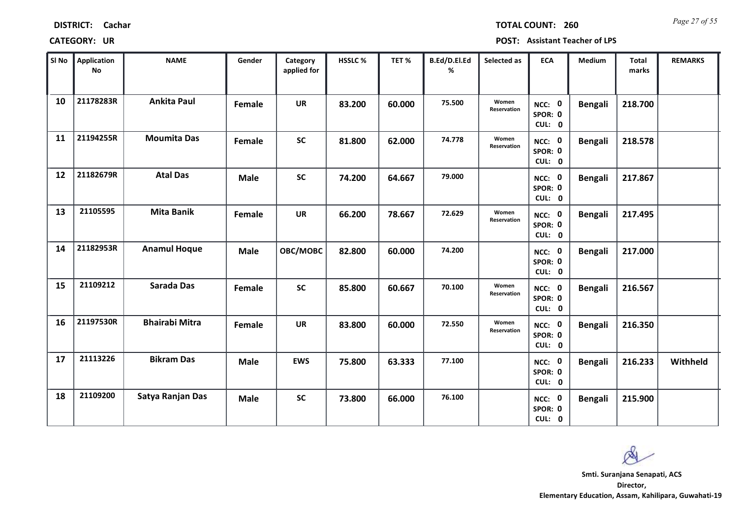**DISTRICT:** Cachar

**TOTAL COUNT:** 260

**CATEGORY:** UR

**POST:** Assistant Teacher of LPS

| Sl No | Application No | NAME | Gender | Category applied for | HSSLC % | TET % | B.Ed/D.El.Ed % | Selected as | ECA | Medium | Total marks | REMARKS |
|---|---|---|---|---|---|---|---|---|---|---|---|---|
| 10 | 21178283R | Ankita Paul | Female | UR | 83.200 | 60.000 | 75.500 | Women Reservation | NCC: 0 SPOR: 0 CUL: 0 | Bengali | 218.700 | |
| 11 | 21194255R | Moumita Das | Female | SC | 81.800 | 62.000 | 74.778 | Women Reservation | NCC: 0 SPOR: 0 CUL: 0 | Bengali | 218.578 | |
| 12 | 21182679R | Atal Das | Male | SC | 74.200 | 64.667 | 79.000 | | NCC: 0 SPOR: 0 CUL: 0 | Bengali | 217.867 | |
| 13 | 21105595 | Mita Banik | Female | UR | 66.200 | 78.667 | 72.629 | Women Reservation | NCC: 0 SPOR: 0 CUL: 0 | Bengali | 217.495 | |
| 14 | 21182953R | Anamul Hoque | Male | OBC/MOBC | 82.800 | 60.000 | 74.200 | | NCC: 0 SPOR: 0 CUL: 0 | Bengali | 217.000 | |
| 15 | 21109212 | Sarada Das | Female | SC | 85.800 | 60.667 | 70.100 | Women Reservation | NCC: 0 SPOR: 0 CUL: 0 | Bengali | 216.567 | |
| 16 | 21197530R | Bhairabi Mitra | Female | UR | 83.800 | 60.000 | 72.550 | Women Reservation | NCC: 0 SPOR: 0 CUL: 0 | Bengali | 216.350 | |
| 17 | 21113226 | Bikram Das | Male | EWS | 75.800 | 63.333 | 77.100 | | NCC: 0 SPOR: 0 CUL: 0 | Bengali | 216.233 | Withheld |
| 18 | 21109200 | Satya Ranjan Das | Male | SC | 73.800 | 66.000 | 76.100 | | NCC: 0 SPOR: 0 CUL: 0 | Bengali | 215.900 | |

**Smti. Suranjana Senapati, ACS**
**Director,**
**Elementary Education, Assam, Kahilipara, Guwahati-19**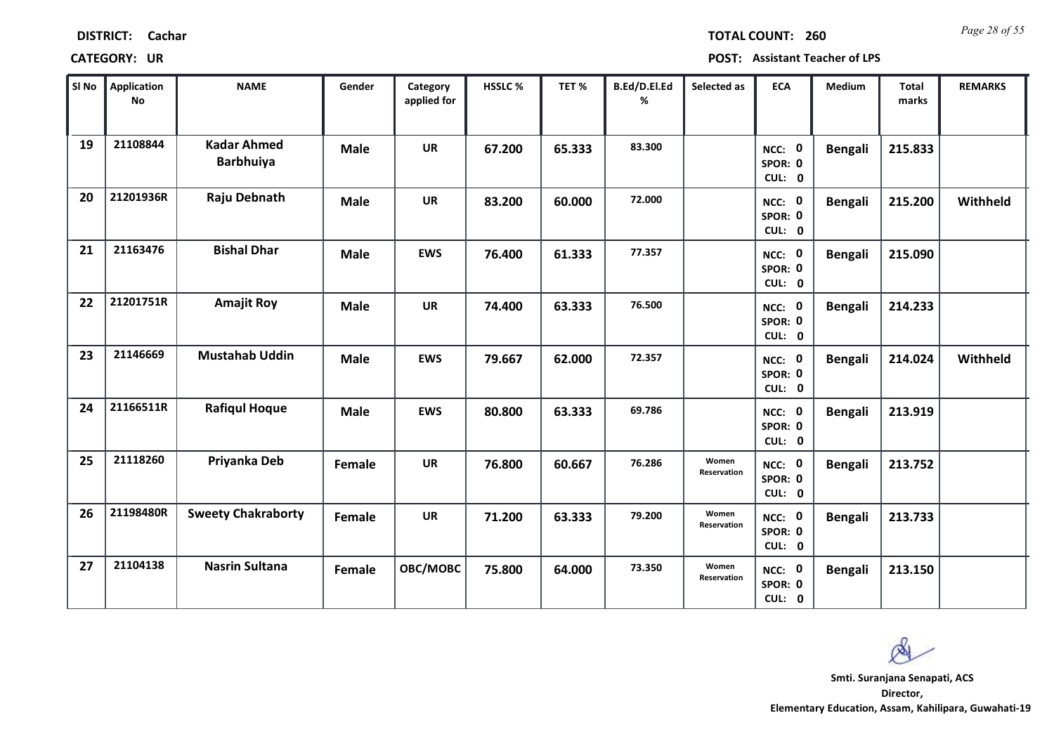**DISTRICT:** Cachar

**TOTAL COUNT:** 260

**CATEGORY:** UR

**POST:** Assistant Teacher of LPS

| Sl No | Application No | NAME | Gender | Category applied for | HSSLC % | TET % | B.Ed/D.El.Ed % | Selected as | ECA | Medium | Total marks | REMARKS |
|---|---|---|---|---|---|---|---|---|---|---|---|---|
| 19 | 21108844 | Kadar Ahmed Barbhuiya | Male | UR | 67.200 | 65.333 | 83.300 | | NCC: 0 SPOR: 0 CUL: 0 | Bengali | 215.833 | |
| 20 | 21201936R | Raju Debnath | Male | UR | 83.200 | 60.000 | 72.000 | | NCC: 0 SPOR: 0 CUL: 0 | Bengali | 215.200 | Withheld |
| 21 | 21163476 | Bishal Dhar | Male | EWS | 76.400 | 61.333 | 77.357 | | NCC: 0 SPOR: 0 CUL: 0 | Bengali | 215.090 | |
| 22 | 21201751R | Amajit Roy | Male | UR | 74.400 | 63.333 | 76.500 | | NCC: 0 SPOR: 0 CUL: 0 | Bengali | 214.233 | |
| 23 | 21146669 | Mustahab Uddin | Male | EWS | 79.667 | 62.000 | 72.357 | | NCC: 0 SPOR: 0 CUL: 0 | Bengali | 214.024 | Withheld |
| 24 | 21166511R | Rafiqul Hoque | Male | EWS | 80.800 | 63.333 | 69.786 | | NCC: 0 SPOR: 0 CUL: 0 | Bengali | 213.919 | |
| 25 | 21118260 | Priyanka Deb | Female | UR | 76.800 | 60.667 | 76.286 | Women Reservation | NCC: 0 SPOR: 0 CUL: 0 | Bengali | 213.752 | |
| 26 | 21198480R | Sweety Chakraborty | Female | UR | 71.200 | 63.333 | 79.200 | Women Reservation | NCC: 0 SPOR: 0 CUL: 0 | Bengali | 213.733 | |
| 27 | 21104138 | Nasrin Sultana | Female | OBC/MOBC | 75.800 | 64.000 | 73.350 | Women Reservation | NCC: 0 SPOR: 0 CUL: 0 | Bengali | 213.150 | |

**Smti. Suranjana Senapati, ACS**
**Director,**
**Elementary Education, Assam, Kahilipara, Guwahati-19**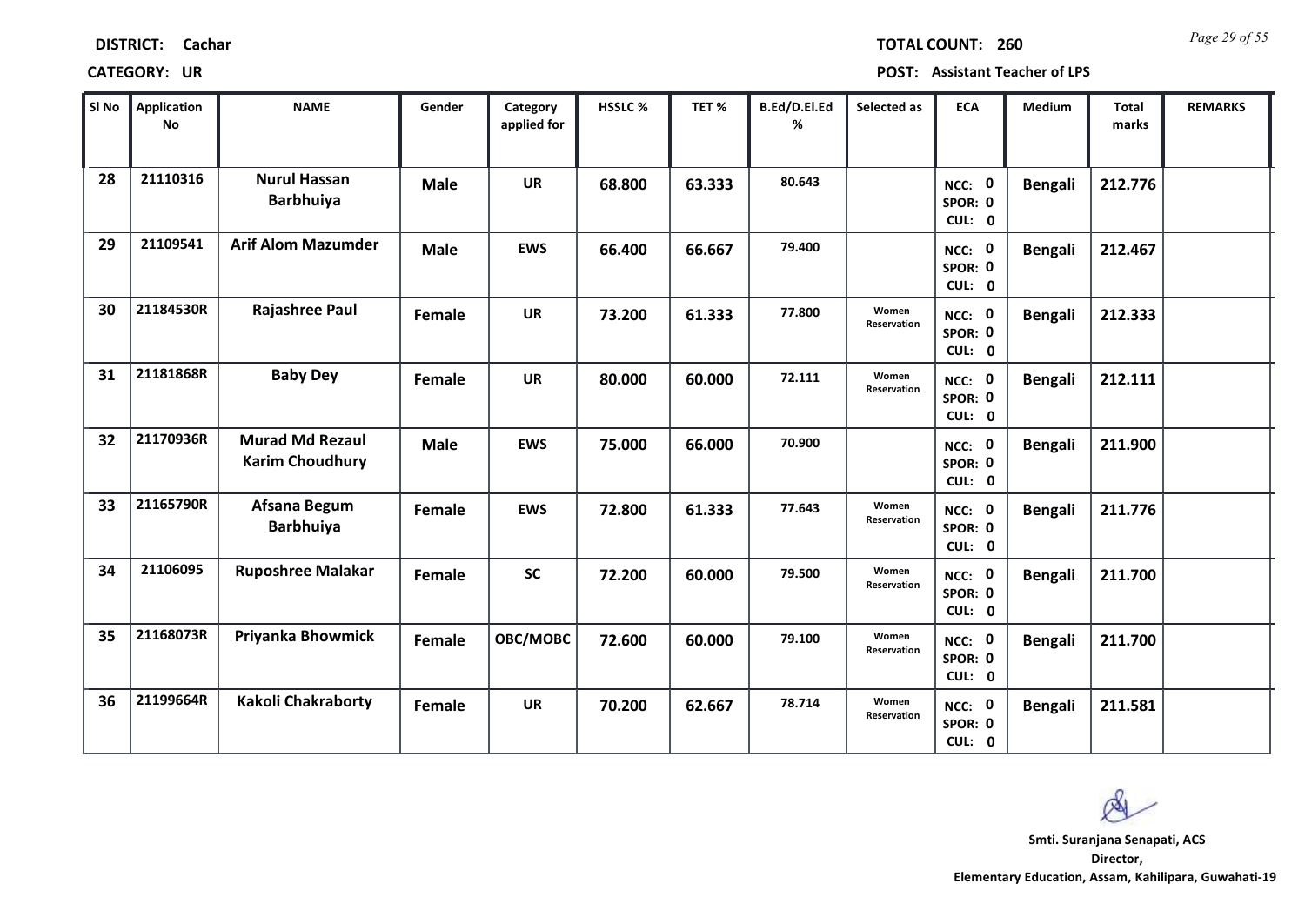**DISTRICT:** Cachar **TOTAL COUNT:** 260

**CATEGORY:** UR **POST:** Assistant Teacher of LPS

| Sl No | Application No | NAME | Gender | Category applied for | HSSLC % | TET % | B.Ed/D.El.Ed % | Selected as | ECA | Medium | Total marks | REMARKS |
|---|---|---|---|---|---|---|---|---|---|---|---|---|
| 28 | 21110316 | Nurul Hassan Barbhuiya | Male | UR | 68.800 | 63.333 | 80.643 | | NCC: 0 SPOR: 0 CUL: 0 | Bengali | 212.776 | |
| 29 | 21109541 | Arif Alom Mazumder | Male | EWS | 66.400 | 66.667 | 79.400 | | NCC: 0 SPOR: 0 CUL: 0 | Bengali | 212.467 | |
| 30 | 21184530R | Rajashree Paul | Female | UR | 73.200 | 61.333 | 77.800 | Women Reservation | NCC: 0 SPOR: 0 CUL: 0 | Bengali | 212.333 | |
| 31 | 21181868R | Baby Dey | Female | UR | 80.000 | 60.000 | 72.111 | Women Reservation | NCC: 0 SPOR: 0 CUL: 0 | Bengali | 212.111 | |
| 32 | 21170936R | Murad Md Rezaul Karim Choudhury | Male | EWS | 75.000 | 66.000 | 70.900 | | NCC: 0 SPOR: 0 CUL: 0 | Bengali | 211.900 | |
| 33 | 21165790R | Afsana Begum Barbhuiya | Female | EWS | 72.800 | 61.333 | 77.643 | Women Reservation | NCC: 0 SPOR: 0 CUL: 0 | Bengali | 211.776 | |
| 34 | 21106095 | Ruposhree Malakar | Female | SC | 72.200 | 60.000 | 79.500 | Women Reservation | NCC: 0 SPOR: 0 CUL: 0 | Bengali | 211.700 | |
| 35 | 21168073R | Priyanka Bhowmick | Female | OBC/MOBC | 72.600 | 60.000 | 79.100 | Women Reservation | NCC: 0 SPOR: 0 CUL: 0 | Bengali | 211.700 | |
| 36 | 21199664R | Kakoli Chakraborty | Female | UR | 70.200 | 62.667 | 78.714 | Women Reservation | NCC: 0 SPOR: 0 CUL: 0 | Bengali | 211.581 | |

**Smti. Suranjana Senapati, ACS**
**Director,**
**Elementary Education, Assam, Kahilipara, Guwahati-19**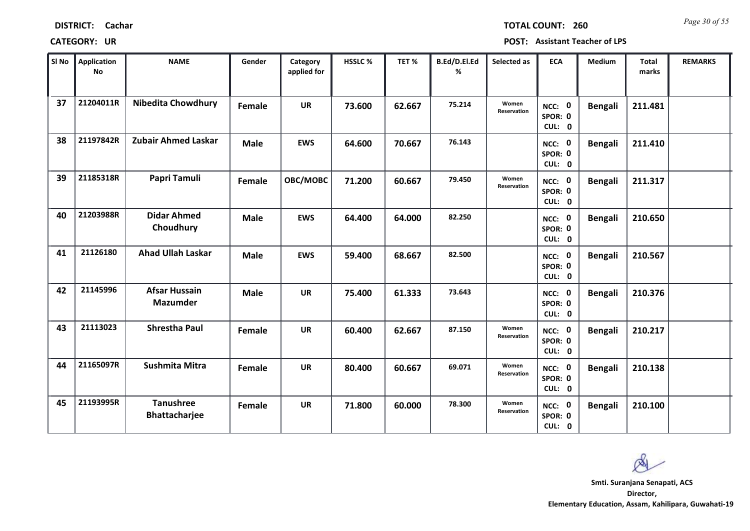**DISTRICT:** Cachar

**TOTAL COUNT:** 260

**CATEGORY:** UR

**POST:** Assistant Teacher of LPS

| Sl No | Application No | NAME | Gender | Category applied for | HSSLC % | TET % | B.Ed/D.El.Ed % | Selected as | ECA | Medium | Total marks | REMARKS |
|---|---|---|---|---|---|---|---|---|---|---|---|---|
| 37 | 21204011R | Nibedita Chowdhury | Female | UR | 73.600 | 62.667 | 75.214 | Women Reservation | NCC: 0 SPOR: 0 CUL: 0 | Bengali | 211.481 | |
| 38 | 21197842R | Zubair Ahmed Laskar | Male | EWS | 64.600 | 70.667 | 76.143 | | NCC: 0 SPOR: 0 CUL: 0 | Bengali | 211.410 | |
| 39 | 21185318R | Papri Tamuli | Female | OBC/MOBC | 71.200 | 60.667 | 79.450 | Women Reservation | NCC: 0 SPOR: 0 CUL: 0 | Bengali | 211.317 | |
| 40 | 21203988R | Didar Ahmed Choudhury | Male | EWS | 64.400 | 64.000 | 82.250 | | NCC: 0 SPOR: 0 CUL: 0 | Bengali | 210.650 | |
| 41 | 21126180 | Ahad Ullah Laskar | Male | EWS | 59.400 | 68.667 | 82.500 | | NCC: 0 SPOR: 0 CUL: 0 | Bengali | 210.567 | |
| 42 | 21145996 | Afsar Hussain Mazumder | Male | UR | 75.400 | 61.333 | 73.643 | | NCC: 0 SPOR: 0 CUL: 0 | Bengali | 210.376 | |
| 43 | 21113023 | Shrestha Paul | Female | UR | 60.400 | 62.667 | 87.150 | Women Reservation | NCC: 0 SPOR: 0 CUL: 0 | Bengali | 210.217 | |
| 44 | 21165097R | Sushmita Mitra | Female | UR | 80.400 | 60.667 | 69.071 | Women Reservation | NCC: 0 SPOR: 0 CUL: 0 | Bengali | 210.138 | |
| 45 | 21193995R | Tanushree Bhattacharjee | Female | UR | 71.800 | 60.000 | 78.300 | Women Reservation | NCC: 0 SPOR: 0 CUL: 0 | Bengali | 210.100 | |

**Smti. Suranjana Senapati, ACS**
**Director,**
**Elementary Education, Assam, Kahilipara, Guwahati-19**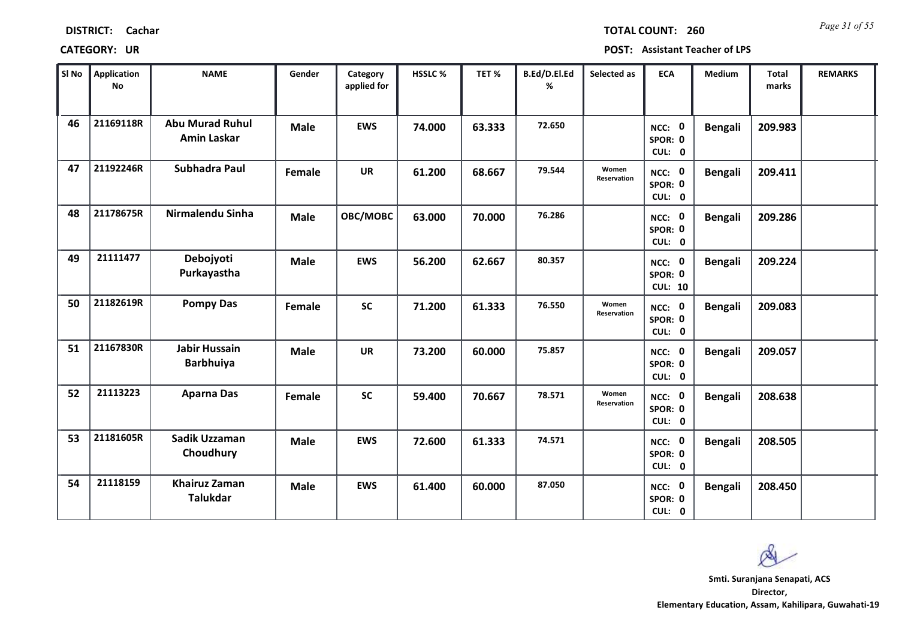**DISTRICT:** Cachar

**TOTAL COUNT:** 260

**CATEGORY:** UR

**POST:** Assistant Teacher of LPS

| Sl No | Application No | NAME | Gender | Category applied for | HSSLC % | TET % | B.Ed/D.El.Ed % | Selected as | ECA | Medium | Total marks | REMARKS |
|---|---|---|---|---|---|---|---|---|---|---|---|---|
| 46 | 21169118R | Abu Murad Ruhul Amin Laskar | Male | EWS | 74.000 | 63.333 | 72.650 | | NCC: 0 SPOR: 0 CUL: 0 | Bengali | 209.983 | |
| 47 | 21192246R | Subhadra Paul | Female | UR | 61.200 | 68.667 | 79.544 | Women Reservation | NCC: 0 SPOR: 0 CUL: 0 | Bengali | 209.411 | |
| 48 | 21178675R | Nirmalendu Sinha | Male | OBC/MOBC | 63.000 | 70.000 | 76.286 | | NCC: 0 SPOR: 0 CUL: 0 | Bengali | 209.286 | |
| 49 | 21111477 | Debojyoti Purkayastha | Male | EWS | 56.200 | 62.667 | 80.357 | | NCC: 0 SPOR: 0 CUL: 10 | Bengali | 209.224 | |
| 50 | 21182619R | Pompy Das | Female | SC | 71.200 | 61.333 | 76.550 | Women Reservation | NCC: 0 SPOR: 0 CUL: 0 | Bengali | 209.083 | |
| 51 | 21167830R | Jabir Hussain Barbhuiya | Male | UR | 73.200 | 60.000 | 75.857 | | NCC: 0 SPOR: 0 CUL: 0 | Bengali | 209.057 | |
| 52 | 21113223 | Aparna Das | Female | SC | 59.400 | 70.667 | 78.571 | Women Reservation | NCC: 0 SPOR: 0 CUL: 0 | Bengali | 208.638 | |
| 53 | 21181605R | Sadik Uzzaman Choudhury | Male | EWS | 72.600 | 61.333 | 74.571 | | NCC: 0 SPOR: 0 CUL: 0 | Bengali | 208.505 | |
| 54 | 21118159 | Khairuz Zaman Talukdar | Male | EWS | 61.400 | 60.000 | 87.050 | | NCC: 0 SPOR: 0 CUL: 0 | Bengali | 208.450 | |

**Smti. Suranjana Senapati, ACS**
**Director,**
**Elementary Education, Assam, Kahilipara, Guwahati-19**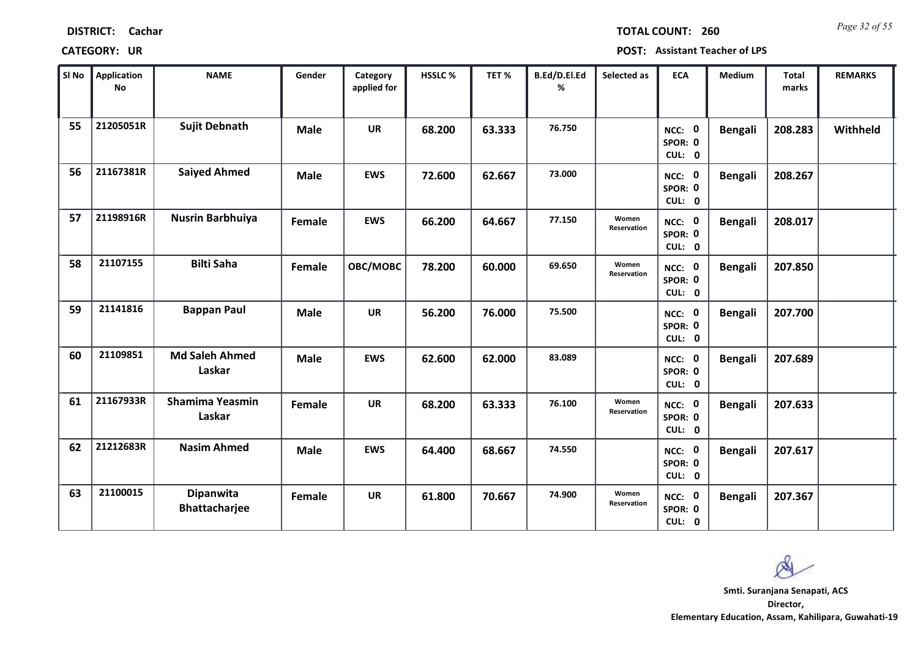**DISTRICT: Cachar**

**TOTAL COUNT: 260**

**CATEGORY: UR**

**POST: Assistant Teacher of LPS**

| Sl No | Application No | NAME | Gender | Category applied for | HSSLC % | TET % | B.Ed/D.El.Ed % | Selected as | ECA | Medium | Total marks | REMARKS |
|---|---|---|---|---|---|---|---|---|---|---|---|---|
| 55 | 21205051R | Sujit Debnath | Male | UR | 68.200 | 63.333 | 76.750 | | NCC: 0 SPOR: 0 CUL: 0 | Bengali | 208.283 | Withheld |
| 56 | 21167381R | Saiyed Ahmed | Male | EWS | 72.600 | 62.667 | 73.000 | | NCC: 0 SPOR: 0 CUL: 0 | Bengali | 208.267 | |
| 57 | 21198916R | Nusrin Barbhuiya | Female | EWS | 66.200 | 64.667 | 77.150 | Women Reservation | NCC: 0 SPOR: 0 CUL: 0 | Bengali | 208.017 | |
| 58 | 21107155 | Bilti Saha | Female | OBC/MOBC | 78.200 | 60.000 | 69.650 | Women Reservation | NCC: 0 SPOR: 0 CUL: 0 | Bengali | 207.850 | |
| 59 | 21141816 | Bappan Paul | Male | UR | 56.200 | 76.000 | 75.500 | | NCC: 0 SPOR: 0 CUL: 0 | Bengali | 207.700 | |
| 60 | 21109851 | Md Saleh Ahmed Laskar | Male | EWS | 62.600 | 62.000 | 83.089 | | NCC: 0 SPOR: 0 CUL: 0 | Bengali | 207.689 | |
| 61 | 21167933R | Shamima Yeasmin Laskar | Female | UR | 68.200 | 63.333 | 76.100 | Women Reservation | NCC: 0 SPOR: 0 CUL: 0 | Bengali | 207.633 | |
| 62 | 21212683R | Nasim Ahmed | Male | EWS | 64.400 | 68.667 | 74.550 | | NCC: 0 SPOR: 0 CUL: 0 | Bengali | 207.617 | |
| 63 | 21100015 | Dipanwita Bhattacharjee | Female | UR | 61.800 | 70.667 | 74.900 | Women Reservation | NCC: 0 SPOR: 0 CUL: 0 | Bengali | 207.367 | |

**Smti. Suranjana Senapati, ACS**
**Director,**
**Elementary Education, Assam, Kahilipara, Guwahati-19**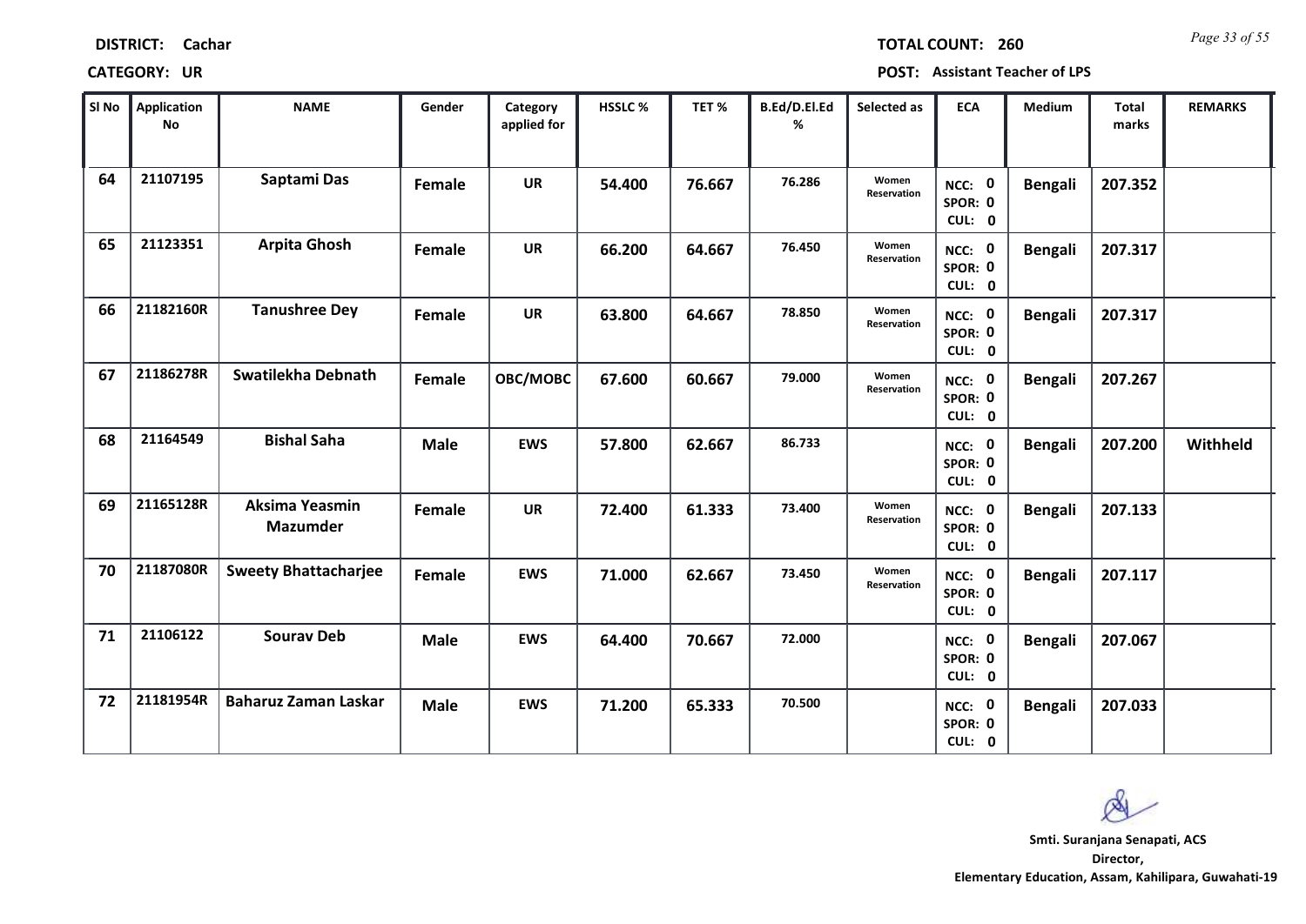**DISTRICT:** Cachar

**TOTAL COUNT:** 260

**CATEGORY:** UR

**POST:** Assistant Teacher of LPS

| Sl No | Application No | NAME | Gender | Category applied for | HSSLC % | TET % | B.Ed/D.El.Ed % | Selected as | ECA | Medium | Total marks | REMARKS |
|---|---|---|---|---|---|---|---|---|---|---|---|---|
| 64 | 21107195 | Saptami Das | Female | UR | 54.400 | 76.667 | 76.286 | Women Reservation | NCC: 0 SPOR: 0 CUL: 0 | Bengali | 207.352 | |
| 65 | 21123351 | Arpita Ghosh | Female | UR | 66.200 | 64.667 | 76.450 | Women Reservation | NCC: 0 SPOR: 0 CUL: 0 | Bengali | 207.317 | |
| 66 | 21182160R | Tanushree Dey | Female | UR | 63.800 | 64.667 | 78.850 | Women Reservation | NCC: 0 SPOR: 0 CUL: 0 | Bengali | 207.317 | |
| 67 | 21186278R | Swatilekha Debnath | Female | OBC/MOBC | 67.600 | 60.667 | 79.000 | Women Reservation | NCC: 0 SPOR: 0 CUL: 0 | Bengali | 207.267 | |
| 68 | 21164549 | Bishal Saha | Male | EWS | 57.800 | 62.667 | 86.733 | | NCC: 0 SPOR: 0 CUL: 0 | Bengali | 207.200 | Withheld |
| 69 | 21165128R | Aksima Yeasmin Mazumder | Female | UR | 72.400 | 61.333 | 73.400 | Women Reservation | NCC: 0 SPOR: 0 CUL: 0 | Bengali | 207.133 | |
| 70 | 21187080R | Sweety Bhattacharjee | Female | EWS | 71.000 | 62.667 | 73.450 | Women Reservation | NCC: 0 SPOR: 0 CUL: 0 | Bengali | 207.117 | |
| 71 | 21106122 | Sourav Deb | Male | EWS | 64.400 | 70.667 | 72.000 | | NCC: 0 SPOR: 0 CUL: 0 | Bengali | 207.067 | |
| 72 | 21181954R | Baharuz Zaman Laskar | Male | EWS | 71.200 | 65.333 | 70.500 | | NCC: 0 SPOR: 0 CUL: 0 | Bengali | 207.033 | |

**Smti. Suranjana Senapati, ACS**
**Director,**
**Elementary Education, Assam, Kahilipara, Guwahati-19**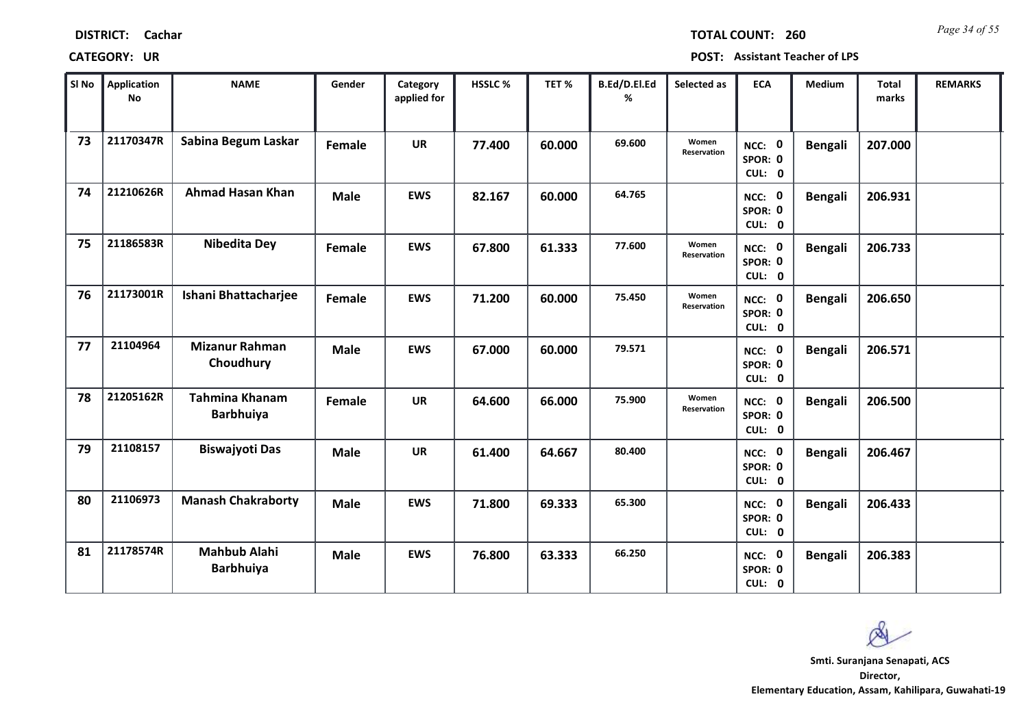**DISTRICT:** Cachar

**TOTAL COUNT:** 260

**CATEGORY:** UR

**POST:** Assistant Teacher of LPS

| Sl No | Application No | NAME | Gender | Category applied for | HSSLC % | TET % | B.Ed/D.El.Ed % | Selected as | ECA | Medium | Total marks | REMARKS |
|---|---|---|---|---|---|---|---|---|---|---|---|---|
| 73 | 21170347R | Sabina Begum Laskar | Female | UR | 77.400 | 60.000 | 69.600 | Women Reservation | NCC: 0 SPOR: 0 CUL: 0 | Bengali | 207.000 | |
| 74 | 21210626R | Ahmad Hasan Khan | Male | EWS | 82.167 | 60.000 | 64.765 | | NCC: 0 SPOR: 0 CUL: 0 | Bengali | 206.931 | |
| 75 | 21186583R | Nibedita Dey | Female | EWS | 67.800 | 61.333 | 77.600 | Women Reservation | NCC: 0 SPOR: 0 CUL: 0 | Bengali | 206.733 | |
| 76 | 21173001R | Ishani Bhattacharjee | Female | EWS | 71.200 | 60.000 | 75.450 | Women Reservation | NCC: 0 SPOR: 0 CUL: 0 | Bengali | 206.650 | |
| 77 | 21104964 | Mizanur Rahman Choudhury | Male | EWS | 67.000 | 60.000 | 79.571 | | NCC: 0 SPOR: 0 CUL: 0 | Bengali | 206.571 | |
| 78 | 21205162R | Tahmina Khanam Barbhuiya | Female | UR | 64.600 | 66.000 | 75.900 | Women Reservation | NCC: 0 SPOR: 0 CUL: 0 | Bengali | 206.500 | |
| 79 | 21108157 | Biswajyoti Das | Male | UR | 61.400 | 64.667 | 80.400 | | NCC: 0 SPOR: 0 CUL: 0 | Bengali | 206.467 | |
| 80 | 21106973 | Manash Chakraborty | Male | EWS | 71.800 | 69.333 | 65.300 | | NCC: 0 SPOR: 0 CUL: 0 | Bengali | 206.433 | |
| 81 | 21178574R | Mahbub Alahi Barbhuiya | Male | EWS | 76.800 | 63.333 | 66.250 | | NCC: 0 SPOR: 0 CUL: 0 | Bengali | 206.383 | |

**Smti. Suranjana Senapati, ACS**
**Director,**
**Elementary Education, Assam, Kahilipara, Guwahati-19**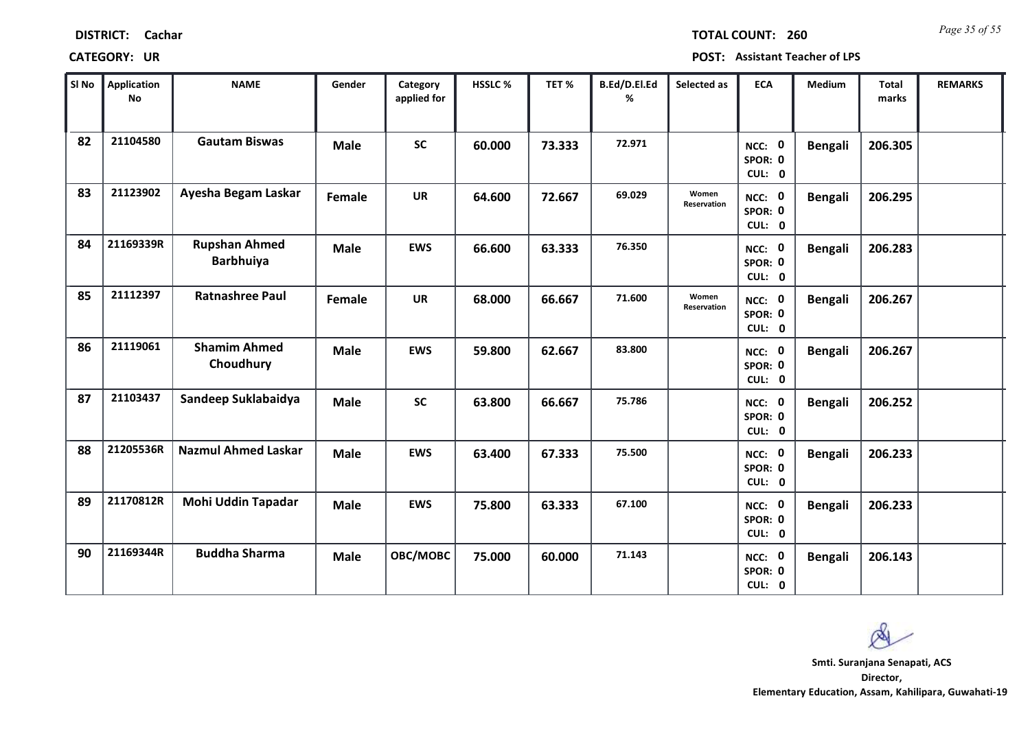**DISTRICT:** Cachar

**TOTAL COUNT:** 260

**CATEGORY:** UR

**POST:** Assistant Teacher of LPS

| Sl No | Application No | NAME | Gender | Category applied for | HSSLC % | TET % | B.Ed/D.El.Ed % | Selected as | ECA | Medium | Total marks | REMARKS |
|---|---|---|---|---|---|---|---|---|---|---|---|---|
| 82 | 21104580 | Gautam Biswas | Male | SC | 60.000 | 73.333 | 72.971 | | NCC: 0 SPOR: 0 CUL: 0 | Bengali | 206.305 | |
| 83 | 21123902 | Ayesha Begam Laskar | Female | UR | 64.600 | 72.667 | 69.029 | Women Reservation | NCC: 0 SPOR: 0 CUL: 0 | Bengali | 206.295 | |
| 84 | 21169339R | Rupshan Ahmed Barbhuiya | Male | EWS | 66.600 | 63.333 | 76.350 | | NCC: 0 SPOR: 0 CUL: 0 | Bengali | 206.283 | |
| 85 | 21112397 | Ratnashree Paul | Female | UR | 68.000 | 66.667 | 71.600 | Women Reservation | NCC: 0 SPOR: 0 CUL: 0 | Bengali | 206.267 | |
| 86 | 21119061 | Shamim Ahmed Choudhury | Male | EWS | 59.800 | 62.667 | 83.800 | | NCC: 0 SPOR: 0 CUL: 0 | Bengali | 206.267 | |
| 87 | 21103437 | Sandeep Suklabaidya | Male | SC | 63.800 | 66.667 | 75.786 | | NCC: 0 SPOR: 0 CUL: 0 | Bengali | 206.252 | |
| 88 | 21205536R | Nazmul Ahmed Laskar | Male | EWS | 63.400 | 67.333 | 75.500 | | NCC: 0 SPOR: 0 CUL: 0 | Bengali | 206.233 | |
| 89 | 21170812R | Mohi Uddin Tapadar | Male | EWS | 75.800 | 63.333 | 67.100 | | NCC: 0 SPOR: 0 CUL: 0 | Bengali | 206.233 | |
| 90 | 21169344R | Buddha Sharma | Male | OBC/MOBC | 75.000 | 60.000 | 71.143 | | NCC: 0 SPOR: 0 CUL: 0 | Bengali | 206.143 | |

**Smti. Suranjana Senapati, ACS**
**Director,**
**Elementary Education, Assam, Kahilipara, Guwahati-19**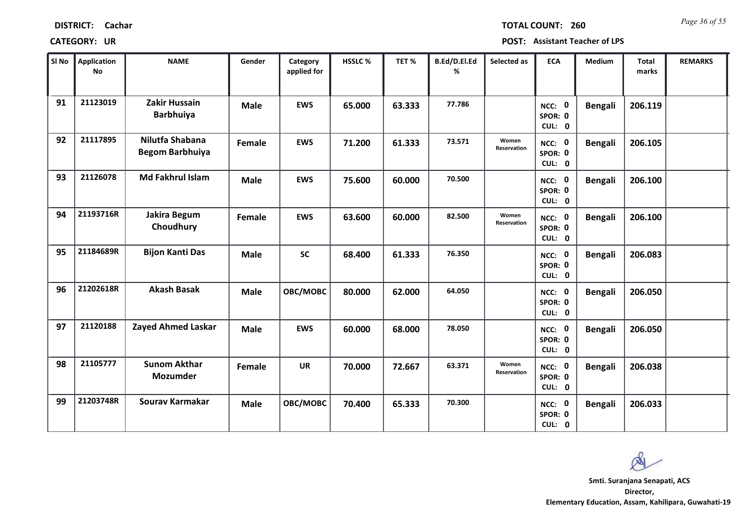**DISTRICT:** Cachar | **TOTAL COUNT:** 260

**CATEGORY:** UR | **POST:** Assistant Teacher of LPS

| Sl No | Application No | NAME | Gender | Category applied for | HSSLC % | TET % | B.Ed/D.El.Ed % | Selected as | ECA | Medium | Total marks | REMARKS |
|---|---|---|---|---|---|---|---|---|---|---|---|---|
| 91 | 21123019 | Zakir Hussain Barbhuiya | Male | EWS | 65.000 | 63.333 | 77.786 | | NCC: 0 SPOR: 0 CUL: 0 | Bengali | 206.119 | |
| 92 | 21117895 | Nilutfa Shabana Begom Barbhuiya | Female | EWS | 71.200 | 61.333 | 73.571 | Women Reservation | NCC: 0 SPOR: 0 CUL: 0 | Bengali | 206.105 | |
| 93 | 21126078 | Md Fakhrul Islam | Male | EWS | 75.600 | 60.000 | 70.500 | | NCC: 0 SPOR: 0 CUL: 0 | Bengali | 206.100 | |
| 94 | 21193716R | Jakira Begum Choudhury | Female | EWS | 63.600 | 60.000 | 82.500 | Women Reservation | NCC: 0 SPOR: 0 CUL: 0 | Bengali | 206.100 | |
| 95 | 21184689R | Bijon Kanti Das | Male | SC | 68.400 | 61.333 | 76.350 | | NCC: 0 SPOR: 0 CUL: 0 | Bengali | 206.083 | |
| 96 | 21202618R | Akash Basak | Male | OBC/MOBC | 80.000 | 62.000 | 64.050 | | NCC: 0 SPOR: 0 CUL: 0 | Bengali | 206.050 | |
| 97 | 21120188 | Zayed Ahmed Laskar | Male | EWS | 60.000 | 68.000 | 78.050 | | NCC: 0 SPOR: 0 CUL: 0 | Bengali | 206.050 | |
| 98 | 21105777 | Sunom Akthar Mozumder | Female | UR | 70.000 | 72.667 | 63.371 | Women Reservation | NCC: 0 SPOR: 0 CUL: 0 | Bengali | 206.038 | |
| 99 | 21203748R | Sourav Karmakar | Male | OBC/MOBC | 70.400 | 65.333 | 70.300 | | NCC: 0 SPOR: 0 CUL: 0 | Bengali | 206.033 | |

**Smti. Suranjana Senapati, ACS**
**Director,**
**Elementary Education, Assam, Kahilipara, Guwahati-19**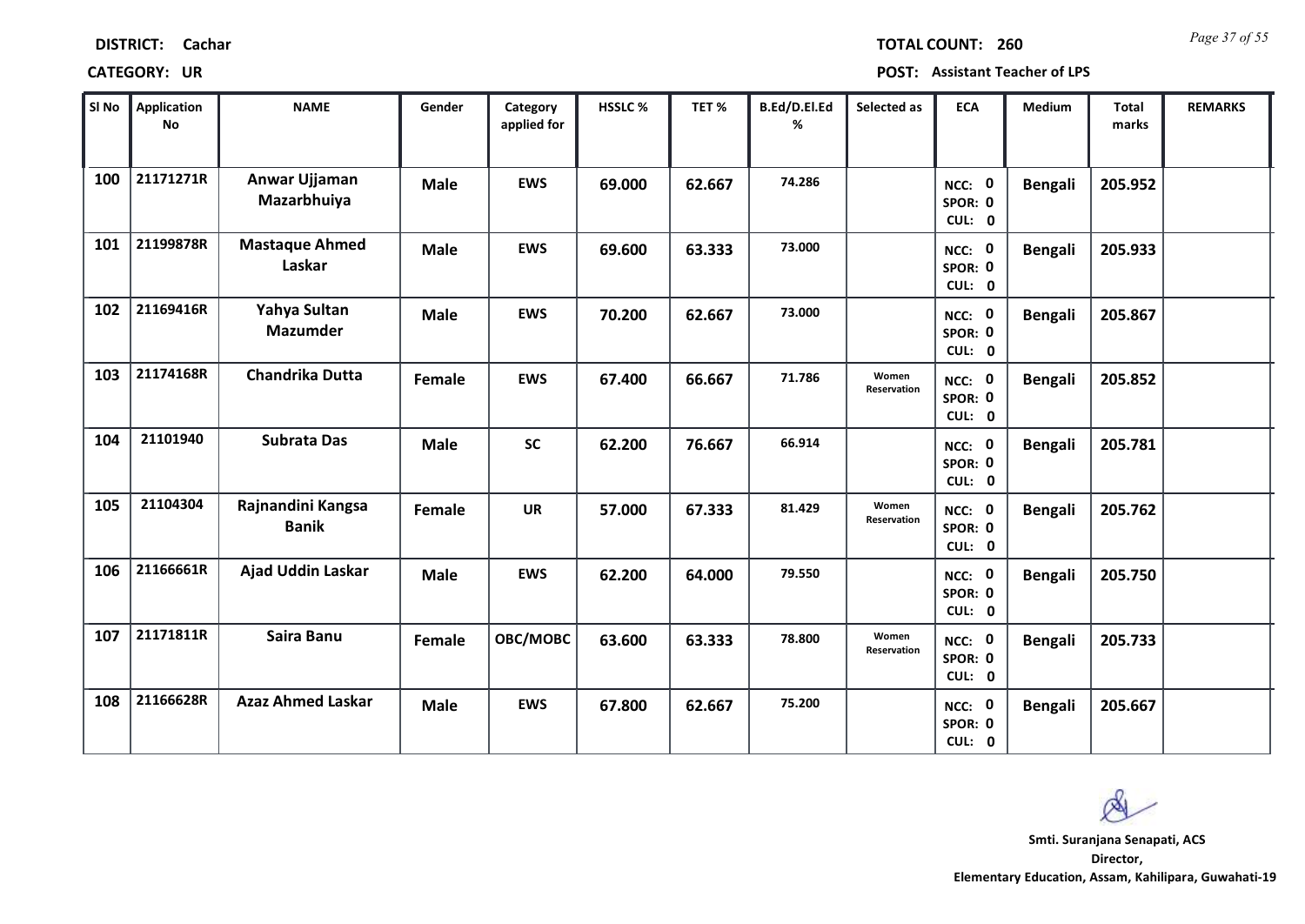**DISTRICT: Cachar**

**TOTAL COUNT: 260**

**CATEGORY: UR**

**POST: Assistant Teacher of LPS**

| Sl No | Application No | NAME | Gender | Category applied for | HSSLC % | TET % | B.Ed/D.El.Ed % | Selected as | ECA | Medium | Total marks | REMARKS |
|---|---|---|---|---|---|---|---|---|---|---|---|---|
| 100 | 21171271R | Anwar Ujjaman Mazarbhuiya | Male | EWS | 69.000 | 62.667 | 74.286 | | NCC: 0 SPOR: 0 CUL: 0 | Bengali | 205.952 | |
| 101 | 21199878R | Mastaque Ahmed Laskar | Male | EWS | 69.600 | 63.333 | 73.000 | | NCC: 0 SPOR: 0 CUL: 0 | Bengali | 205.933 | |
| 102 | 21169416R | Yahya Sultan Mazumder | Male | EWS | 70.200 | 62.667 | 73.000 | | NCC: 0 SPOR: 0 CUL: 0 | Bengali | 205.867 | |
| 103 | 21174168R | Chandrika Dutta | Female | EWS | 67.400 | 66.667 | 71.786 | Women Reservation | NCC: 0 SPOR: 0 CUL: 0 | Bengali | 205.852 | |
| 104 | 21101940 | Subrata Das | Male | SC | 62.200 | 76.667 | 66.914 | | NCC: 0 SPOR: 0 CUL: 0 | Bengali | 205.781 | |
| 105 | 21104304 | Rajnandini Kangsa Banik | Female | UR | 57.000 | 67.333 | 81.429 | Women Reservation | NCC: 0 SPOR: 0 CUL: 0 | Bengali | 205.762 | |
| 106 | 21166661R | Ajad Uddin Laskar | Male | EWS | 62.200 | 64.000 | 79.550 | | NCC: 0 SPOR: 0 CUL: 0 | Bengali | 205.750 | |
| 107 | 21171811R | Saira Banu | Female | OBC/MOBC | 63.600 | 63.333 | 78.800 | Women Reservation | NCC: 0 SPOR: 0 CUL: 0 | Bengali | 205.733 | |
| 108 | 21166628R | Azaz Ahmed Laskar | Male | EWS | 67.800 | 62.667 | 75.200 | | NCC: 0 SPOR: 0 CUL: 0 | Bengali | 205.667 | |

**Smti. Suranjana Senapati, ACS**
**Director,**
**Elementary Education, Assam, Kahilipara, Guwahati-19**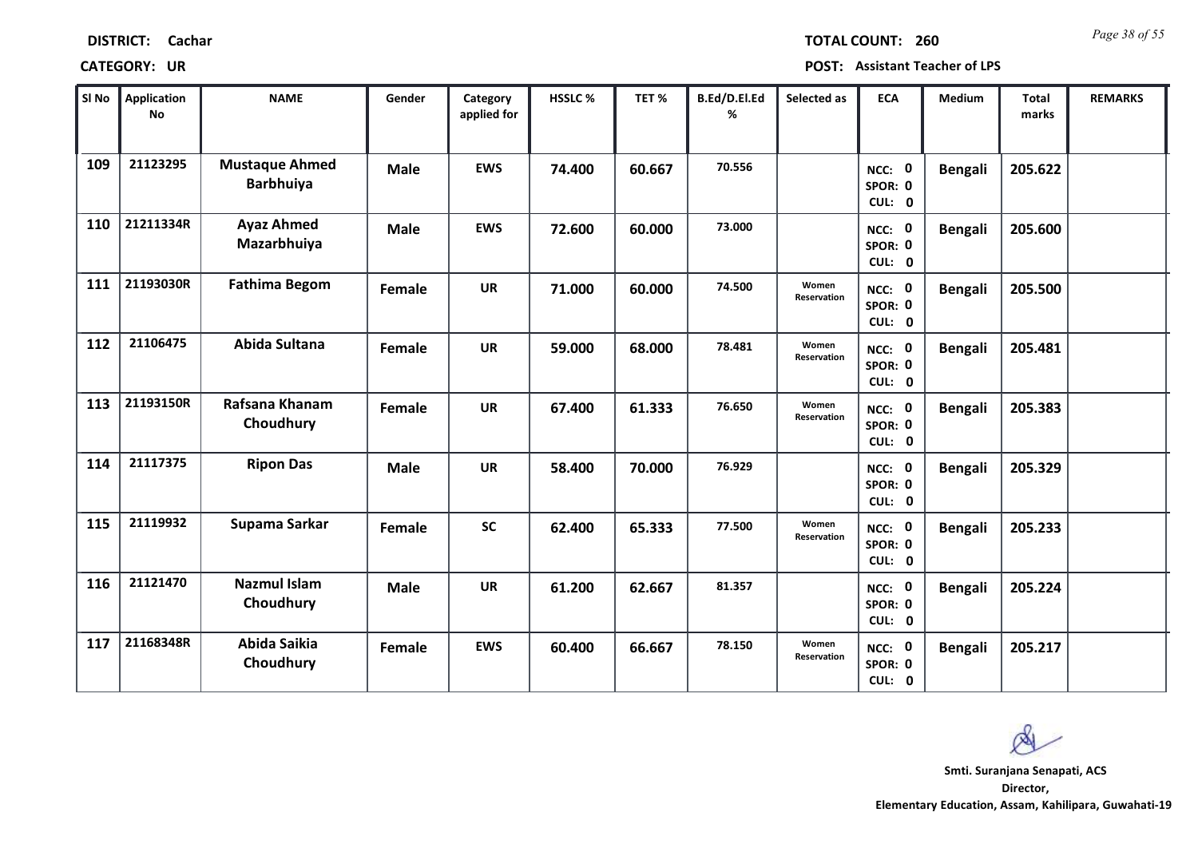**DISTRICT:** Cachar

**TOTAL COUNT:** 260

**CATEGORY:** UR

**POST:** Assistant Teacher of LPS

| Sl No | Application No | NAME | Gender | Category applied for | HSSLC % | TET % | B.Ed/D.El.Ed % | Selected as | ECA | Medium | Total marks | REMARKS |
|---|---|---|---|---|---|---|---|---|---|---|---|---|
| 109 | 21123295 | Mustaque Ahmed Barbhuiya | Male | EWS | 74.400 | 60.667 | 70.556 | | NCC: 0 SPOR: 0 CUL: 0 | Bengali | 205.622 | |
| 110 | 21211334R | Ayaz Ahmed Mazarbhuiya | Male | EWS | 72.600 | 60.000 | 73.000 | | NCC: 0 SPOR: 0 CUL: 0 | Bengali | 205.600 | |
| 111 | 21193030R | Fathima Begom | Female | UR | 71.000 | 60.000 | 74.500 | Women Reservation | NCC: 0 SPOR: 0 CUL: 0 | Bengali | 205.500 | |
| 112 | 21106475 | Abida Sultana | Female | UR | 59.000 | 68.000 | 78.481 | Women Reservation | NCC: 0 SPOR: 0 CUL: 0 | Bengali | 205.481 | |
| 113 | 21193150R | Rafsana Khanam Choudhury | Female | UR | 67.400 | 61.333 | 76.650 | Women Reservation | NCC: 0 SPOR: 0 CUL: 0 | Bengali | 205.383 | |
| 114 | 21117375 | Ripon Das | Male | UR | 58.400 | 70.000 | 76.929 | | NCC: 0 SPOR: 0 CUL: 0 | Bengali | 205.329 | |
| 115 | 21119932 | Supama Sarkar | Female | SC | 62.400 | 65.333 | 77.500 | Women Reservation | NCC: 0 SPOR: 0 CUL: 0 | Bengali | 205.233 | |
| 116 | 21121470 | Nazmul Islam Choudhury | Male | UR | 61.200 | 62.667 | 81.357 | | NCC: 0 SPOR: 0 CUL: 0 | Bengali | 205.224 | |
| 117 | 21168348R | Abida Saikia Choudhury | Female | EWS | 60.400 | 66.667 | 78.150 | Women Reservation | NCC: 0 SPOR: 0 CUL: 0 | Bengali | 205.217 | |

Smti. Suranjana Senapati, ACS
Director,
Elementary Education, Assam, Kahilipara, Guwahati-19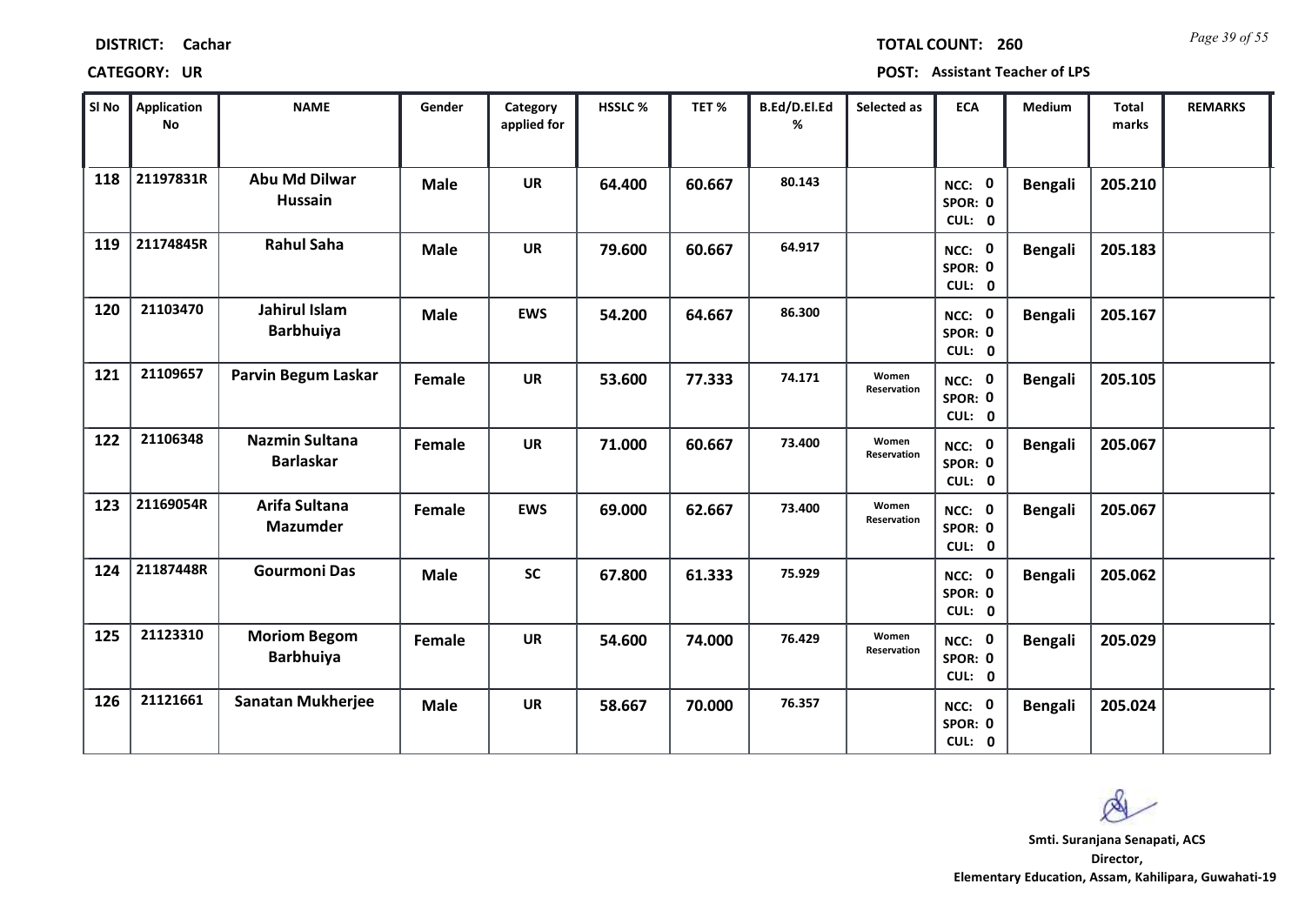**DISTRICT:** Cachar

**TOTAL COUNT:** 260

**CATEGORY:** UR

**POST:** Assistant Teacher of LPS

| Sl No | Application No | NAME | Gender | Category applied for | HSSLC % | TET % | B.Ed/D.El.Ed % | Selected as | ECA | Medium | Total marks | REMARKS |
|---|---|---|---|---|---|---|---|---|---|---|---|---|
| 118 | 21197831R | Abu Md Dilwar Hussain | Male | UR | 64.400 | 60.667 | 80.143 | | NCC: 0 SPOR: 0 CUL: 0 | Bengali | 205.210 | |
| 119 | 21174845R | Rahul Saha | Male | UR | 79.600 | 60.667 | 64.917 | | NCC: 0 SPOR: 0 CUL: 0 | Bengali | 205.183 | |
| 120 | 21103470 | Jahirul Islam Barbhuiya | Male | EWS | 54.200 | 64.667 | 86.300 | | NCC: 0 SPOR: 0 CUL: 0 | Bengali | 205.167 | |
| 121 | 21109657 | Parvin Begum Laskar | Female | UR | 53.600 | 77.333 | 74.171 | Women Reservation | NCC: 0 SPOR: 0 CUL: 0 | Bengali | 205.105 | |
| 122 | 21106348 | Nazmin Sultana Barlaskar | Female | UR | 71.000 | 60.667 | 73.400 | Women Reservation | NCC: 0 SPOR: 0 CUL: 0 | Bengali | 205.067 | |
| 123 | 21169054R | Arifa Sultana Mazumder | Female | EWS | 69.000 | 62.667 | 73.400 | Women Reservation | NCC: 0 SPOR: 0 CUL: 0 | Bengali | 205.067 | |
| 124 | 21187448R | Gourmoni Das | Male | SC | 67.800 | 61.333 | 75.929 | | NCC: 0 SPOR: 0 CUL: 0 | Bengali | 205.062 | |
| 125 | 21123310 | Moriom Begom Barbhuiya | Female | UR | 54.600 | 74.000 | 76.429 | Women Reservation | NCC: 0 SPOR: 0 CUL: 0 | Bengali | 205.029 | |
| 126 | 21121661 | Sanatan Mukherjee | Male | UR | 58.667 | 70.000 | 76.357 | | NCC: 0 SPOR: 0 CUL: 0 | Bengali | 205.024 | |

**Smti. Suranjana Senapati, ACS**
**Director,**
**Elementary Education, Assam, Kahilipara, Guwahati-19**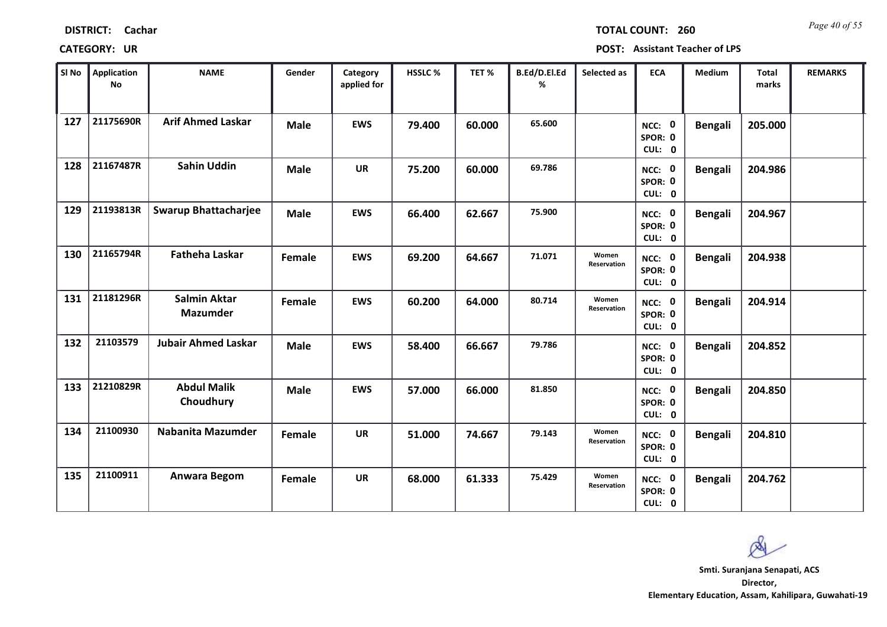**DISTRICT:** Cachar | **TOTAL COUNT:** 260

**CATEGORY:** UR | **POST:** Assistant Teacher of LPS

| Sl No | Application No | NAME | Gender | Category applied for | HSSLC % | TET % | B.Ed/D.El.Ed % | Selected as | ECA | Medium | Total marks | REMARKS |
|---|---|---|---|---|---|---|---|---|---|---|---|---|
| 127 | 21175690R | Arif Ahmed Laskar | Male | EWS | 79.400 | 60.000 | 65.600 | | NCC: 0 SPOR: 0 CUL: 0 | Bengali | 205.000 | |
| 128 | 21167487R | Sahin Uddin | Male | UR | 75.200 | 60.000 | 69.786 | | NCC: 0 SPOR: 0 CUL: 0 | Bengali | 204.986 | |
| 129 | 21193813R | Swarup Bhattacharjee | Male | EWS | 66.400 | 62.667 | 75.900 | | NCC: 0 SPOR: 0 CUL: 0 | Bengali | 204.967 | |
| 130 | 21165794R | Fatheha Laskar | Female | EWS | 69.200 | 64.667 | 71.071 | Women Reservation | NCC: 0 SPOR: 0 CUL: 0 | Bengali | 204.938 | |
| 131 | 21181296R | Salmin Aktar Mazumder | Female | EWS | 60.200 | 64.000 | 80.714 | Women Reservation | NCC: 0 SPOR: 0 CUL: 0 | Bengali | 204.914 | |
| 132 | 21103579 | Jubair Ahmed Laskar | Male | EWS | 58.400 | 66.667 | 79.786 | | NCC: 0 SPOR: 0 CUL: 0 | Bengali | 204.852 | |
| 133 | 21210829R | Abdul Malik Choudhury | Male | EWS | 57.000 | 66.000 | 81.850 | | NCC: 0 SPOR: 0 CUL: 0 | Bengali | 204.850 | |
| 134 | 21100930 | Nabanita Mazumder | Female | UR | 51.000 | 74.667 | 79.143 | Women Reservation | NCC: 0 SPOR: 0 CUL: 0 | Bengali | 204.810 | |
| 135 | 21100911 | Anwara Begom | Female | UR | 68.000 | 61.333 | 75.429 | Women Reservation | NCC: 0 SPOR: 0 CUL: 0 | Bengali | 204.762 | |

**Smti. Suranjana Senapati, ACS**
**Director,**
**Elementary Education, Assam, Kahilipara, Guwahati-19**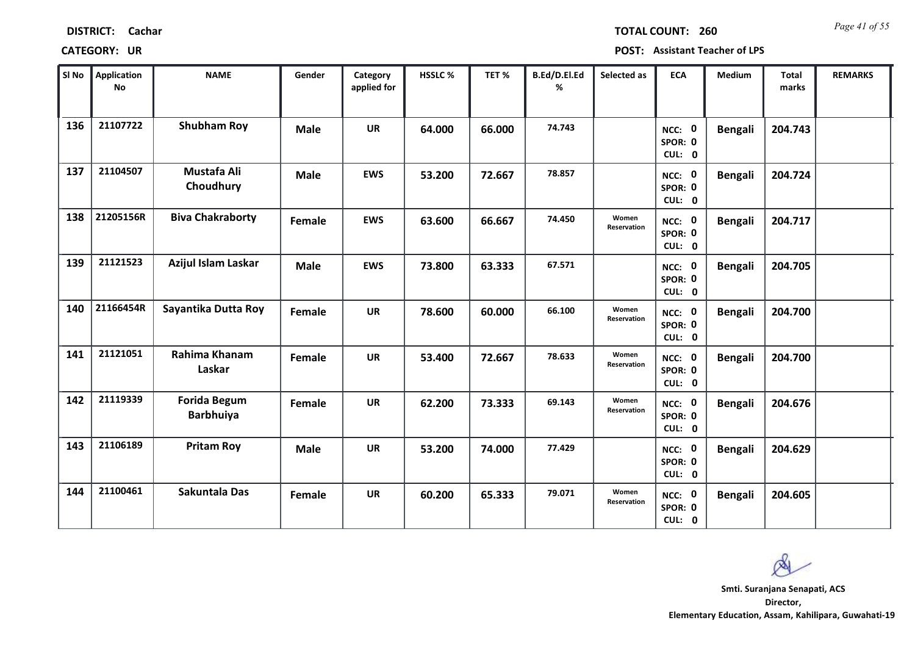**DISTRICT:** Cachar

**TOTAL COUNT:** 260

**CATEGORY:** UR

**POST:** Assistant Teacher of LPS

| Sl No | Application No | NAME | Gender | Category applied for | HSSLC % | TET % | B.Ed/D.El.Ed % | Selected as | ECA | Medium | Total marks | REMARKS |
|---|---|---|---|---|---|---|---|---|---|---|---|---|
| 136 | 21107722 | Shubham Roy | Male | UR | 64.000 | 66.000 | 74.743 | | NCC: 0 SPOR: 0 CUL: 0 | Bengali | 204.743 | |
| 137 | 21104507 | Mustafa Ali Choudhury | Male | EWS | 53.200 | 72.667 | 78.857 | | NCC: 0 SPOR: 0 CUL: 0 | Bengali | 204.724 | |
| 138 | 21205156R | Biva Chakraborty | Female | EWS | 63.600 | 66.667 | 74.450 | Women Reservation | NCC: 0 SPOR: 0 CUL: 0 | Bengali | 204.717 | |
| 139 | 21121523 | Azijul Islam Laskar | Male | EWS | 73.800 | 63.333 | 67.571 | | NCC: 0 SPOR: 0 CUL: 0 | Bengali | 204.705 | |
| 140 | 21166454R | Sayantika Dutta Roy | Female | UR | 78.600 | 60.000 | 66.100 | Women Reservation | NCC: 0 SPOR: 0 CUL: 0 | Bengali | 204.700 | |
| 141 | 21121051 | Rahima Khanam Laskar | Female | UR | 53.400 | 72.667 | 78.633 | Women Reservation | NCC: 0 SPOR: 0 CUL: 0 | Bengali | 204.700 | |
| 142 | 21119339 | Forida Begum Barbhuiya | Female | UR | 62.200 | 73.333 | 69.143 | Women Reservation | NCC: 0 SPOR: 0 CUL: 0 | Bengali | 204.676 | |
| 143 | 21106189 | Pritam Roy | Male | UR | 53.200 | 74.000 | 77.429 | | NCC: 0 SPOR: 0 CUL: 0 | Bengali | 204.629 | |
| 144 | 21100461 | Sakuntala Das | Female | UR | 60.200 | 65.333 | 79.071 | Women Reservation | NCC: 0 SPOR: 0 CUL: 0 | Bengali | 204.605 | |

**Smti. Suranjana Senapati, ACS**
**Director,**
**Elementary Education, Assam, Kahilipara, Guwahati-19**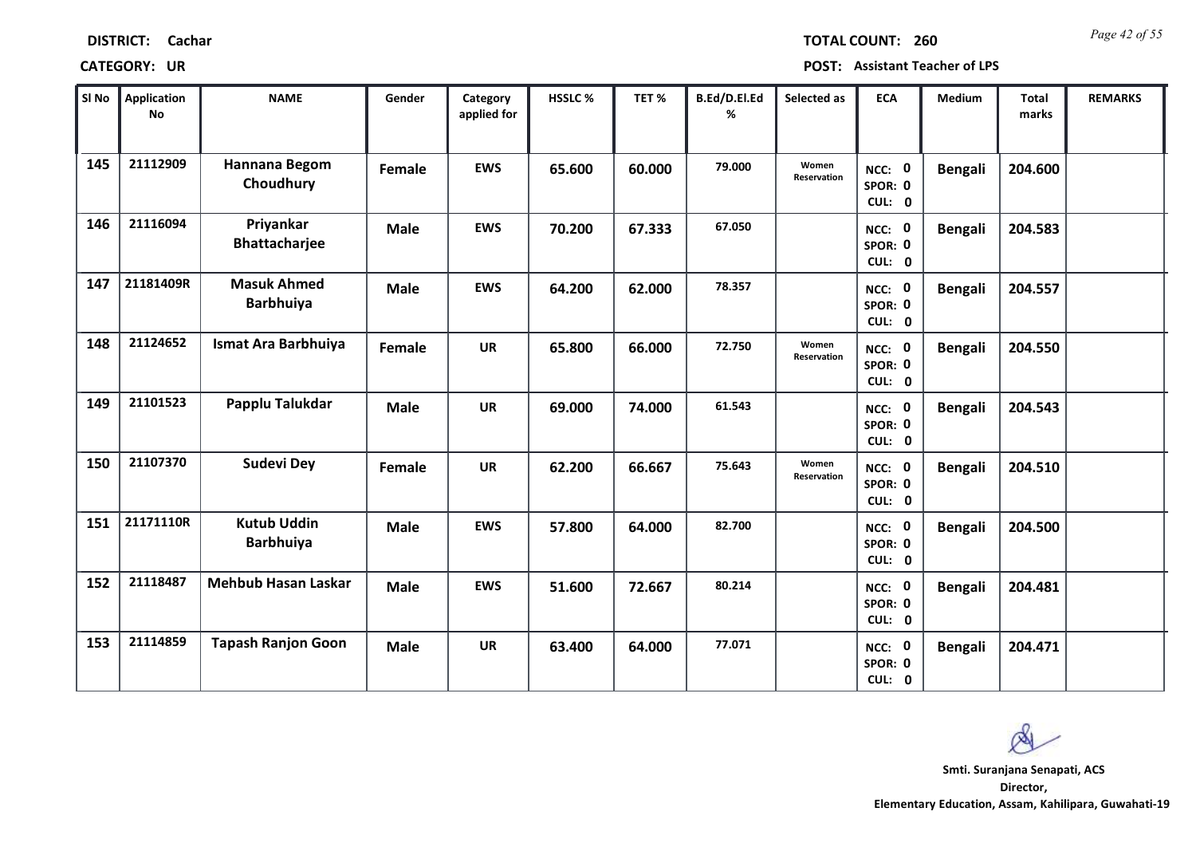**DISTRICT:** Cachar **TOTAL COUNT:** 260

**CATEGORY:** UR **POST:** Assistant Teacher of LPS

| Sl No | Application No | NAME | Gender | Category applied for | HSSLC % | TET % | B.Ed/D.El.Ed % | Selected as | ECA | Medium | Total marks | REMARKS |
|---|---|---|---|---|---|---|---|---|---|---|---|---|
| 145 | 21112909 | Hannana Begom Choudhury | Female | EWS | 65.600 | 60.000 | 79.000 | Women Reservation | NCC: 0 SPOR: 0 CUL: 0 | Bengali | 204.600 | |
| 146 | 21116094 | Priyankar Bhattacharjee | Male | EWS | 70.200 | 67.333 | 67.050 | | NCC: 0 SPOR: 0 CUL: 0 | Bengali | 204.583 | |
| 147 | 21181409R | Masuk Ahmed Barbhuiya | Male | EWS | 64.200 | 62.000 | 78.357 | | NCC: 0 SPOR: 0 CUL: 0 | Bengali | 204.557 | |
| 148 | 21124652 | Ismat Ara Barbhuiya | Female | UR | 65.800 | 66.000 | 72.750 | Women Reservation | NCC: 0 SPOR: 0 CUL: 0 | Bengali | 204.550 | |
| 149 | 21101523 | Papplu Talukdar | Male | UR | 69.000 | 74.000 | 61.543 | | NCC: 0 SPOR: 0 CUL: 0 | Bengali | 204.543 | |
| 150 | 21107370 | Sudevi Dey | Female | UR | 62.200 | 66.667 | 75.643 | Women Reservation | NCC: 0 SPOR: 0 CUL: 0 | Bengali | 204.510 | |
| 151 | 21171110R | Kutub Uddin Barbhuiya | Male | EWS | 57.800 | 64.000 | 82.700 | | NCC: 0 SPOR: 0 CUL: 0 | Bengali | 204.500 | |
| 152 | 21118487 | Mehbub Hasan Laskar | Male | EWS | 51.600 | 72.667 | 80.214 | | NCC: 0 SPOR: 0 CUL: 0 | Bengali | 204.481 | |
| 153 | 21114859 | Tapash Ranjon Goon | Male | UR | 63.400 | 64.000 | 77.071 | | NCC: 0 SPOR: 0 CUL: 0 | Bengali | 204.471 | |

**Smti. Suranjana Senapati, ACS**
**Director,**
**Elementary Education, Assam, Kahilipara, Guwahati-19**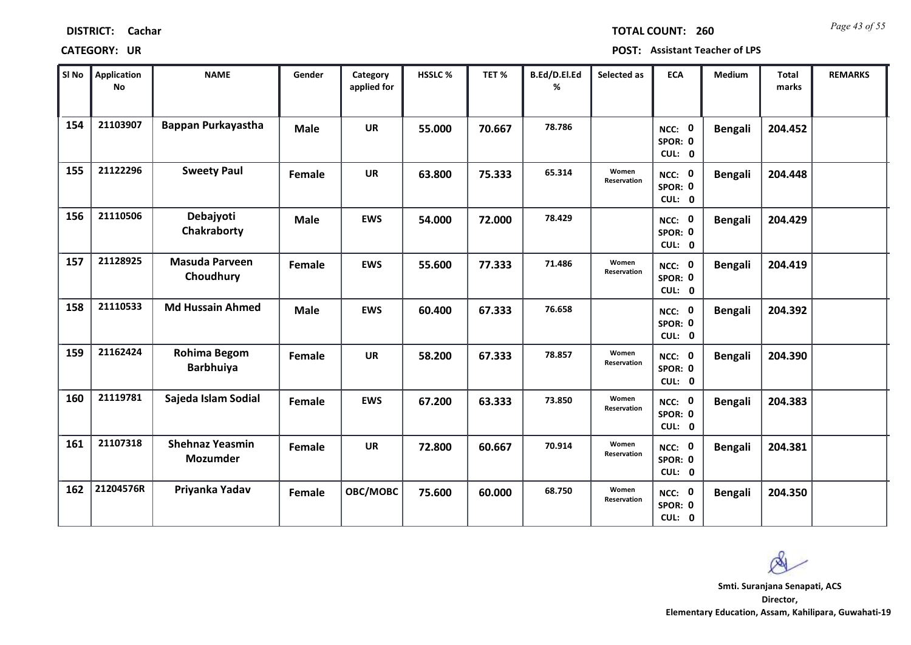**DISTRICT:** Cachar

**TOTAL COUNT:** 260

**CATEGORY:** UR

**POST:** Assistant Teacher of LPS

| Sl No | Application No | NAME | Gender | Category applied for | HSSLC % | TET % | B.Ed/D.El.Ed % | Selected as | ECA | Medium | Total marks | REMARKS |
|---|---|---|---|---|---|---|---|---|---|---|---|---|
| 154 | 21103907 | Bappan Purkayastha | Male | UR | 55.000 | 70.667 | 78.786 | | NCC: 0 SPOR: 0 CUL: 0 | Bengali | 204.452 | |
| 155 | 21122296 | Sweety Paul | Female | UR | 63.800 | 75.333 | 65.314 | Women Reservation | NCC: 0 SPOR: 0 CUL: 0 | Bengali | 204.448 | |
| 156 | 21110506 | Debajyoti Chakraborty | Male | EWS | 54.000 | 72.000 | 78.429 | | NCC: 0 SPOR: 0 CUL: 0 | Bengali | 204.429 | |
| 157 | 21128925 | Masuda Parveen Choudhury | Female | EWS | 55.600 | 77.333 | 71.486 | Women Reservation | NCC: 0 SPOR: 0 CUL: 0 | Bengali | 204.419 | |
| 158 | 21110533 | Md Hussain Ahmed | Male | EWS | 60.400 | 67.333 | 76.658 | | NCC: 0 SPOR: 0 CUL: 0 | Bengali | 204.392 | |
| 159 | 21162424 | Rohima Begom Barbhuiya | Female | UR | 58.200 | 67.333 | 78.857 | Women Reservation | NCC: 0 SPOR: 0 CUL: 0 | Bengali | 204.390 | |
| 160 | 21119781 | Sajeda Islam Sodial | Female | EWS | 67.200 | 63.333 | 73.850 | Women Reservation | NCC: 0 SPOR: 0 CUL: 0 | Bengali | 204.383 | |
| 161 | 21107318 | Shehnaz Yeasmin Mozumder | Female | UR | 72.800 | 60.667 | 70.914 | Women Reservation | NCC: 0 SPOR: 0 CUL: 0 | Bengali | 204.381 | |
| 162 | 21204576R | Priyanka Yadav | Female | OBC/MOBC | 75.600 | 60.000 | 68.750 | Women Reservation | NCC: 0 SPOR: 0 CUL: 0 | Bengali | 204.350 | |

**Smti. Suranjana Senapati, ACS**
**Director,**
**Elementary Education, Assam, Kahilipara, Guwahati-19**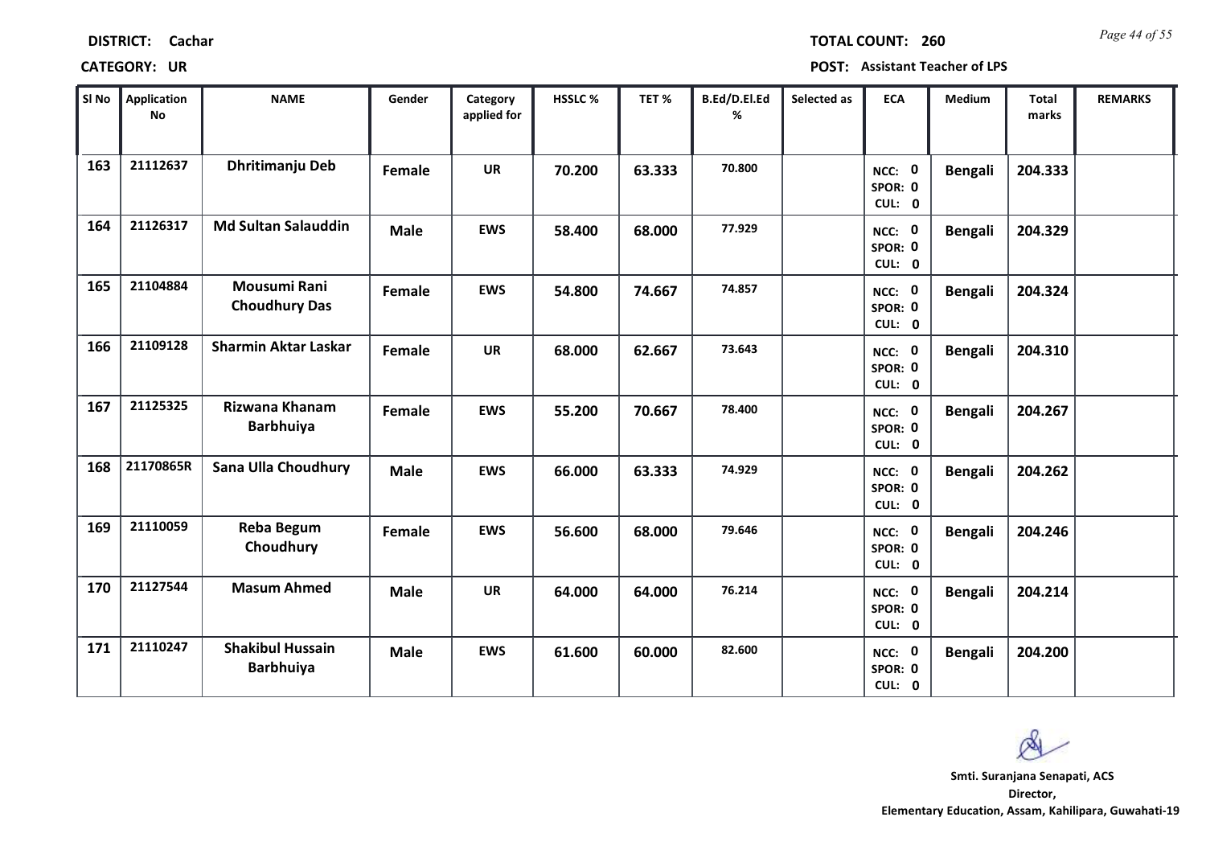**DISTRICT:** Cachar

**TOTAL COUNT:** 260

**CATEGORY:** UR

**POST:** Assistant Teacher of LPS

| Sl No | Application No | NAME | Gender | Category applied for | HSSLC % | TET % | B.Ed/D.El.Ed % | Selected as | ECA | Medium | Total marks | REMARKS |
|---|---|---|---|---|---|---|---|---|---|---|---|---|
| 163 | 21112637 | Dhritimanju Deb | Female | UR | 70.200 | 63.333 | 70.800 | | NCC: 0 SPOR: 0 CUL: 0 | Bengali | 204.333 | |
| 164 | 21126317 | Md Sultan Salauddin | Male | EWS | 58.400 | 68.000 | 77.929 | | NCC: 0 SPOR: 0 CUL: 0 | Bengali | 204.329 | |
| 165 | 21104884 | Mousumi Rani Choudhury Das | Female | EWS | 54.800 | 74.667 | 74.857 | | NCC: 0 SPOR: 0 CUL: 0 | Bengali | 204.324 | |
| 166 | 21109128 | Sharmin Aktar Laskar | Female | UR | 68.000 | 62.667 | 73.643 | | NCC: 0 SPOR: 0 CUL: 0 | Bengali | 204.310 | |
| 167 | 21125325 | Rizwana Khanam Barbhuiya | Female | EWS | 55.200 | 70.667 | 78.400 | | NCC: 0 SPOR: 0 CUL: 0 | Bengali | 204.267 | |
| 168 | 21170865R | Sana Ulla Choudhury | Male | EWS | 66.000 | 63.333 | 74.929 | | NCC: 0 SPOR: 0 CUL: 0 | Bengali | 204.262 | |
| 169 | 21110059 | Reba Begum Choudhury | Female | EWS | 56.600 | 68.000 | 79.646 | | NCC: 0 SPOR: 0 CUL: 0 | Bengali | 204.246 | |
| 170 | 21127544 | Masum Ahmed | Male | UR | 64.000 | 64.000 | 76.214 | | NCC: 0 SPOR: 0 CUL: 0 | Bengali | 204.214 | |
| 171 | 21110247 | Shakibul Hussain Barbhuiya | Male | EWS | 61.600 | 60.000 | 82.600 | | NCC: 0 SPOR: 0 CUL: 0 | Bengali | 204.200 | |

**Smti. Suranjana Senapati, ACS**
**Director,**
**Elementary Education, Assam, Kahilipara, Guwahati-19**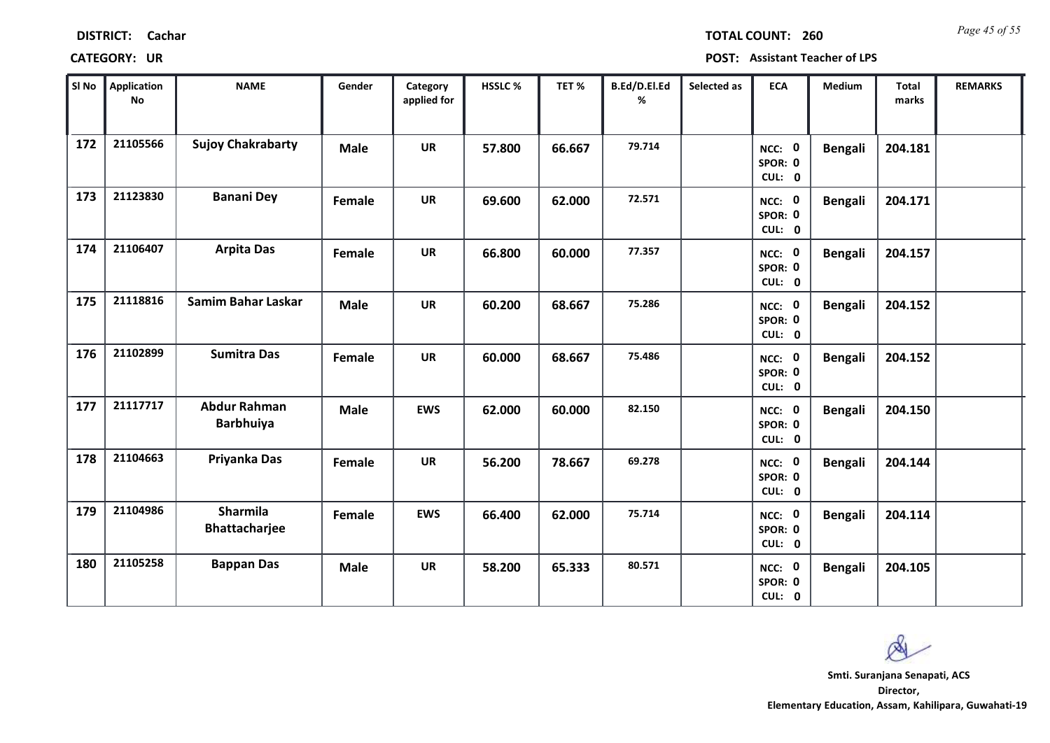**DISTRICT: Cachar**

**TOTAL COUNT: 260**

**CATEGORY: UR**

**POST: Assistant Teacher of LPS**

| Sl No | Application No | NAME | Gender | Category applied for | HSSLC % | TET % | B.Ed/D.El.Ed % | Selected as | ECA | Medium | Total marks | REMARKS |
|---|---|---|---|---|---|---|---|---|---|---|---|---|
| 172 | 21105566 | Sujoy Chakrabarty | Male | UR | 57.800 | 66.667 | 79.714 | | NCC: 0 SPOR: 0 CUL: 0 | Bengali | 204.181 | |
| 173 | 21123830 | Banani Dey | Female | UR | 69.600 | 62.000 | 72.571 | | NCC: 0 SPOR: 0 CUL: 0 | Bengali | 204.171 | |
| 174 | 21106407 | Arpita Das | Female | UR | 66.800 | 60.000 | 77.357 | | NCC: 0 SPOR: 0 CUL: 0 | Bengali | 204.157 | |
| 175 | 21118816 | Samim Bahar Laskar | Male | UR | 60.200 | 68.667 | 75.286 | | NCC: 0 SPOR: 0 CUL: 0 | Bengali | 204.152 | |
| 176 | 21102899 | Sumitra Das | Female | UR | 60.000 | 68.667 | 75.486 | | NCC: 0 SPOR: 0 CUL: 0 | Bengali | 204.152 | |
| 177 | 21117717 | Abdur Rahman Barbhuiya | Male | EWS | 62.000 | 60.000 | 82.150 | | NCC: 0 SPOR: 0 CUL: 0 | Bengali | 204.150 | |
| 178 | 21104663 | Priyanka Das | Female | UR | 56.200 | 78.667 | 69.278 | | NCC: 0 SPOR: 0 CUL: 0 | Bengali | 204.144 | |
| 179 | 21104986 | Sharmila Bhattacharjee | Female | EWS | 66.400 | 62.000 | 75.714 | | NCC: 0 SPOR: 0 CUL: 0 | Bengali | 204.114 | |
| 180 | 21105258 | Bappan Das | Male | UR | 58.200 | 65.333 | 80.571 | | NCC: 0 SPOR: 0 CUL: 0 | Bengali | 204.105 | |

**Smti. Suranjana Senapati, ACS**
**Director,**
**Elementary Education, Assam, Kahilipara, Guwahati-19**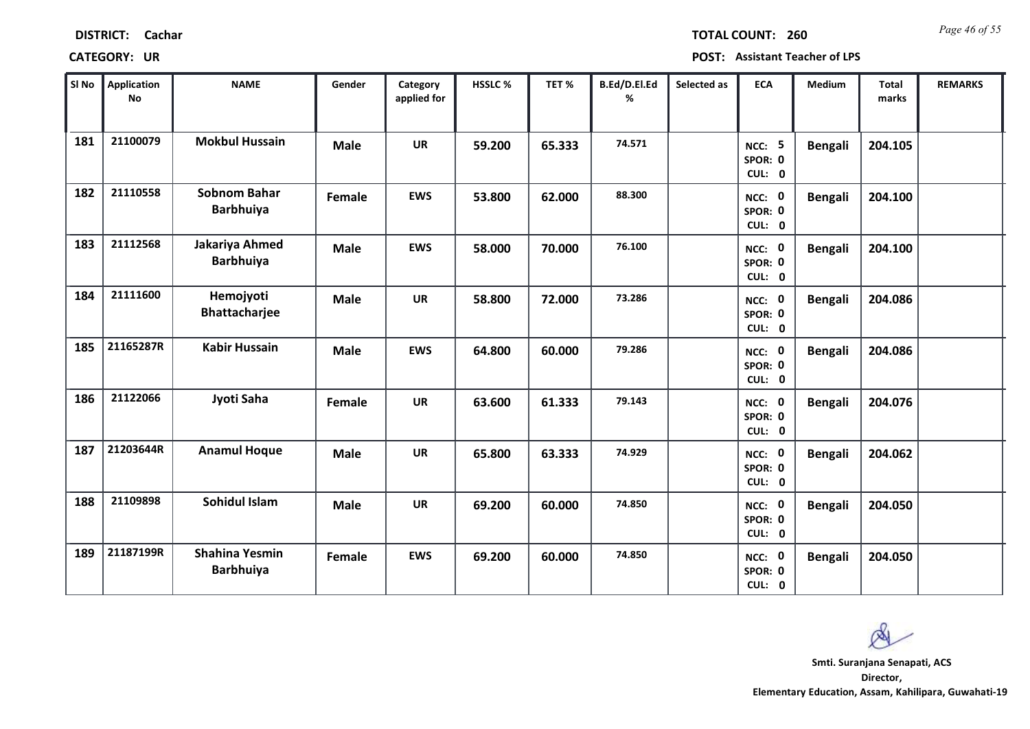**DISTRICT:** Cachar

**TOTAL COUNT:** 260

**CATEGORY:** UR

**POST:** Assistant Teacher of LPS

| Sl No | Application No | NAME | Gender | Category applied for | HSSLC % | TET % | B.Ed/D.El.Ed % | Selected as | ECA | Medium | Total marks | REMARKS |
|---|---|---|---|---|---|---|---|---|---|---|---|---|
| 181 | 21100079 | Mokbul Hussain | Male | UR | 59.200 | 65.333 | 74.571 | | NCC: 5 SPOR: 0 CUL: 0 | Bengali | 204.105 | |
| 182 | 21110558 | Sobnom Bahar Barbhuiya | Female | EWS | 53.800 | 62.000 | 88.300 | | NCC: 0 SPOR: 0 CUL: 0 | Bengali | 204.100 | |
| 183 | 21112568 | Jakariya Ahmed Barbhuiya | Male | EWS | 58.000 | 70.000 | 76.100 | | NCC: 0 SPOR: 0 CUL: 0 | Bengali | 204.100 | |
| 184 | 21111600 | Hemojyoti Bhattacharjee | Male | UR | 58.800 | 72.000 | 73.286 | | NCC: 0 SPOR: 0 CUL: 0 | Bengali | 204.086 | |
| 185 | 21165287R | Kabir Hussain | Male | EWS | 64.800 | 60.000 | 79.286 | | NCC: 0 SPOR: 0 CUL: 0 | Bengali | 204.086 | |
| 186 | 21122066 | Jyoti Saha | Female | UR | 63.600 | 61.333 | 79.143 | | NCC: 0 SPOR: 0 CUL: 0 | Bengali | 204.076 | |
| 187 | 21203644R | Anamul Hoque | Male | UR | 65.800 | 63.333 | 74.929 | | NCC: 0 SPOR: 0 CUL: 0 | Bengali | 204.062 | |
| 188 | 21109898 | Sohidul Islam | Male | UR | 69.200 | 60.000 | 74.850 | | NCC: 0 SPOR: 0 CUL: 0 | Bengali | 204.050 | |
| 189 | 21187199R | Shahina Yesmin Barbhuiya | Female | EWS | 69.200 | 60.000 | 74.850 | | NCC: 0 SPOR: 0 CUL: 0 | Bengali | 204.050 | |

**Smti. Suranjana Senapati, ACS**
**Director,**
**Elementary Education, Assam, Kahilipara, Guwahati-19**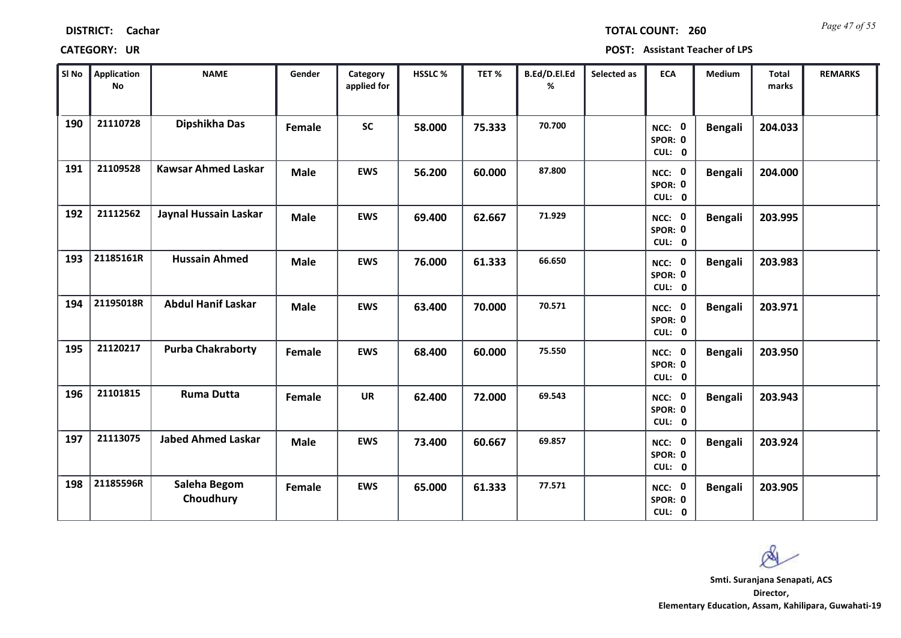**DISTRICT:** Cachar

**CATEGORY:** UR

**TOTAL COUNT:** 260

**POST:** Assistant Teacher of LPS

| Sl No | Application No | NAME | Gender | Category applied for | HSSLC % | TET % | B.Ed/D.El.Ed % | Selected as | ECA | Medium | Total marks | REMARKS |
|---|---|---|---|---|---|---|---|---|---|---|---|---|
| 190 | 21110728 | Dipshikha Das | Female | SC | 58.000 | 75.333 | 70.700 | | NCC: 0 SPOR: 0 CUL: 0 | Bengali | 204.033 | |
| 191 | 21109528 | Kawsar Ahmed Laskar | Male | EWS | 56.200 | 60.000 | 87.800 | | NCC: 0 SPOR: 0 CUL: 0 | Bengali | 204.000 | |
| 192 | 21112562 | Jaynal Hussain Laskar | Male | EWS | 69.400 | 62.667 | 71.929 | | NCC: 0 SPOR: 0 CUL: 0 | Bengali | 203.995 | |
| 193 | 21185161R | Hussain Ahmed | Male | EWS | 76.000 | 61.333 | 66.650 | | NCC: 0 SPOR: 0 CUL: 0 | Bengali | 203.983 | |
| 194 | 21195018R | Abdul Hanif Laskar | Male | EWS | 63.400 | 70.000 | 70.571 | | NCC: 0 SPOR: 0 CUL: 0 | Bengali | 203.971 | |
| 195 | 21120217 | Purba Chakraborty | Female | EWS | 68.400 | 60.000 | 75.550 | | NCC: 0 SPOR: 0 CUL: 0 | Bengali | 203.950 | |
| 196 | 21101815 | Ruma Dutta | Female | UR | 62.400 | 72.000 | 69.543 | | NCC: 0 SPOR: 0 CUL: 0 | Bengali | 203.943 | |
| 197 | 21113075 | Jabed Ahmed Laskar | Male | EWS | 73.400 | 60.667 | 69.857 | | NCC: 0 SPOR: 0 CUL: 0 | Bengali | 203.924 | |
| 198 | 21185596R | Saleha Begom Choudhury | Female | EWS | 65.000 | 61.333 | 77.571 | | NCC: 0 SPOR: 0 CUL: 0 | Bengali | 203.905 | |

**Smti. Suranjana Senapati, ACS**
**Director,**
**Elementary Education, Assam, Kahilipara, Guwahati-19**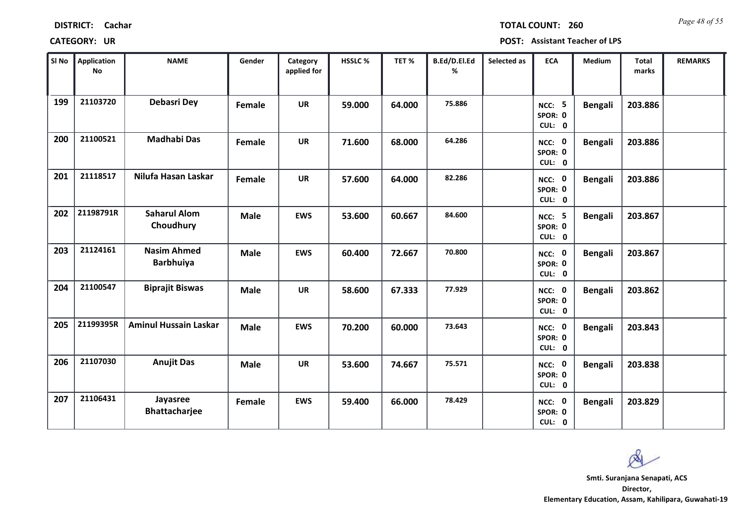**DISTRICT:** Cachar

**TOTAL COUNT:** 260

**CATEGORY:** UR

**POST:** Assistant Teacher of LPS

| Sl No | Application No | NAME | Gender | Category applied for | HSSLC % | TET % | B.Ed/D.El.Ed % | Selected as | ECA | Medium | Total marks | REMARKS |
|---|---|---|---|---|---|---|---|---|---|---|---|---|
| 199 | 21103720 | Debasri Dey | Female | UR | 59.000 | 64.000 | 75.886 | | NCC: 5 SPOR: 0 CUL: 0 | Bengali | 203.886 | |
| 200 | 21100521 | Madhabi Das | Female | UR | 71.600 | 68.000 | 64.286 | | NCC: 0 SPOR: 0 CUL: 0 | Bengali | 203.886 | |
| 201 | 21118517 | Nilufa Hasan Laskar | Female | UR | 57.600 | 64.000 | 82.286 | | NCC: 0 SPOR: 0 CUL: 0 | Bengali | 203.886 | |
| 202 | 21198791R | Saharul Alom Choudhury | Male | EWS | 53.600 | 60.667 | 84.600 | | NCC: 5 SPOR: 0 CUL: 0 | Bengali | 203.867 | |
| 203 | 21124161 | Nasim Ahmed Barbhuiya | Male | EWS | 60.400 | 72.667 | 70.800 | | NCC: 0 SPOR: 0 CUL: 0 | Bengali | 203.867 | |
| 204 | 21100547 | Biprajit Biswas | Male | UR | 58.600 | 67.333 | 77.929 | | NCC: 0 SPOR: 0 CUL: 0 | Bengali | 203.862 | |
| 205 | 21199395R | Aminul Hussain Laskar | Male | EWS | 70.200 | 60.000 | 73.643 | | NCC: 0 SPOR: 0 CUL: 0 | Bengali | 203.843 | |
| 206 | 21107030 | Anujit Das | Male | UR | 53.600 | 74.667 | 75.571 | | NCC: 0 SPOR: 0 CUL: 0 | Bengali | 203.838 | |
| 207 | 21106431 | Jayasree Bhattacharjee | Female | EWS | 59.400 | 66.000 | 78.429 | | NCC: 0 SPOR: 0 CUL: 0 | Bengali | 203.829 | |

**Smti. Suranjana Senapati, ACS**
**Director,**
**Elementary Education, Assam, Kahilipara, Guwahati-19**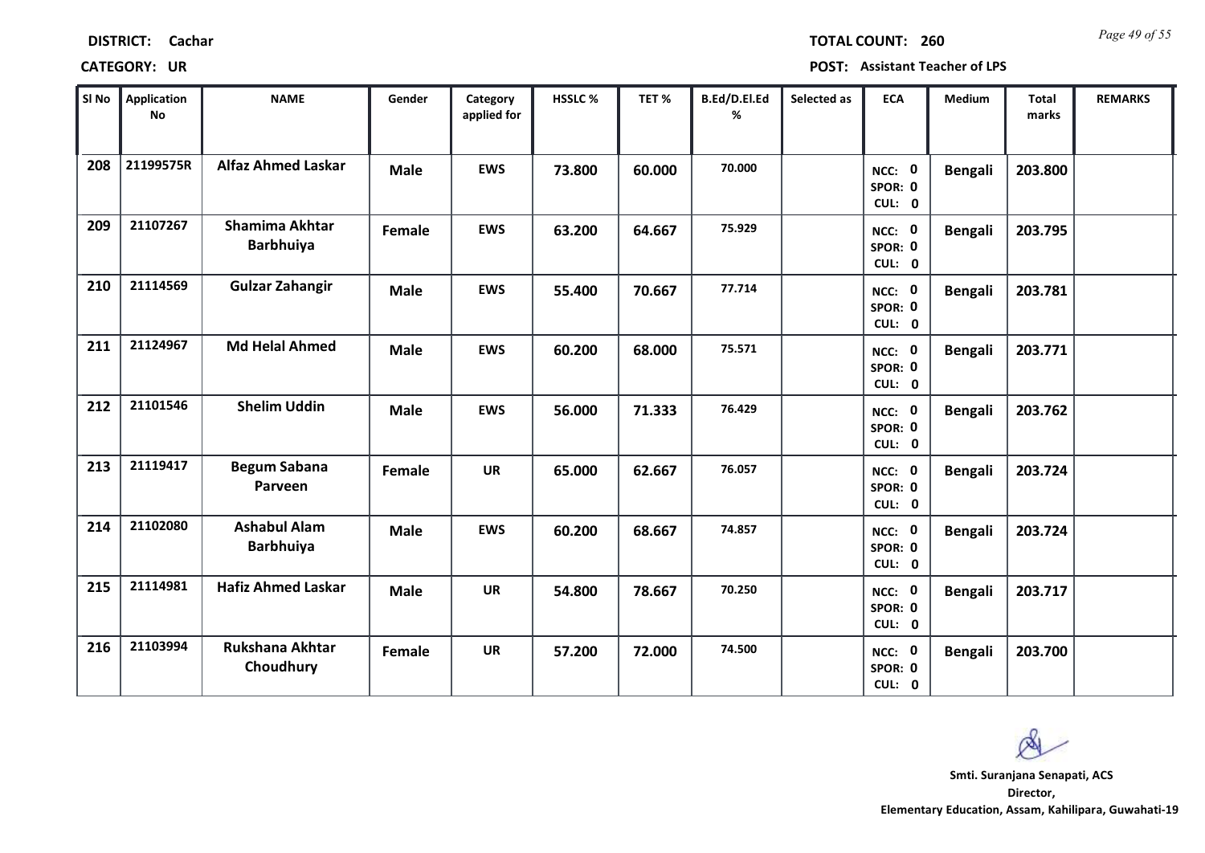**DISTRICT:** Cachar

**TOTAL COUNT:** 260

**CATEGORY:** UR

**POST:** Assistant Teacher of LPS

| Sl No | Application No | NAME | Gender | Category applied for | HSSLC % | TET % | B.Ed/D.El.Ed % | Selected as | ECA | Medium | Total marks | REMARKS |
|---|---|---|---|---|---|---|---|---|---|---|---|---|
| 208 | 21199575R | Alfaz Ahmed Laskar | Male | EWS | 73.800 | 60.000 | 70.000 | | NCC: 0 SPOR: 0 CUL: 0 | Bengali | 203.800 | |
| 209 | 21107267 | Shamima Akhtar Barbhuiya | Female | EWS | 63.200 | 64.667 | 75.929 | | NCC: 0 SPOR: 0 CUL: 0 | Bengali | 203.795 | |
| 210 | 21114569 | Gulzar Zahangir | Male | EWS | 55.400 | 70.667 | 77.714 | | NCC: 0 SPOR: 0 CUL: 0 | Bengali | 203.781 | |
| 211 | 21124967 | Md Helal Ahmed | Male | EWS | 60.200 | 68.000 | 75.571 | | NCC: 0 SPOR: 0 CUL: 0 | Bengali | 203.771 | |
| 212 | 21101546 | Shelim Uddin | Male | EWS | 56.000 | 71.333 | 76.429 | | NCC: 0 SPOR: 0 CUL: 0 | Bengali | 203.762 | |
| 213 | 21119417 | Begum Sabana Parveen | Female | UR | 65.000 | 62.667 | 76.057 | | NCC: 0 SPOR: 0 CUL: 0 | Bengali | 203.724 | |
| 214 | 21102080 | Ashabul Alam Barbhuiya | Male | EWS | 60.200 | 68.667 | 74.857 | | NCC: 0 SPOR: 0 CUL: 0 | Bengali | 203.724 | |
| 215 | 21114981 | Hafiz Ahmed Laskar | Male | UR | 54.800 | 78.667 | 70.250 | | NCC: 0 SPOR: 0 CUL: 0 | Bengali | 203.717 | |
| 216 | 21103994 | Rukshana Akhtar Choudhury | Female | UR | 57.200 | 72.000 | 74.500 | | NCC: 0 SPOR: 0 CUL: 0 | Bengali | 203.700 | |

**Smti. Suranjana Senapati, ACS**
**Director,**
**Elementary Education, Assam, Kahilipara, Guwahati-19**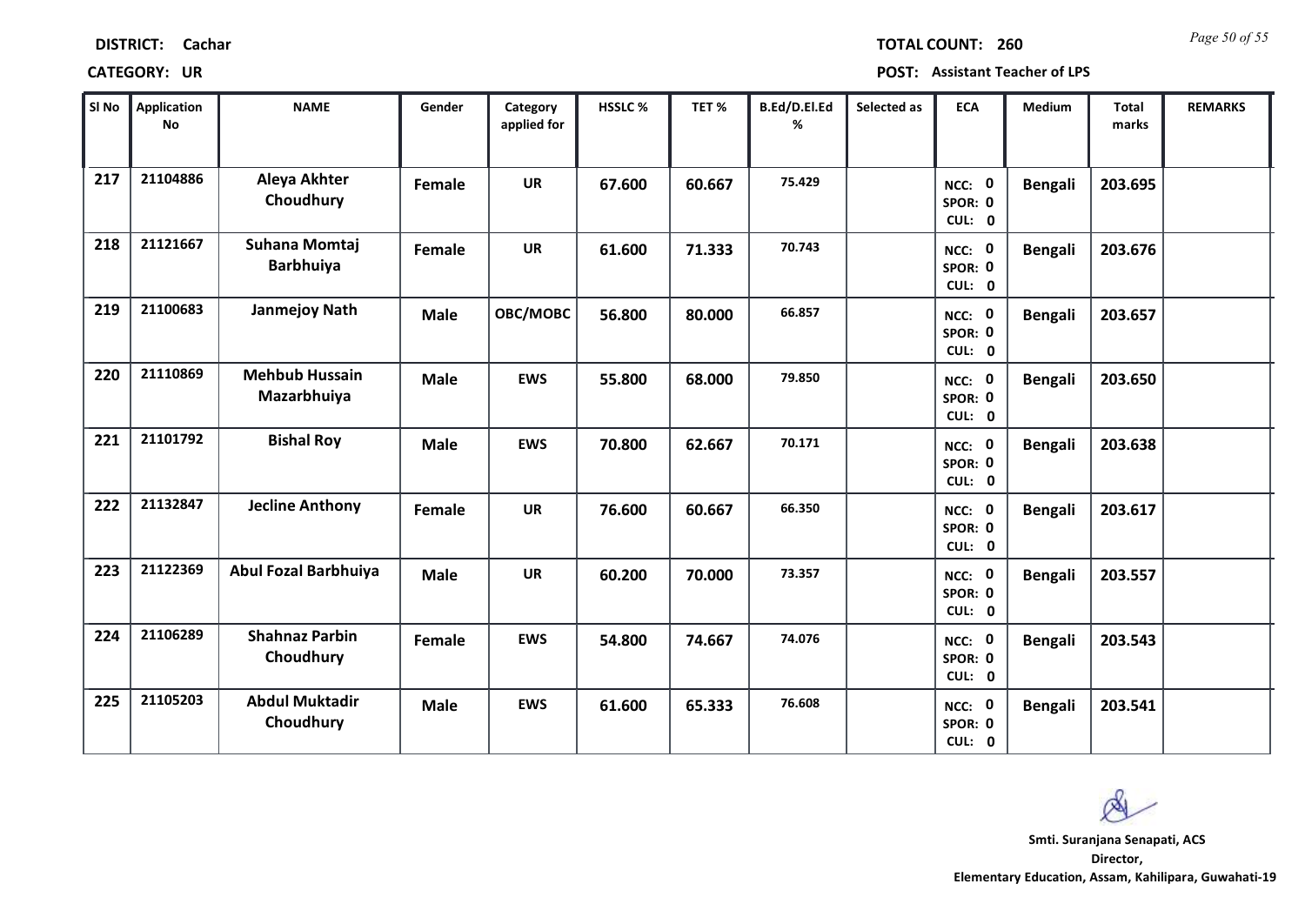**DISTRICT:** Cachar

**TOTAL COUNT:** 260

**CATEGORY:** UR

**POST:** Assistant Teacher of LPS

| Sl No | Application No | NAME | Gender | Category applied for | HSSLC % | TET % | B.Ed/D.El.Ed % | Selected as | ECA | Medium | Total marks | REMARKS |
|---|---|---|---|---|---|---|---|---|---|---|---|---|
| 217 | 21104886 | Aleya Akhter Choudhury | Female | UR | 67.600 | 60.667 | 75.429 | | NCC: 0 SPOR: 0 CUL: 0 | Bengali | 203.695 | |
| 218 | 21121667 | Suhana Momtaj Barbhuiya | Female | UR | 61.600 | 71.333 | 70.743 | | NCC: 0 SPOR: 0 CUL: 0 | Bengali | 203.676 | |
| 219 | 21100683 | Janmejoy Nath | Male | OBC/MOBC | 56.800 | 80.000 | 66.857 | | NCC: 0 SPOR: 0 CUL: 0 | Bengali | 203.657 | |
| 220 | 21110869 | Mehbub Hussain Mazarbhuiya | Male | EWS | 55.800 | 68.000 | 79.850 | | NCC: 0 SPOR: 0 CUL: 0 | Bengali | 203.650 | |
| 221 | 21101792 | Bishal Roy | Male | EWS | 70.800 | 62.667 | 70.171 | | NCC: 0 SPOR: 0 CUL: 0 | Bengali | 203.638 | |
| 222 | 21132847 | Jecline Anthony | Female | UR | 76.600 | 60.667 | 66.350 | | NCC: 0 SPOR: 0 CUL: 0 | Bengali | 203.617 | |
| 223 | 21122369 | Abul Fozal Barbhuiya | Male | UR | 60.200 | 70.000 | 73.357 | | NCC: 0 SPOR: 0 CUL: 0 | Bengali | 203.557 | |
| 224 | 21106289 | Shahnaz Parbin Choudhury | Female | EWS | 54.800 | 74.667 | 74.076 | | NCC: 0 SPOR: 0 CUL: 0 | Bengali | 203.543 | |
| 225 | 21105203 | Abdul Muktadir Choudhury | Male | EWS | 61.600 | 65.333 | 76.608 | | NCC: 0 SPOR: 0 CUL: 0 | Bengali | 203.541 | |

**Smti. Suranjana Senapati, ACS**
**Director,**
**Elementary Education, Assam, Kahilipara, Guwahati-19**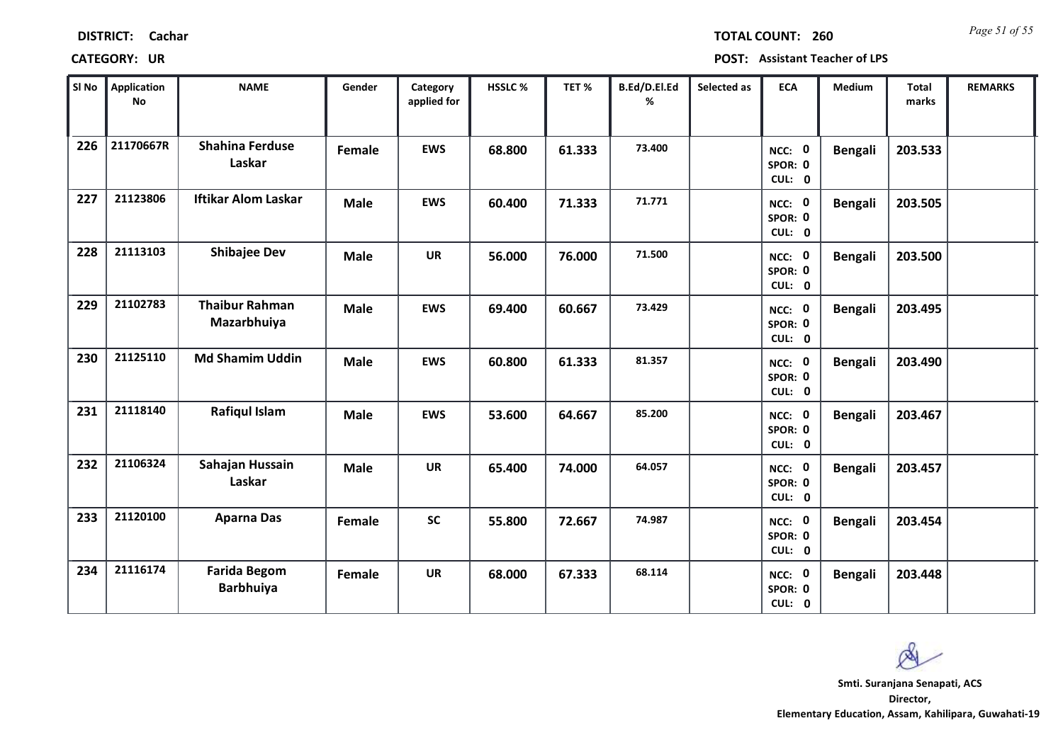**DISTRICT:** Cachar

**TOTAL COUNT:** 260

**CATEGORY:** UR

**POST:** Assistant Teacher of LPS

| Sl No | Application No | NAME | Gender | Category applied for | HSSLC % | TET % | B.Ed/D.El.Ed % | Selected as | ECA | Medium | Total marks | REMARKS |
|---|---|---|---|---|---|---|---|---|---|---|---|---|
| 226 | 21170667R | Shahina Ferduse Laskar | Female | EWS | 68.800 | 61.333 | 73.400 | | NCC: 0 SPOR: 0 CUL: 0 | Bengali | 203.533 | |
| 227 | 21123806 | Iftikar Alom Laskar | Male | EWS | 60.400 | 71.333 | 71.771 | | NCC: 0 SPOR: 0 CUL: 0 | Bengali | 203.505 | |
| 228 | 21113103 | Shibajee Dev | Male | UR | 56.000 | 76.000 | 71.500 | | NCC: 0 SPOR: 0 CUL: 0 | Bengali | 203.500 | |
| 229 | 21102783 | Thaibur Rahman Mazarbhuiya | Male | EWS | 69.400 | 60.667 | 73.429 | | NCC: 0 SPOR: 0 CUL: 0 | Bengali | 203.495 | |
| 230 | 21125110 | Md Shamim Uddin | Male | EWS | 60.800 | 61.333 | 81.357 | | NCC: 0 SPOR: 0 CUL: 0 | Bengali | 203.490 | |
| 231 | 21118140 | Rafiqul Islam | Male | EWS | 53.600 | 64.667 | 85.200 | | NCC: 0 SPOR: 0 CUL: 0 | Bengali | 203.467 | |
| 232 | 21106324 | Sahajan Hussain Laskar | Male | UR | 65.400 | 74.000 | 64.057 | | NCC: 0 SPOR: 0 CUL: 0 | Bengali | 203.457 | |
| 233 | 21120100 | Aparna Das | Female | SC | 55.800 | 72.667 | 74.987 | | NCC: 0 SPOR: 0 CUL: 0 | Bengali | 203.454 | |
| 234 | 21116174 | Farida Begom Barbhuiya | Female | UR | 68.000 | 67.333 | 68.114 | | NCC: 0 SPOR: 0 CUL: 0 | Bengali | 203.448 | |

**Smti. Suranjana Senapati, ACS**
**Director,**
**Elementary Education, Assam, Kahilipara, Guwahati-19**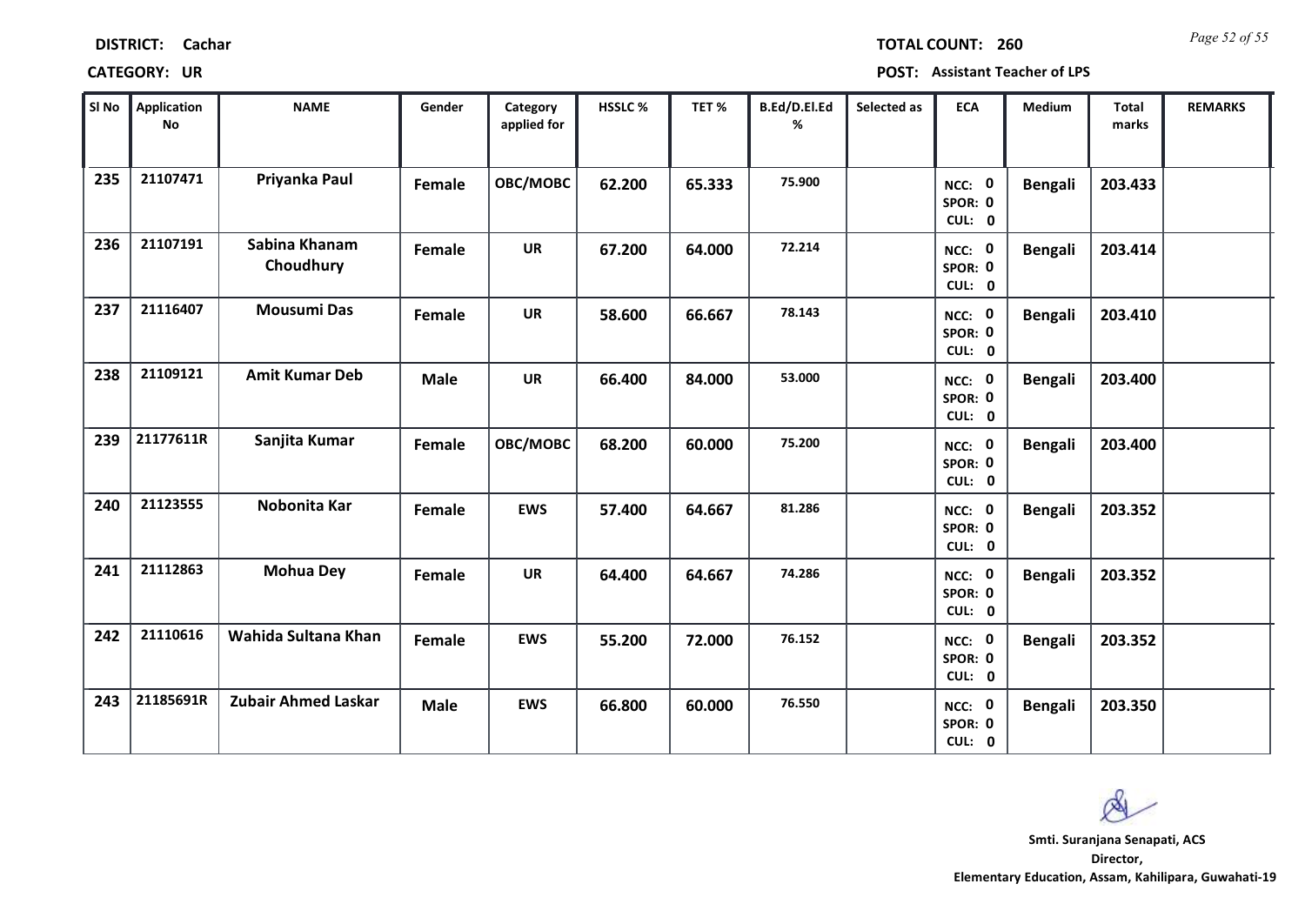**DISTRICT:** Cachar **TOTAL COUNT:** 260

**CATEGORY:** UR **POST:** Assistant Teacher of LPS

| Sl No | Application No | NAME | Gender | Category applied for | HSSLC % | TET % | B.Ed/D.El.Ed % | Selected as | ECA | Medium | Total marks | REMARKS |
|---|---|---|---|---|---|---|---|---|---|---|---|---|
| 235 | 21107471 | Priyanka Paul | Female | OBC/MOBC | 62.200 | 65.333 | 75.900 | | NCC: 0 SPOR: 0 CUL: 0 | Bengali | 203.433 | |
| 236 | 21107191 | Sabina Khanam Choudhury | Female | UR | 67.200 | 64.000 | 72.214 | | NCC: 0 SPOR: 0 CUL: 0 | Bengali | 203.414 | |
| 237 | 21116407 | Mousumi Das | Female | UR | 58.600 | 66.667 | 78.143 | | NCC: 0 SPOR: 0 CUL: 0 | Bengali | 203.410 | |
| 238 | 21109121 | Amit Kumar Deb | Male | UR | 66.400 | 84.000 | 53.000 | | NCC: 0 SPOR: 0 CUL: 0 | Bengali | 203.400 | |
| 239 | 21177611R | Sanjita Kumar | Female | OBC/MOBC | 68.200 | 60.000 | 75.200 | | NCC: 0 SPOR: 0 CUL: 0 | Bengali | 203.400 | |
| 240 | 21123555 | Nobonita Kar | Female | EWS | 57.400 | 64.667 | 81.286 | | NCC: 0 SPOR: 0 CUL: 0 | Bengali | 203.352 | |
| 241 | 21112863 | Mohua Dey | Female | UR | 64.400 | 64.667 | 74.286 | | NCC: 0 SPOR: 0 CUL: 0 | Bengali | 203.352 | |
| 242 | 21110616 | Wahida Sultana Khan | Female | EWS | 55.200 | 72.000 | 76.152 | | NCC: 0 SPOR: 0 CUL: 0 | Bengali | 203.352 | |
| 243 | 21185691R | Zubair Ahmed Laskar | Male | EWS | 66.800 | 60.000 | 76.550 | | NCC: 0 SPOR: 0 CUL: 0 | Bengali | 203.350 | |

**Smti. Suranjana Senapati, ACS**
**Director,**
**Elementary Education, Assam, Kahilipara, Guwahati-19**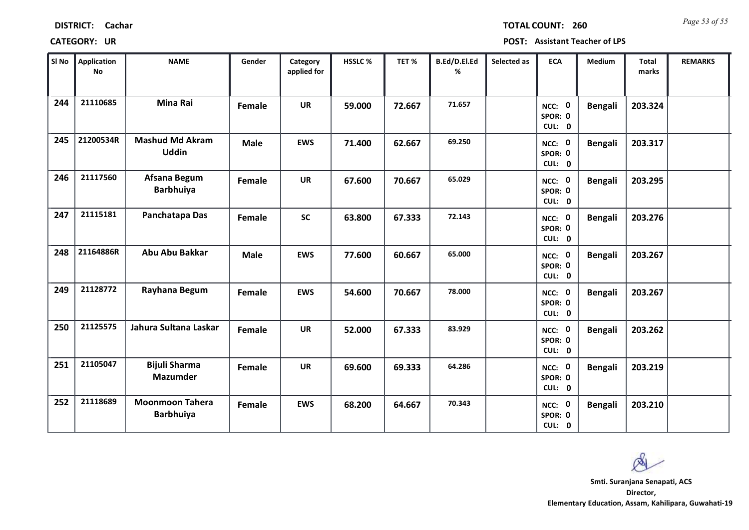**DISTRICT:** Cachar

**TOTAL COUNT:** 260

**CATEGORY:** UR

**POST:** Assistant Teacher of LPS

| Sl No | Application No | NAME | Gender | Category applied for | HSSLC % | TET % | B.Ed/D.El.Ed % | Selected as | ECA | Medium | Total marks | REMARKS |
|---|---|---|---|---|---|---|---|---|---|---|---|---|
| 244 | 21110685 | Mina Rai | Female | UR | 59.000 | 72.667 | 71.657 | | NCC: 0 SPOR: 0 CUL: 0 | Bengali | 203.324 | |
| 245 | 21200534R | Mashud Md Akram Uddin | Male | EWS | 71.400 | 62.667 | 69.250 | | NCC: 0 SPOR: 0 CUL: 0 | Bengali | 203.317 | |
| 246 | 21117560 | Afsana Begum Barbhuiya | Female | UR | 67.600 | 70.667 | 65.029 | | NCC: 0 SPOR: 0 CUL: 0 | Bengali | 203.295 | |
| 247 | 21115181 | Panchatapa Das | Female | SC | 63.800 | 67.333 | 72.143 | | NCC: 0 SPOR: 0 CUL: 0 | Bengali | 203.276 | |
| 248 | 21164886R | Abu Abu Bakkar | Male | EWS | 77.600 | 60.667 | 65.000 | | NCC: 0 SPOR: 0 CUL: 0 | Bengali | 203.267 | |
| 249 | 21128772 | Rayhana Begum | Female | EWS | 54.600 | 70.667 | 78.000 | | NCC: 0 SPOR: 0 CUL: 0 | Bengali | 203.267 | |
| 250 | 21125575 | Jahura Sultana Laskar | Female | UR | 52.000 | 67.333 | 83.929 | | NCC: 0 SPOR: 0 CUL: 0 | Bengali | 203.262 | |
| 251 | 21105047 | Bijuli Sharma Mazumder | Female | UR | 69.600 | 69.333 | 64.286 | | NCC: 0 SPOR: 0 CUL: 0 | Bengali | 203.219 | |
| 252 | 21118689 | Moonmoon Tahera Barbhuiya | Female | EWS | 68.200 | 64.667 | 70.343 | | NCC: 0 SPOR: 0 CUL: 0 | Bengali | 203.210 | |

Smti. Suranjana Senapati, ACS
Director,
Elementary Education, Assam, Kahilipara, Guwahati-19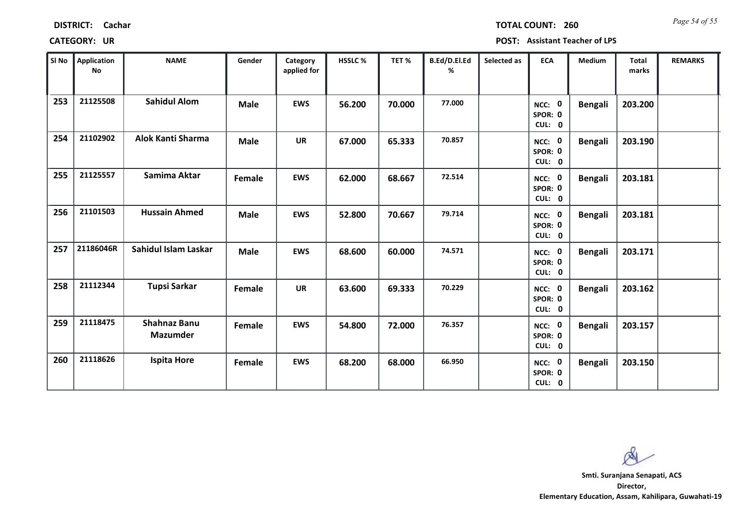**DISTRICT:** Cachar **TOTAL COUNT:** 260

**CATEGORY:** UR **POST:** Assistant Teacher of LPS

| Sl No | Application No | NAME | Gender | Category applied for | HSSLC % | TET % | B.Ed/D.El.Ed % | Selected as | ECA | Medium | Total marks | REMARKS |
|---|---|---|---|---|---|---|---|---|---|---|---|---|
| 253 | 21125508 | Sahidul Alom | Male | EWS | 56.200 | 70.000 | 77.000 | | NCC: 0 SPOR: 0 CUL: 0 | Bengali | 203.200 | |
| 254 | 21102902 | Alok Kanti Sharma | Male | UR | 67.000 | 65.333 | 70.857 | | NCC: 0 SPOR: 0 CUL: 0 | Bengali | 203.190 | |
| 255 | 21125557 | Samima Aktar | Female | EWS | 62.000 | 68.667 | 72.514 | | NCC: 0 SPOR: 0 CUL: 0 | Bengali | 203.181 | |
| 256 | 21101503 | Hussain Ahmed | Male | EWS | 52.800 | 70.667 | 79.714 | | NCC: 0 SPOR: 0 CUL: 0 | Bengali | 203.181 | |
| 257 | 21186046R | Sahidul Islam Laskar | Male | EWS | 68.600 | 60.000 | 74.571 | | NCC: 0 SPOR: 0 CUL: 0 | Bengali | 203.171 | |
| 258 | 21112344 | Tupsi Sarkar | Female | UR | 63.600 | 69.333 | 70.229 | | NCC: 0 SPOR: 0 CUL: 0 | Bengali | 203.162 | |
| 259 | 21118475 | Shahnaz Banu Mazumder | Female | EWS | 54.800 | 72.000 | 76.357 | | NCC: 0 SPOR: 0 CUL: 0 | Bengali | 203.157 | |
| 260 | 21118626 | Ispita Hore | Female | EWS | 68.200 | 68.000 | 66.950 | | NCC: 0 SPOR: 0 CUL: 0 | Bengali | 203.150 | |

**Smti. Suranjana Senapati, ACS**
**Director,**
**Elementary Education, Assam, Kahilipara, Guwahati-19**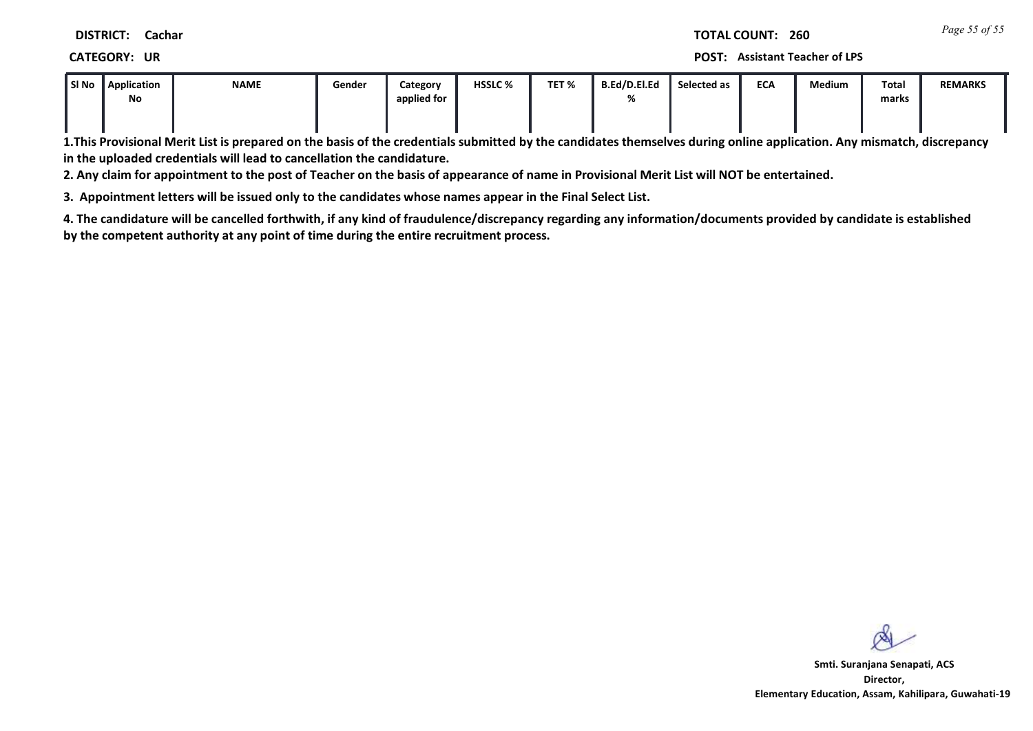**DISTRICT:** Cachar

**CATEGORY:** UR

**TOTAL COUNT:** 260

**POST:** Assistant Teacher of LPS

| Sl No | Application No | NAME | Gender | Category applied for | HSSLC % | TET % | B.Ed/D.El.Ed % | Selected as | ECA | Medium | Total marks | REMARKS |
|---|---|---|---|---|---|---|---|---|---|---|---|---|

**1.This Provisional Merit List is prepared on the basis of the credentials submitted by the candidates themselves during online application. Any mismatch, discrepancy in the uploaded credentials will lead to cancellation the candidature.**

**2. Any claim for appointment to the post of Teacher on the basis of appearance of name in Provisional Merit List will NOT be entertained.**

**3. Appointment letters will be issued only to the candidates whose names appear in the Final Select List.**

**4. The candidature will be cancelled forthwith, if any kind of fraudulence/discrepancy regarding any information/documents provided by candidate is established by the competent authority at any point of time during the entire recruitment process.**

**Smti. Suranjana Senapati, ACS**
**Director,**
**Elementary Education, Assam, Kahilipara, Guwahati-19**